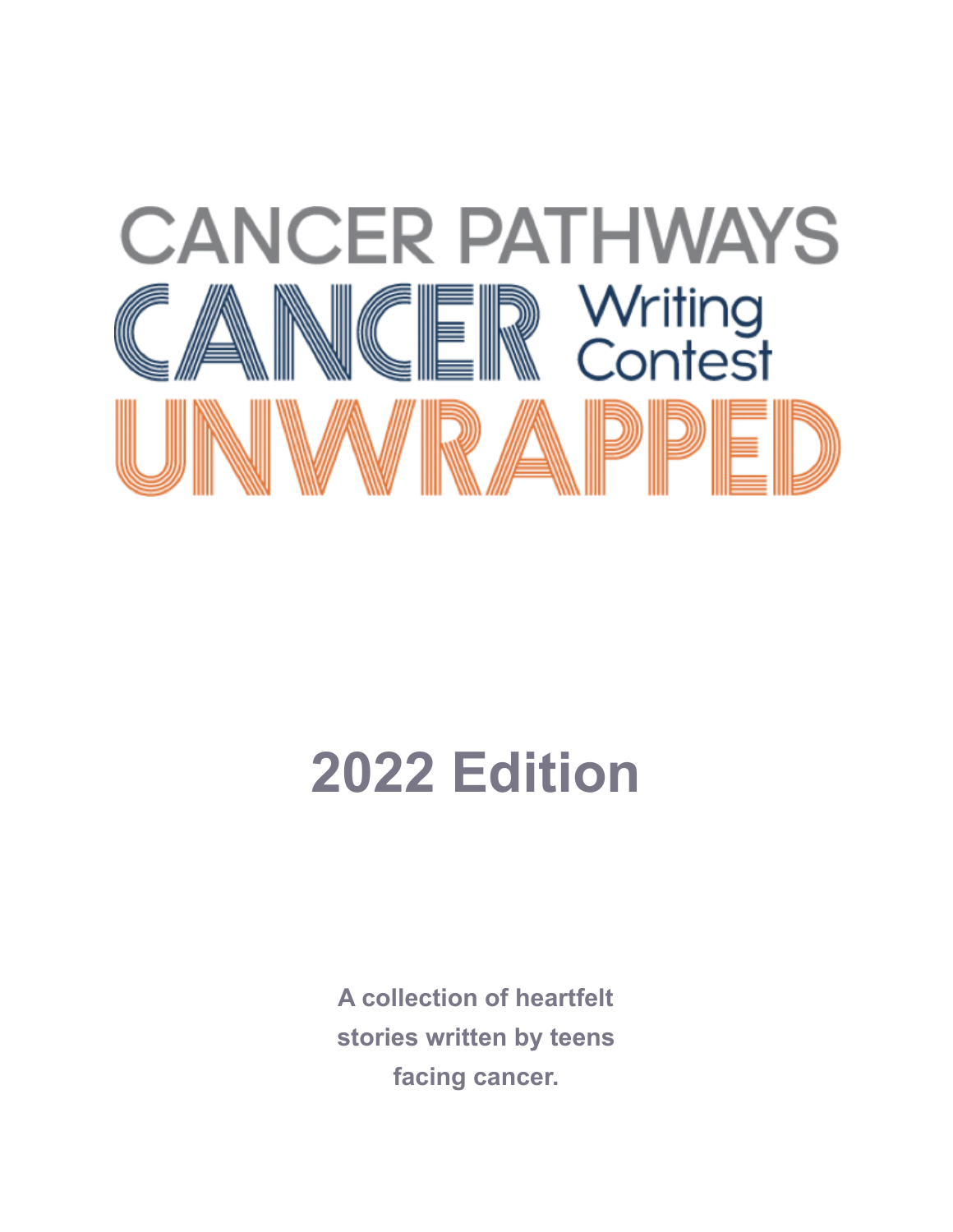# CANCER PATHWAYS

# CANCER UNWRAPPED

## Writing Contest

## 2022 Edition

**A collection of heartfelt stories written by teens facing cancer.**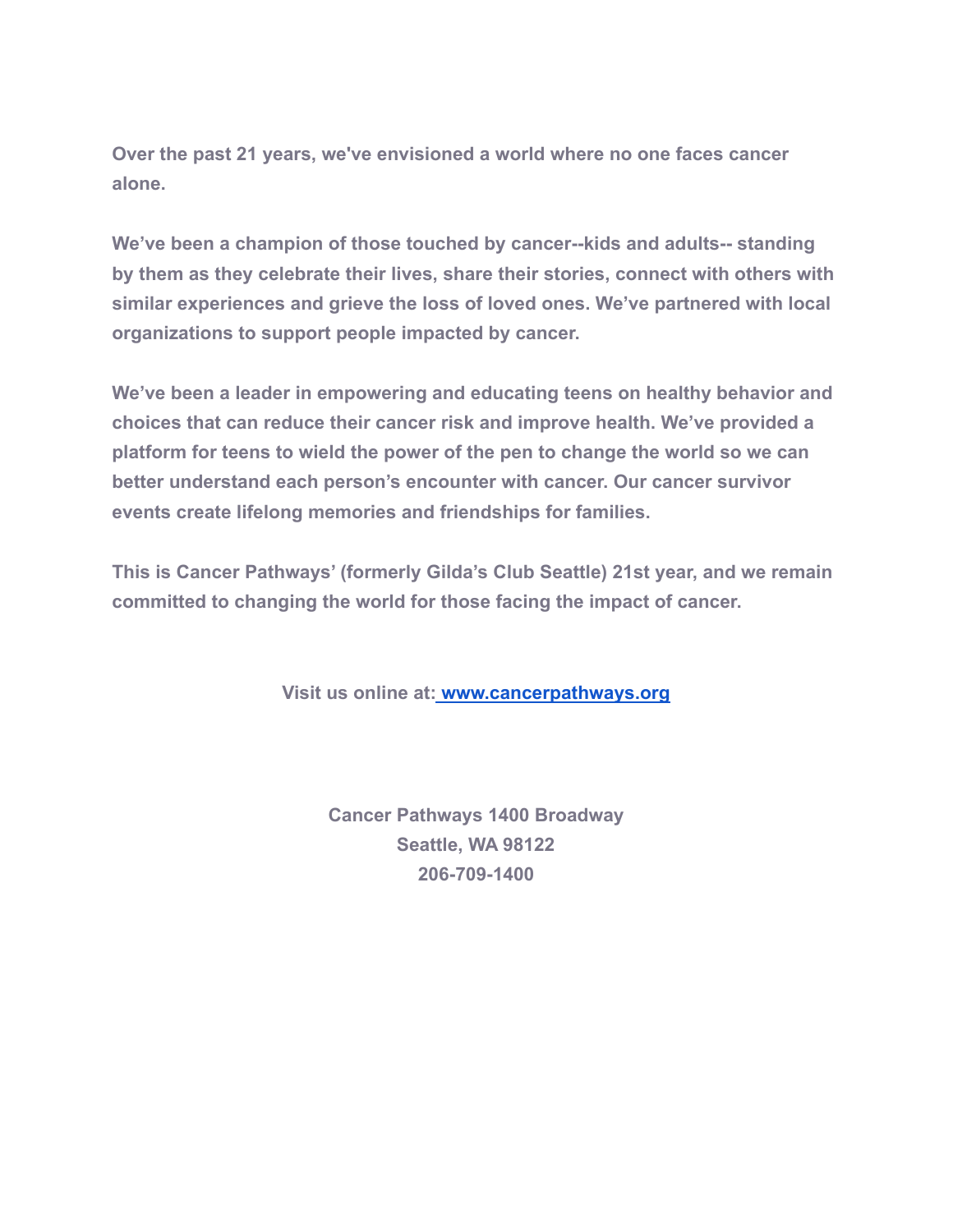**Over the past 21 years, we've envisioned a world where no one faces cancer alone.**

**We've been a champion of those touched by cancer--kids and adults-- standing by them as they celebrate their lives, share their stories, connect with others with similar experiences and grieve the loss of loved ones. We've partnered with local organizations to support people impacted by cancer.**

**We've been a leader in empowering and educating teens on healthy behavior and choices that can reduce their cancer risk and improve health. We've provided a platform for teens to wield the power of the pen to change the world so we can better understand each person's encounter with cancer. Our cancer survivor events create lifelong memories and friendships for families.**

**This is Cancer Pathways' (formerly Gilda's Club Seattle) 21st year, and we remain committed to changing the world for those facing the impact of cancer.**

**Visit us online at: [www.cancerpathways.org](http://www.cancerpathways.org)**

**Cancer Pathways 1400 Broadway**
**Seattle, WA 98122**
**206-709-1400**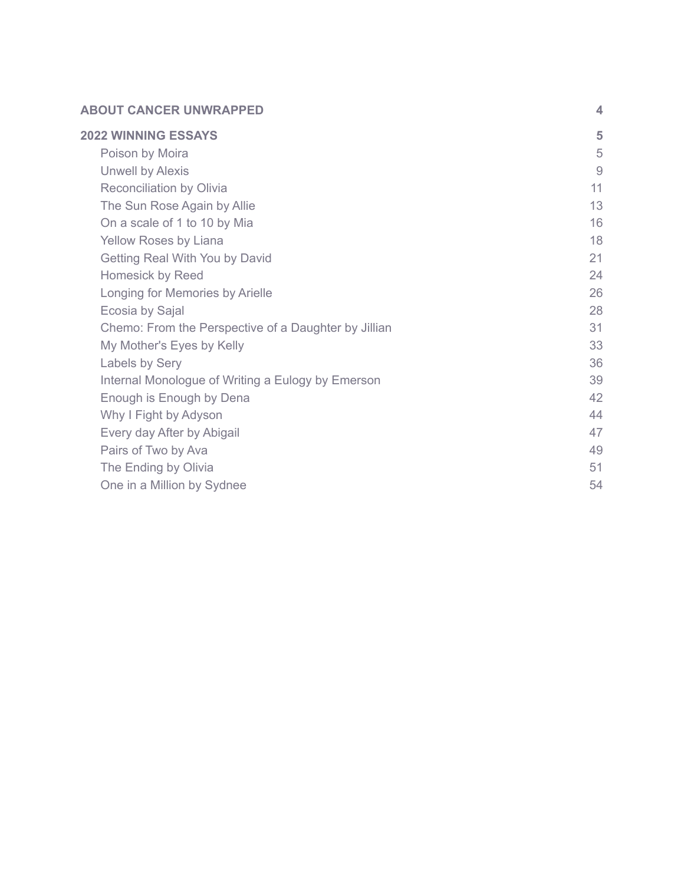| | |
|---|---|
| **ABOUT CANCER UNWRAPPED** | **4** |
| **2022 WINNING ESSAYS** | **5** |
| Poison by Moira | 5 |
| Unwell by Alexis | 9 |
| Reconciliation by Olivia | 11 |
| The Sun Rose Again by Allie | 13 |
| On a scale of 1 to 10 by Mia | 16 |
| Yellow Roses by Liana | 18 |
| Getting Real With You by David | 21 |
| Homesick by Reed | 24 |
| Longing for Memories by Arielle | 26 |
| Ecosia by Sajal | 28 |
| Chemo: From the Perspective of a Daughter by Jillian | 31 |
| My Mother's Eyes by Kelly | 33 |
| Labels by Sery | 36 |
| Internal Monologue of Writing a Eulogy by Emerson | 39 |
| Enough is Enough by Dena | 42 |
| Why I Fight by Adyson | 44 |
| Every day After by Abigail | 47 |
| Pairs of Two by Ava | 49 |
| The Ending by Olivia | 51 |
| One in a Million by Sydnee | 54 |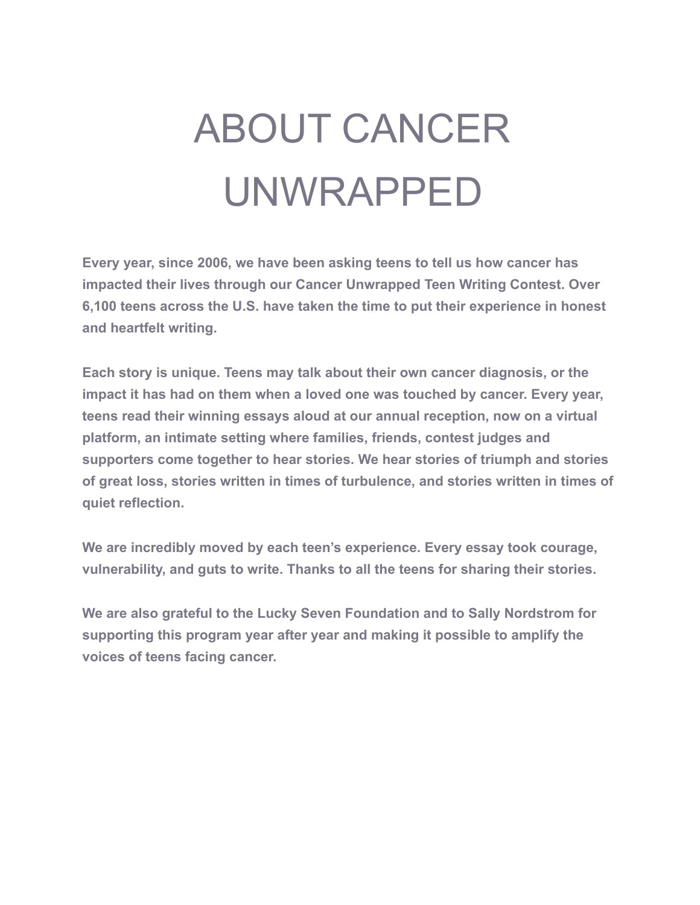# ABOUT CANCER UNWRAPPED

**Every year, since 2006, we have been asking teens to tell us how cancer has impacted their lives through our Cancer Unwrapped Teen Writing Contest. Over 6,100 teens across the U.S. have taken the time to put their experience in honest and heartfelt writing.**

**Each story is unique. Teens may talk about their own cancer diagnosis, or the impact it has had on them when a loved one was touched by cancer. Every year, teens read their winning essays aloud at our annual reception, now on a virtual platform, an intimate setting where families, friends, contest judges and supporters come together to hear stories. We hear stories of triumph and stories of great loss, stories written in times of turbulence, and stories written in times of quiet reflection.**

**We are incredibly moved by each teen's experience. Every essay took courage, vulnerability, and guts to write. Thanks to all the teens for sharing their stories.**

**We are also grateful to the Lucky Seven Foundation and to Sally Nordstrom for supporting this program year after year and making it possible to amplify the voices of teens facing cancer.**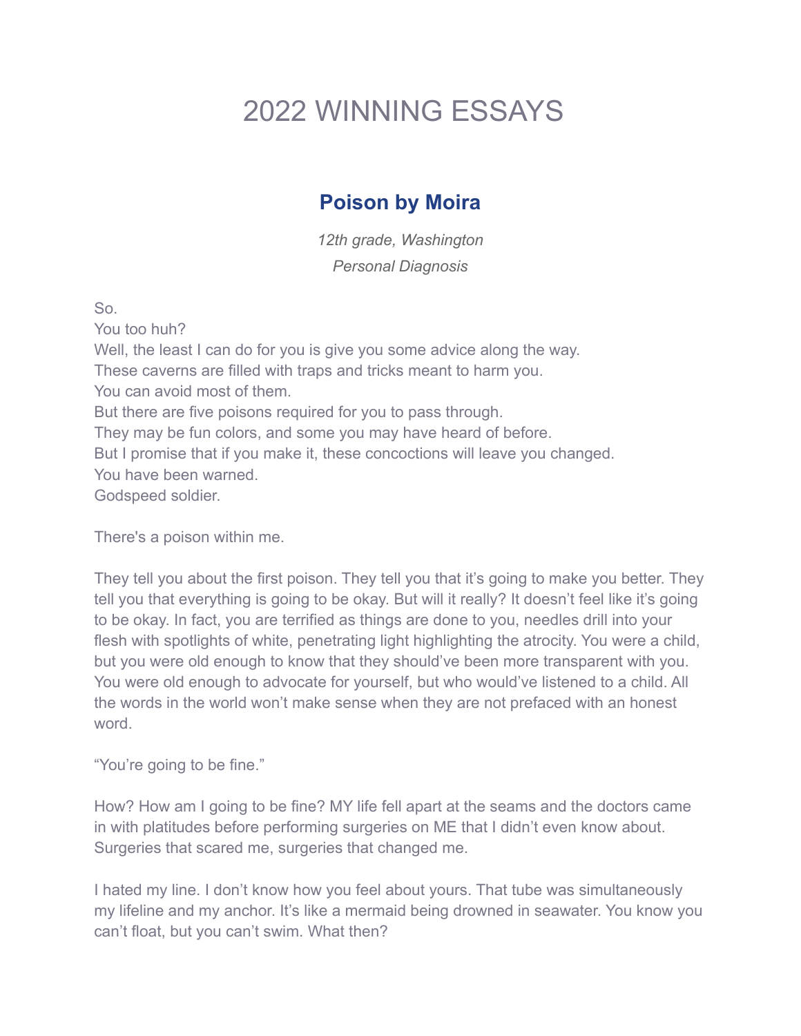# 2022 WINNING ESSAYS

## Poison by Moira

*12th grade, Washington*
*Personal Diagnosis*

So.
You too huh?
Well, the least I can do for you is give you some advice along the way.
These caverns are filled with traps and tricks meant to harm you.
You can avoid most of them.
But there are five poisons required for you to pass through.
They may be fun colors, and some you may have heard of before.
But I promise that if you make it, these concoctions will leave you changed.
You have been warned.
Godspeed soldier.

There's a poison within me.

They tell you about the first poison. They tell you that it's going to make you better. They tell you that everything is going to be okay. But will it really? It doesn't feel like it's going to be okay. In fact, you are terrified as things are done to you, needles drill into your flesh with spotlights of white, penetrating light highlighting the atrocity. You were a child, but you were old enough to know that they should've been more transparent with you. You were old enough to advocate for yourself, but who would've listened to a child. All the words in the world won't make sense when they are not prefaced with an honest word.

"You're going to be fine."

How? How am I going to be fine? MY life fell apart at the seams and the doctors came in with platitudes before performing surgeries on ME that I didn't even know about. Surgeries that scared me, surgeries that changed me.

I hated my line. I don't know how you feel about yours. That tube was simultaneously my lifeline and my anchor. It's like a mermaid being drowned in seawater. You know you can't float, but you can't swim. What then?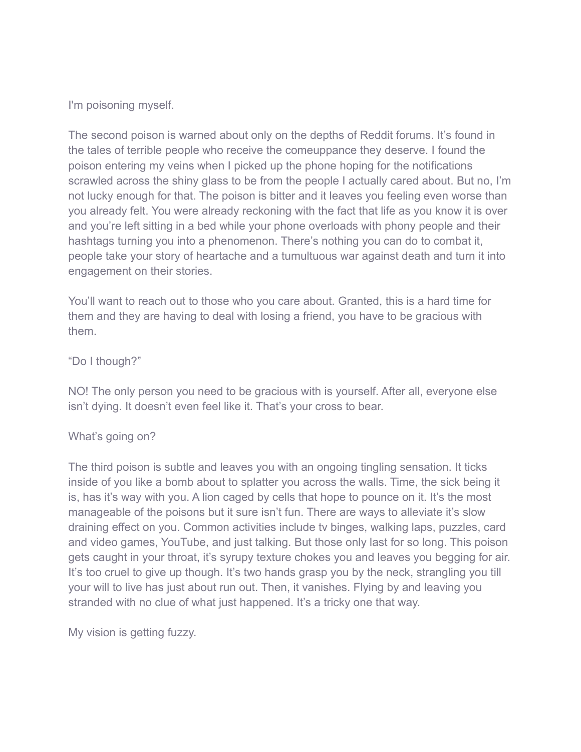I'm poisoning myself.

The second poison is warned about only on the depths of Reddit forums. It's found in the tales of terrible people who receive the comeuppance they deserve. I found the poison entering my veins when I picked up the phone hoping for the notifications scrawled across the shiny glass to be from the people I actually cared about. But no, I'm not lucky enough for that. The poison is bitter and it leaves you feeling even worse than you already felt. You were already reckoning with the fact that life as you know it is over and you're left sitting in a bed while your phone overloads with phony people and their hashtags turning you into a phenomenon. There's nothing you can do to combat it, people take your story of heartache and a tumultuous war against death and turn it into engagement on their stories.

You'll want to reach out to those who you care about. Granted, this is a hard time for them and they are having to deal with losing a friend, you have to be gracious with them.

"Do I though?"

NO! The only person you need to be gracious with is yourself. After all, everyone else isn't dying. It doesn't even feel like it. That's your cross to bear.

What's going on?

The third poison is subtle and leaves you with an ongoing tingling sensation. It ticks inside of you like a bomb about to splatter you across the walls. Time, the sick being it is, has it's way with you. A lion caged by cells that hope to pounce on it. It's the most manageable of the poisons but it sure isn't fun. There are ways to alleviate it's slow draining effect on you. Common activities include tv binges, walking laps, puzzles, card and video games, YouTube, and just talking. But those only last for so long. This poison gets caught in your throat, it's syrupy texture chokes you and leaves you begging for air. It's too cruel to give up though. It's two hands grasp you by the neck, strangling you till your will to live has just about run out. Then, it vanishes. Flying by and leaving you stranded with no clue of what just happened. It's a tricky one that way.

My vision is getting fuzzy.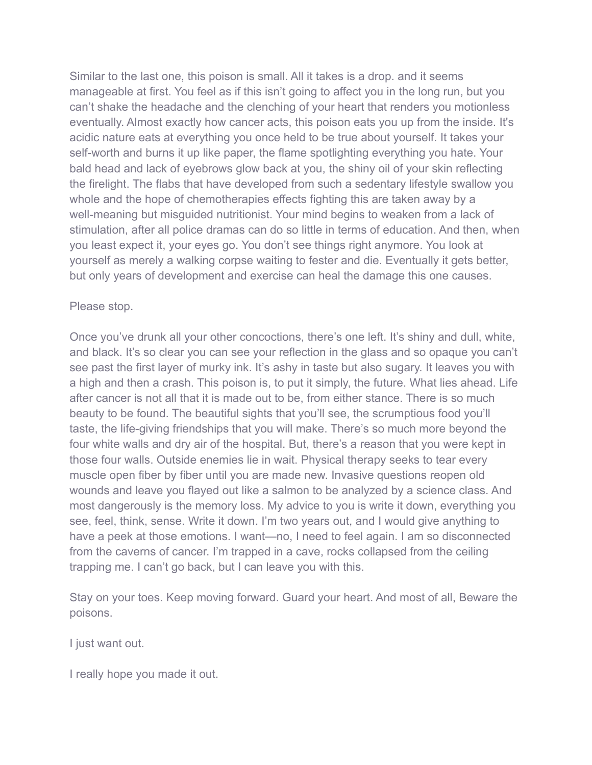Similar to the last one, this poison is small. All it takes is a drop. and it seems manageable at first. You feel as if this isn't going to affect you in the long run, but you can't shake the headache and the clenching of your heart that renders you motionless eventually. Almost exactly how cancer acts, this poison eats you up from the inside. It's acidic nature eats at everything you once held to be true about yourself. It takes your self-worth and burns it up like paper, the flame spotlighting everything you hate. Your bald head and lack of eyebrows glow back at you, the shiny oil of your skin reflecting the firelight. The flabs that have developed from such a sedentary lifestyle swallow you whole and the hope of chemotherapies effects fighting this are taken away by a well-meaning but misguided nutritionist. Your mind begins to weaken from a lack of stimulation, after all police dramas can do so little in terms of education. And then, when you least expect it, your eyes go. You don't see things right anymore. You look at yourself as merely a walking corpse waiting to fester and die. Eventually it gets better, but only years of development and exercise can heal the damage this one causes.

Please stop.

Once you've drunk all your other concoctions, there's one left. It's shiny and dull, white, and black. It's so clear you can see your reflection in the glass and so opaque you can't see past the first layer of murky ink. It's ashy in taste but also sugary. It leaves you with a high and then a crash. This poison is, to put it simply, the future. What lies ahead. Life after cancer is not all that it is made out to be, from either stance. There is so much beauty to be found. The beautiful sights that you'll see, the scrumptious food you'll taste, the life-giving friendships that you will make. There's so much more beyond the four white walls and dry air of the hospital. But, there's a reason that you were kept in those four walls. Outside enemies lie in wait. Physical therapy seeks to tear every muscle open fiber by fiber until you are made new. Invasive questions reopen old wounds and leave you flayed out like a salmon to be analyzed by a science class. And most dangerously is the memory loss. My advice to you is write it down, everything you see, feel, think, sense. Write it down. I'm two years out, and I would give anything to have a peek at those emotions. I want—no, I need to feel again. I am so disconnected from the caverns of cancer. I'm trapped in a cave, rocks collapsed from the ceiling trapping me. I can't go back, but I can leave you with this.

Stay on your toes. Keep moving forward. Guard your heart. And most of all, Beware the poisons.

I just want out.

I really hope you made it out.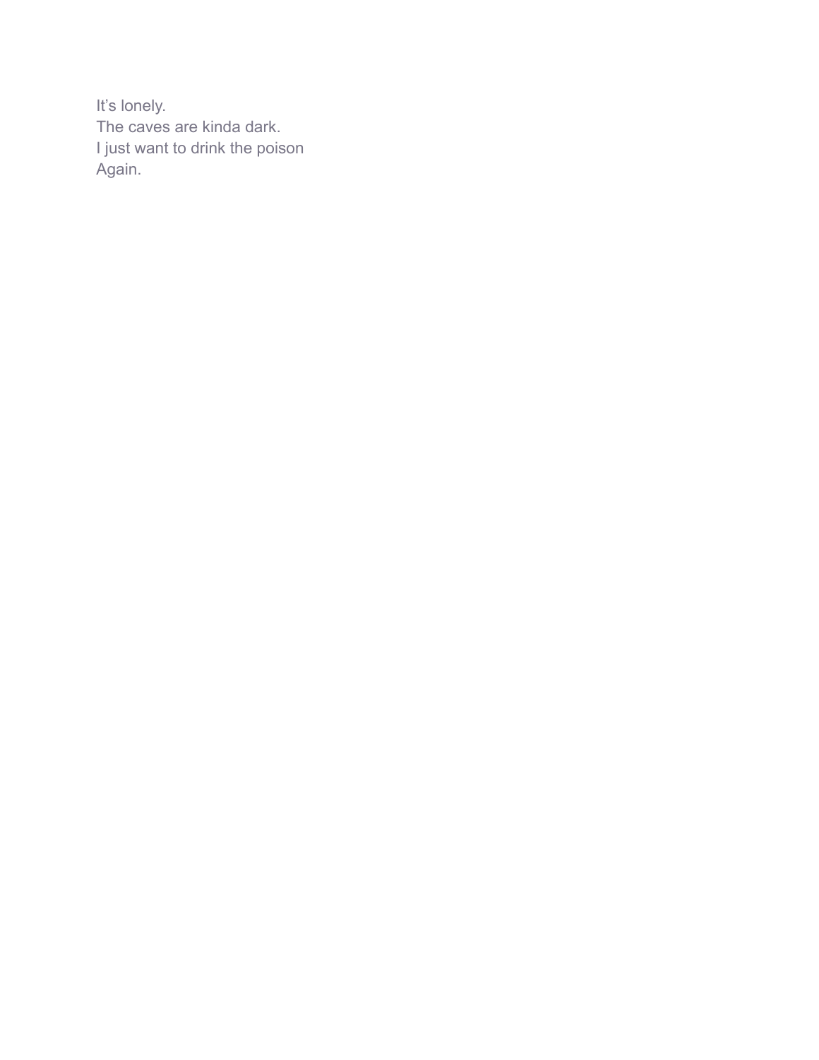It’s lonely.
The caves are kinda dark.
I just want to drink the poison
Again.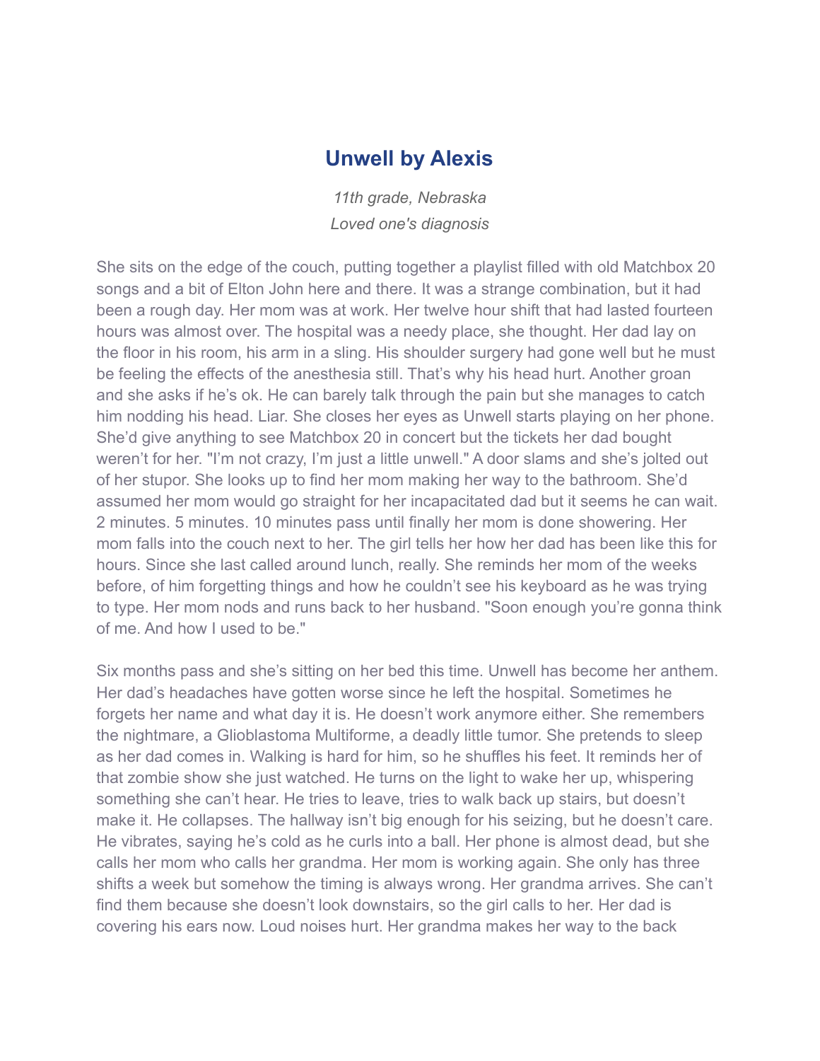## Unwell by Alexis

*11th grade, Nebraska*
*Loved one's diagnosis*

She sits on the edge of the couch, putting together a playlist filled with old Matchbox 20 songs and a bit of Elton John here and there. It was a strange combination, but it had been a rough day. Her mom was at work. Her twelve hour shift that had lasted fourteen hours was almost over. The hospital was a needy place, she thought. Her dad lay on the floor in his room, his arm in a sling. His shoulder surgery had gone well but he must be feeling the effects of the anesthesia still. That's why his head hurt. Another groan and she asks if he's ok. He can barely talk through the pain but she manages to catch him nodding his head. Liar. She closes her eyes as Unwell starts playing on her phone. She'd give anything to see Matchbox 20 in concert but the tickets her dad bought weren't for her. "I'm not crazy, I'm just a little unwell." A door slams and she's jolted out of her stupor. She looks up to find her mom making her way to the bathroom. She'd assumed her mom would go straight for her incapacitated dad but it seems he can wait. 2 minutes. 5 minutes. 10 minutes pass until finally her mom is done showering. Her mom falls into the couch next to her. The girl tells her how her dad has been like this for hours. Since she last called around lunch, really. She reminds her mom of the weeks before, of him forgetting things and how he couldn't see his keyboard as he was trying to type. Her mom nods and runs back to her husband. "Soon enough you're gonna think of me. And how I used to be."

Six months pass and she's sitting on her bed this time. Unwell has become her anthem. Her dad's headaches have gotten worse since he left the hospital. Sometimes he forgets her name and what day it is. He doesn't work anymore either. She remembers the nightmare, a Glioblastoma Multiforme, a deadly little tumor. She pretends to sleep as her dad comes in. Walking is hard for him, so he shuffles his feet. It reminds her of that zombie show she just watched. He turns on the light to wake her up, whispering something she can't hear. He tries to leave, tries to walk back up stairs, but doesn't make it. He collapses. The hallway isn't big enough for his seizing, but he doesn't care. He vibrates, saying he's cold as he curls into a ball. Her phone is almost dead, but she calls her mom who calls her grandma. Her mom is working again. She only has three shifts a week but somehow the timing is always wrong. Her grandma arrives. She can't find them because she doesn't look downstairs, so the girl calls to her. Her dad is covering his ears now. Loud noises hurt. Her grandma makes her way to the back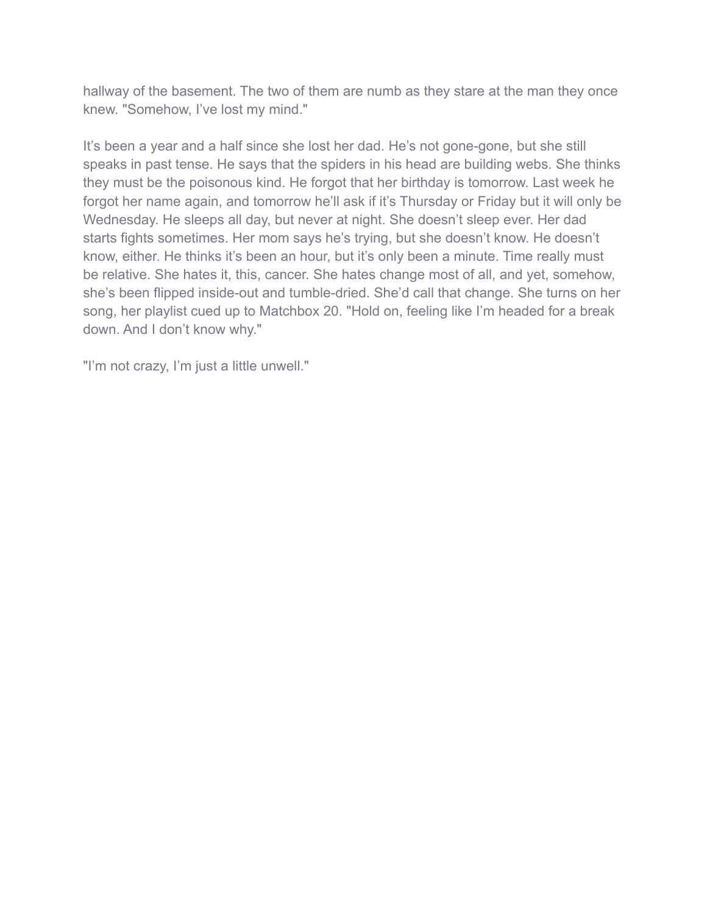hallway of the basement. The two of them are numb as they stare at the man they once knew. "Somehow, I've lost my mind."

It's been a year and a half since she lost her dad. He's not gone-gone, but she still speaks in past tense. He says that the spiders in his head are building webs. She thinks they must be the poisonous kind. He forgot that her birthday is tomorrow. Last week he forgot her name again, and tomorrow he'll ask if it's Thursday or Friday but it will only be Wednesday. He sleeps all day, but never at night. She doesn't sleep ever. Her dad starts fights sometimes. Her mom says he's trying, but she doesn't know. He doesn't know, either. He thinks it's been an hour, but it's only been a minute. Time really must be relative. She hates it, this, cancer. She hates change most of all, and yet, somehow, she's been flipped inside-out and tumble-dried. She'd call that change. She turns on her song, her playlist cued up to Matchbox 20. "Hold on, feeling like I'm headed for a break down. And I don't know why."

"I'm not crazy, I'm just a little unwell."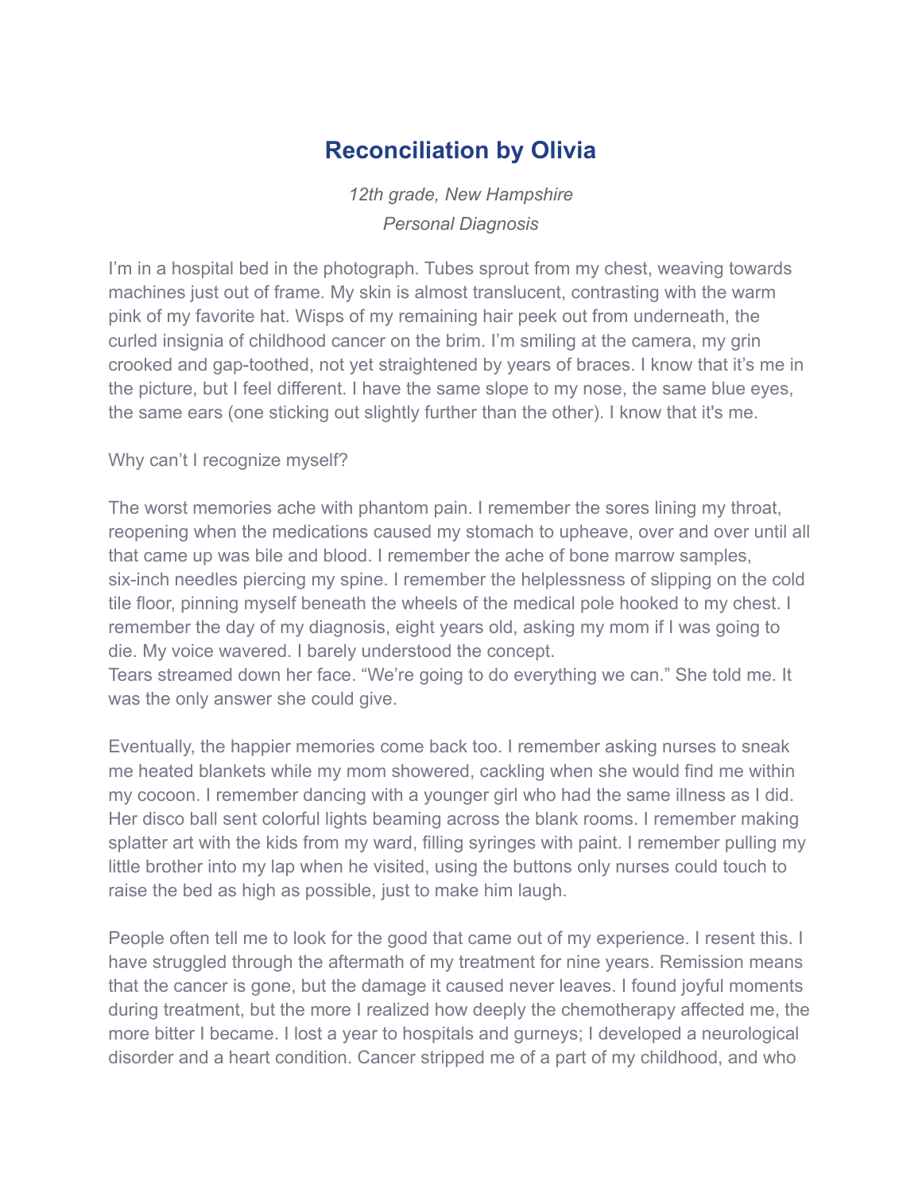# Reconciliation by Olivia

*12th grade, New Hampshire*
*Personal Diagnosis*

I'm in a hospital bed in the photograph. Tubes sprout from my chest, weaving towards machines just out of frame. My skin is almost translucent, contrasting with the warm pink of my favorite hat. Wisps of my remaining hair peek out from underneath, the curled insignia of childhood cancer on the brim. I'm smiling at the camera, my grin crooked and gap-toothed, not yet straightened by years of braces. I know that it's me in the picture, but I feel different. I have the same slope to my nose, the same blue eyes, the same ears (one sticking out slightly further than the other). I know that it's me.

Why can't I recognize myself?

The worst memories ache with phantom pain. I remember the sores lining my throat, reopening when the medications caused my stomach to upheave, over and over until all that came up was bile and blood. I remember the ache of bone marrow samples, six-inch needles piercing my spine. I remember the helplessness of slipping on the cold tile floor, pinning myself beneath the wheels of the medical pole hooked to my chest. I remember the day of my diagnosis, eight years old, asking my mom if I was going to die. My voice wavered. I barely understood the concept.
Tears streamed down her face. "We're going to do everything we can." She told me. It was the only answer she could give.

Eventually, the happier memories come back too. I remember asking nurses to sneak me heated blankets while my mom showered, cackling when she would find me within my cocoon. I remember dancing with a younger girl who had the same illness as I did. Her disco ball sent colorful lights beaming across the blank rooms. I remember making splatter art with the kids from my ward, filling syringes with paint. I remember pulling my little brother into my lap when he visited, using the buttons only nurses could touch to raise the bed as high as possible, just to make him laugh.

People often tell me to look for the good that came out of my experience. I resent this. I have struggled through the aftermath of my treatment for nine years. Remission means that the cancer is gone, but the damage it caused never leaves. I found joyful moments during treatment, but the more I realized how deeply the chemotherapy affected me, the more bitter I became. I lost a year to hospitals and gurneys; I developed a neurological disorder and a heart condition. Cancer stripped me of a part of my childhood, and who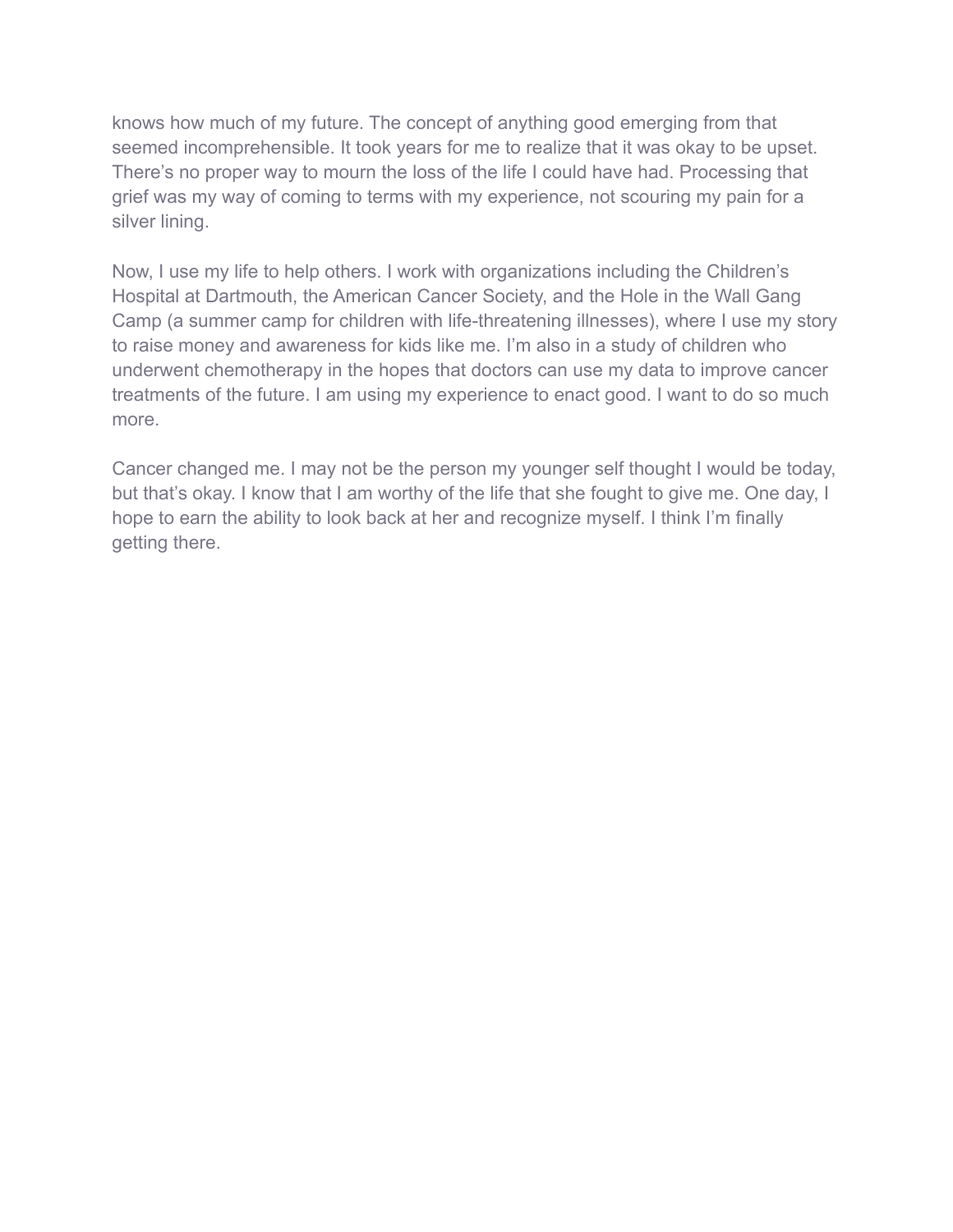knows how much of my future. The concept of anything good emerging from that seemed incomprehensible. It took years for me to realize that it was okay to be upset. There's no proper way to mourn the loss of the life I could have had. Processing that grief was my way of coming to terms with my experience, not scouring my pain for a silver lining.

Now, I use my life to help others. I work with organizations including the Children's Hospital at Dartmouth, the American Cancer Society, and the Hole in the Wall Gang Camp (a summer camp for children with life-threatening illnesses), where I use my story to raise money and awareness for kids like me. I'm also in a study of children who underwent chemotherapy in the hopes that doctors can use my data to improve cancer treatments of the future. I am using my experience to enact good. I want to do so much more.

Cancer changed me. I may not be the person my younger self thought I would be today, but that's okay. I know that I am worthy of the life that she fought to give me. One day, I hope to earn the ability to look back at her and recognize myself. I think I'm finally getting there.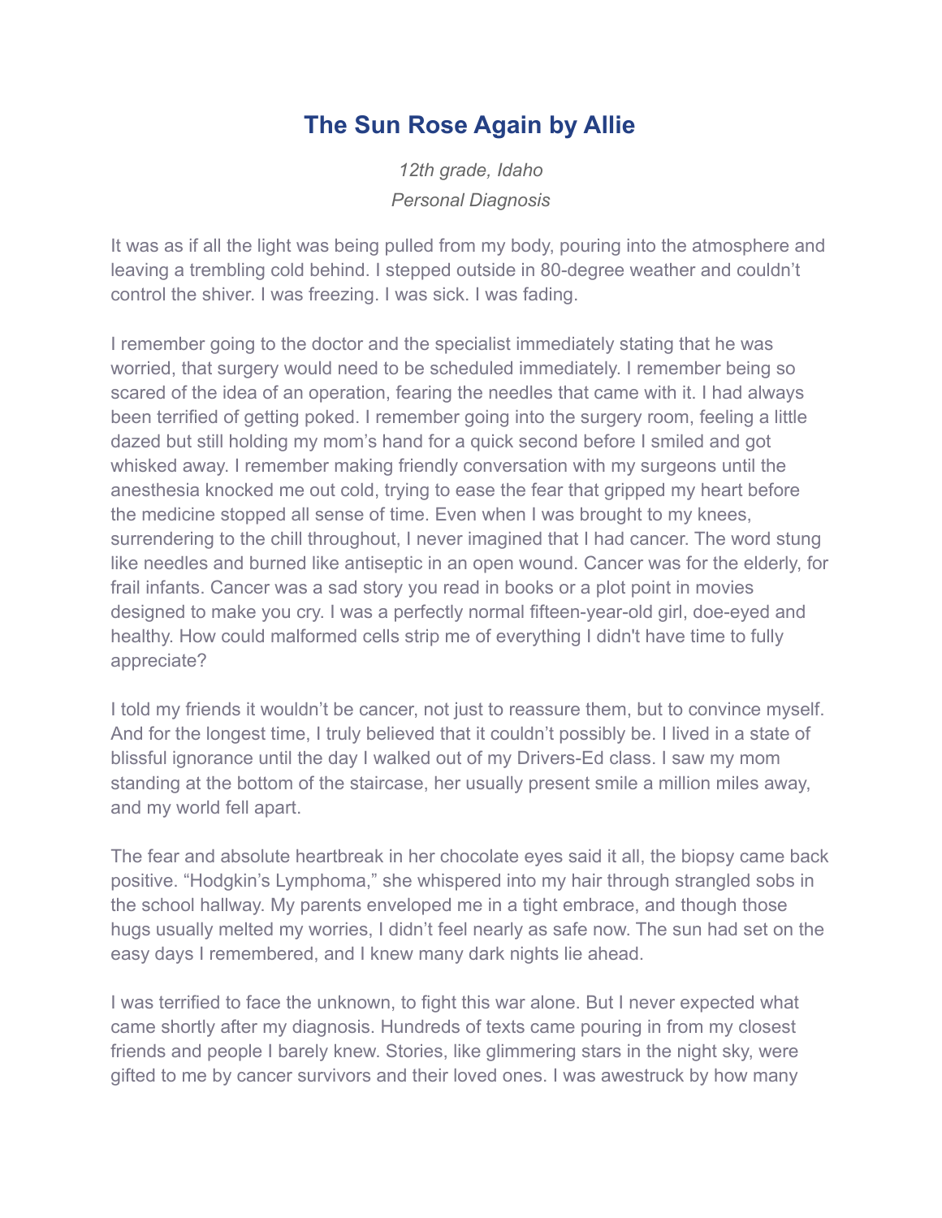# The Sun Rose Again by Allie

*12th grade, Idaho*
*Personal Diagnosis*

It was as if all the light was being pulled from my body, pouring into the atmosphere and leaving a trembling cold behind. I stepped outside in 80-degree weather and couldn't control the shiver. I was freezing. I was sick. I was fading.

I remember going to the doctor and the specialist immediately stating that he was worried, that surgery would need to be scheduled immediately. I remember being so scared of the idea of an operation, fearing the needles that came with it. I had always been terrified of getting poked. I remember going into the surgery room, feeling a little dazed but still holding my mom's hand for a quick second before I smiled and got whisked away. I remember making friendly conversation with my surgeons until the anesthesia knocked me out cold, trying to ease the fear that gripped my heart before the medicine stopped all sense of time. Even when I was brought to my knees, surrendering to the chill throughout, I never imagined that I had cancer. The word stung like needles and burned like antiseptic in an open wound. Cancer was for the elderly, for frail infants. Cancer was a sad story you read in books or a plot point in movies designed to make you cry. I was a perfectly normal fifteen-year-old girl, doe-eyed and healthy. How could malformed cells strip me of everything I didn't have time to fully appreciate?

I told my friends it wouldn't be cancer, not just to reassure them, but to convince myself. And for the longest time, I truly believed that it couldn't possibly be. I lived in a state of blissful ignorance until the day I walked out of my Drivers-Ed class. I saw my mom standing at the bottom of the staircase, her usually present smile a million miles away, and my world fell apart.

The fear and absolute heartbreak in her chocolate eyes said it all, the biopsy came back positive. "Hodgkin's Lymphoma," she whispered into my hair through strangled sobs in the school hallway. My parents enveloped me in a tight embrace, and though those hugs usually melted my worries, I didn't feel nearly as safe now. The sun had set on the easy days I remembered, and I knew many dark nights lie ahead.

I was terrified to face the unknown, to fight this war alone. But I never expected what came shortly after my diagnosis. Hundreds of texts came pouring in from my closest friends and people I barely knew. Stories, like glimmering stars in the night sky, were gifted to me by cancer survivors and their loved ones. I was awestruck by how many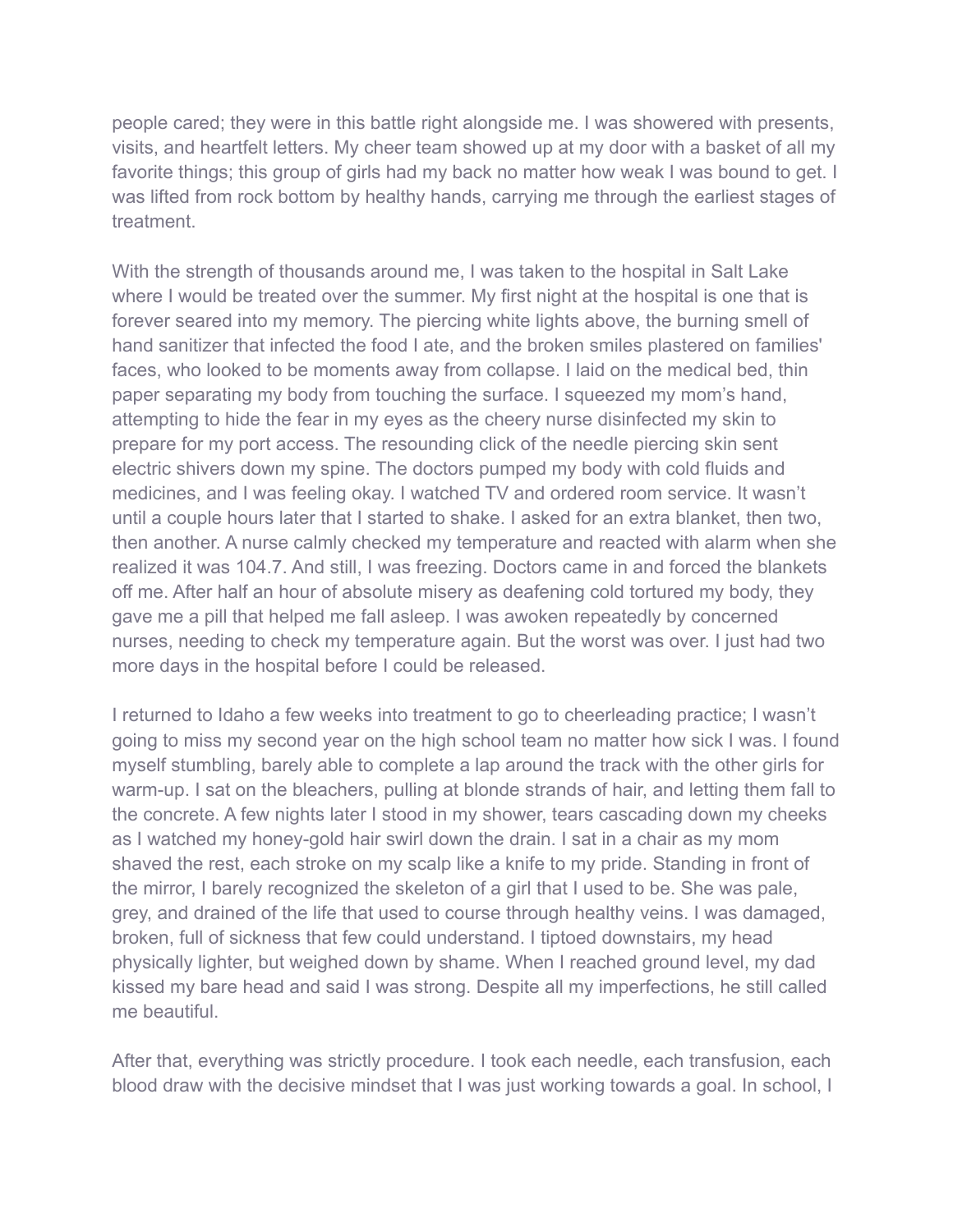people cared; they were in this battle right alongside me. I was showered with presents, visits, and heartfelt letters. My cheer team showed up at my door with a basket of all my favorite things; this group of girls had my back no matter how weak I was bound to get. I was lifted from rock bottom by healthy hands, carrying me through the earliest stages of treatment.

With the strength of thousands around me, I was taken to the hospital in Salt Lake where I would be treated over the summer. My first night at the hospital is one that is forever seared into my memory. The piercing white lights above, the burning smell of hand sanitizer that infected the food I ate, and the broken smiles plastered on families' faces, who looked to be moments away from collapse. I laid on the medical bed, thin paper separating my body from touching the surface. I squeezed my mom's hand, attempting to hide the fear in my eyes as the cheery nurse disinfected my skin to prepare for my port access. The resounding click of the needle piercing skin sent electric shivers down my spine. The doctors pumped my body with cold fluids and medicines, and I was feeling okay. I watched TV and ordered room service. It wasn't until a couple hours later that I started to shake. I asked for an extra blanket, then two, then another. A nurse calmly checked my temperature and reacted with alarm when she realized it was 104.7. And still, I was freezing. Doctors came in and forced the blankets off me. After half an hour of absolute misery as deafening cold tortured my body, they gave me a pill that helped me fall asleep. I was awoken repeatedly by concerned nurses, needing to check my temperature again. But the worst was over. I just had two more days in the hospital before I could be released.

I returned to Idaho a few weeks into treatment to go to cheerleading practice; I wasn't going to miss my second year on the high school team no matter how sick I was. I found myself stumbling, barely able to complete a lap around the track with the other girls for warm-up. I sat on the bleachers, pulling at blonde strands of hair, and letting them fall to the concrete. A few nights later I stood in my shower, tears cascading down my cheeks as I watched my honey-gold hair swirl down the drain. I sat in a chair as my mom shaved the rest, each stroke on my scalp like a knife to my pride. Standing in front of the mirror, I barely recognized the skeleton of a girl that I used to be. She was pale, grey, and drained of the life that used to course through healthy veins. I was damaged, broken, full of sickness that few could understand. I tiptoed downstairs, my head physically lighter, but weighed down by shame. When I reached ground level, my dad kissed my bare head and said I was strong. Despite all my imperfections, he still called me beautiful.

After that, everything was strictly procedure. I took each needle, each transfusion, each blood draw with the decisive mindset that I was just working towards a goal. In school, I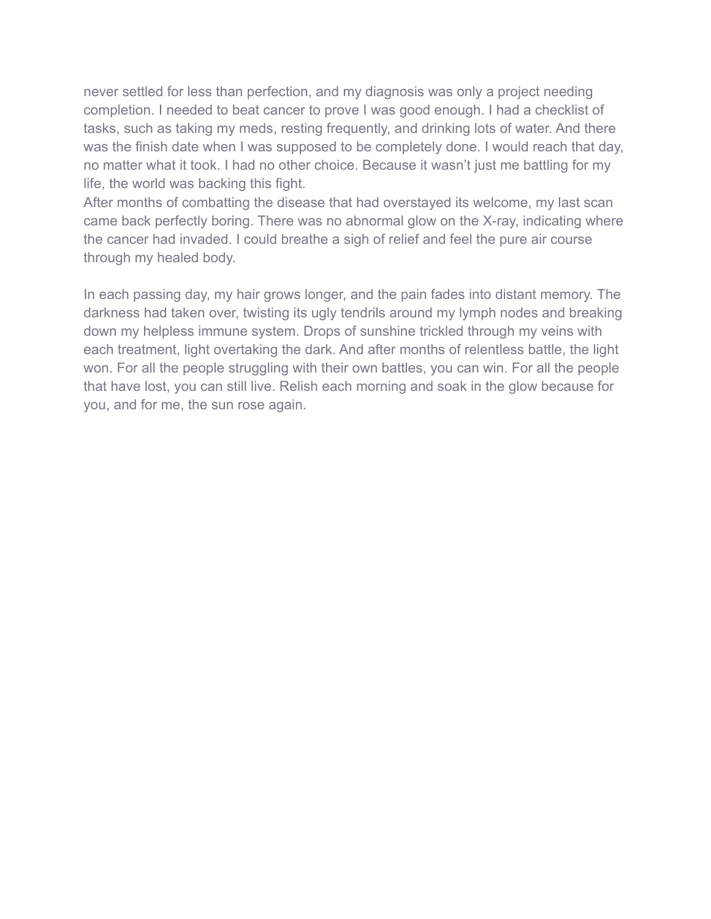never settled for less than perfection, and my diagnosis was only a project needing completion. I needed to beat cancer to prove I was good enough. I had a checklist of tasks, such as taking my meds, resting frequently, and drinking lots of water. And there was the finish date when I was supposed to be completely done. I would reach that day, no matter what it took. I had no other choice. Because it wasn't just me battling for my life, the world was backing this fight.
After months of combatting the disease that had overstayed its welcome, my last scan came back perfectly boring. There was no abnormal glow on the X-ray, indicating where the cancer had invaded. I could breathe a sigh of relief and feel the pure air course through my healed body.

In each passing day, my hair grows longer, and the pain fades into distant memory. The darkness had taken over, twisting its ugly tendrils around my lymph nodes and breaking down my helpless immune system. Drops of sunshine trickled through my veins with each treatment, light overtaking the dark. And after months of relentless battle, the light won. For all the people struggling with their own battles, you can win. For all the people that have lost, you can still live. Relish each morning and soak in the glow because for you, and for me, the sun rose again.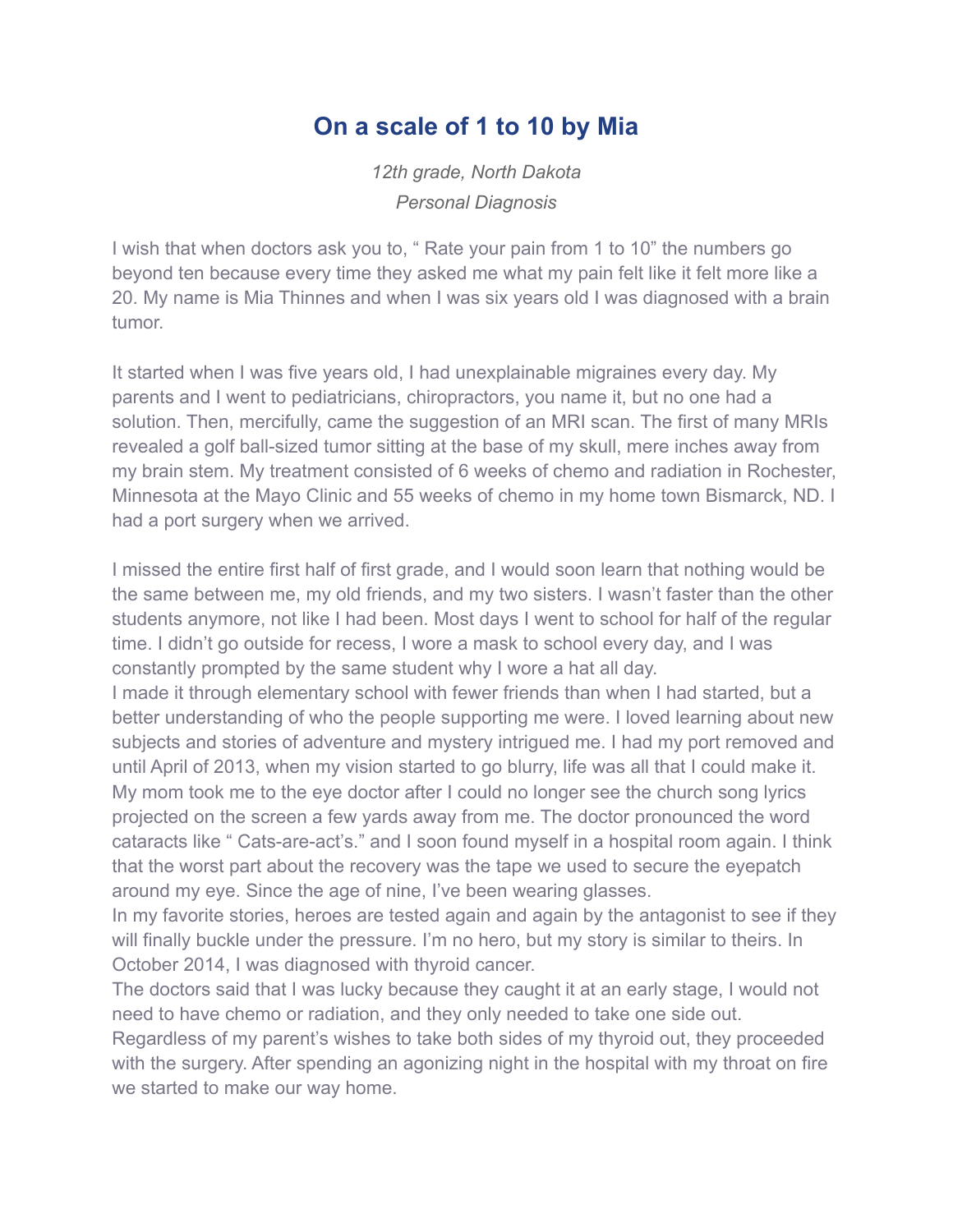# On a scale of 1 to 10 by Mia

*12th grade, North Dakota*
*Personal Diagnosis*

I wish that when doctors ask you to, " Rate your pain from 1 to 10" the numbers go beyond ten because every time they asked me what my pain felt like it felt more like a 20. My name is Mia Thinnes and when I was six years old I was diagnosed with a brain tumor.

It started when I was five years old, I had unexplainable migraines every day. My parents and I went to pediatricians, chiropractors, you name it, but no one had a solution. Then, mercifully, came the suggestion of an MRI scan. The first of many MRIs revealed a golf ball-sized tumor sitting at the base of my skull, mere inches away from my brain stem. My treatment consisted of 6 weeks of chemo and radiation in Rochester, Minnesota at the Mayo Clinic and 55 weeks of chemo in my home town Bismarck, ND. I had a port surgery when we arrived.

I missed the entire first half of first grade, and I would soon learn that nothing would be the same between me, my old friends, and my two sisters. I wasn't faster than the other students anymore, not like I had been. Most days I went to school for half of the regular time. I didn't go outside for recess, I wore a mask to school every day, and I was constantly prompted by the same student why I wore a hat all day.

I made it through elementary school with fewer friends than when I had started, but a better understanding of who the people supporting me were. I loved learning about new subjects and stories of adventure and mystery intrigued me. I had my port removed and until April of 2013, when my vision started to go blurry, life was all that I could make it. My mom took me to the eye doctor after I could no longer see the church song lyrics projected on the screen a few yards away from me. The doctor pronounced the word cataracts like " Cats-are-act's." and I soon found myself in a hospital room again. I think that the worst part about the recovery was the tape we used to secure the eyepatch around my eye. Since the age of nine, I've been wearing glasses.

In my favorite stories, heroes are tested again and again by the antagonist to see if they will finally buckle under the pressure. I'm no hero, but my story is similar to theirs. In October 2014, I was diagnosed with thyroid cancer.

The doctors said that I was lucky because they caught it at an early stage, I would not need to have chemo or radiation, and they only needed to take one side out. Regardless of my parent's wishes to take both sides of my thyroid out, they proceeded with the surgery. After spending an agonizing night in the hospital with my throat on fire we started to make our way home.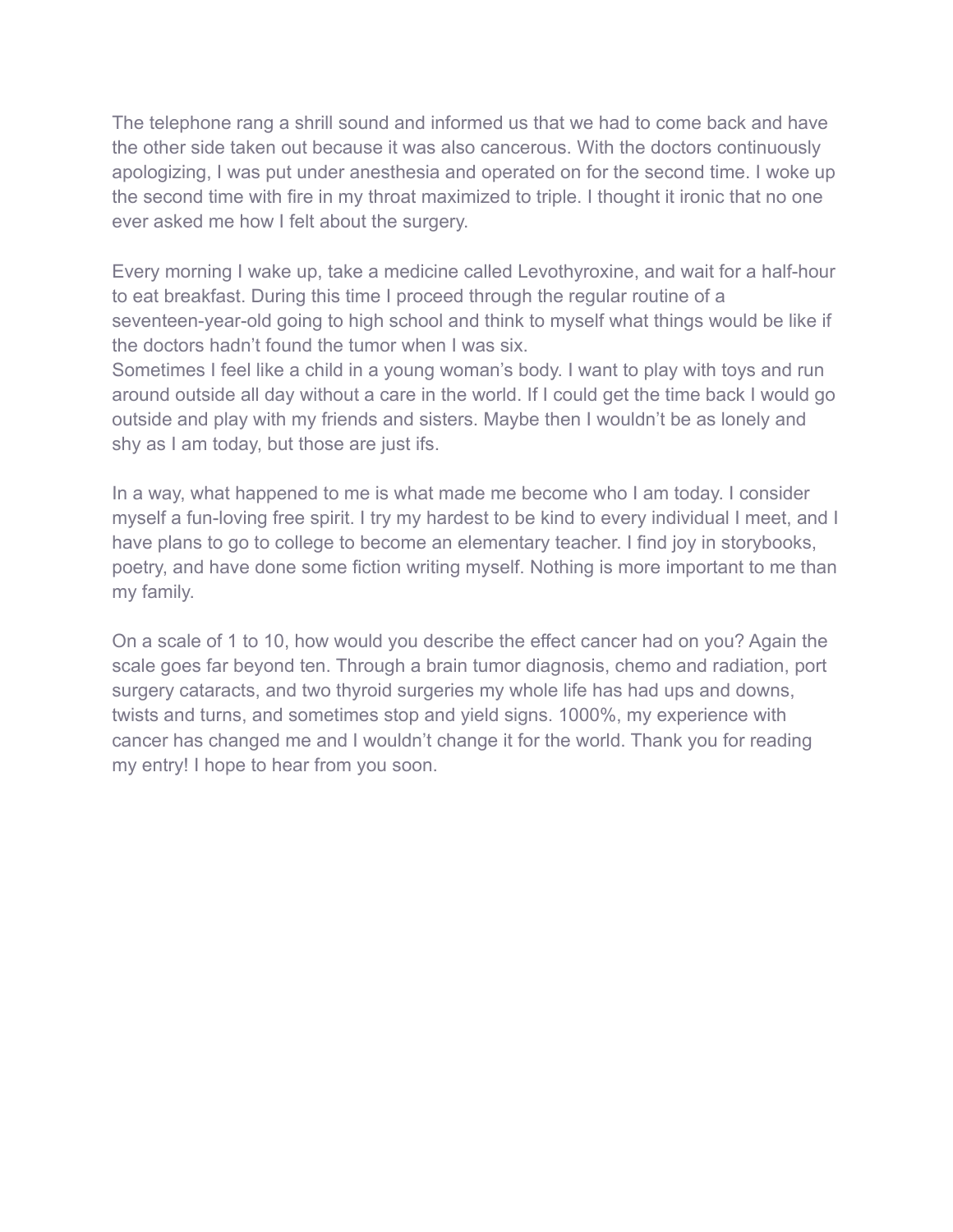The telephone rang a shrill sound and informed us that we had to come back and have the other side taken out because it was also cancerous. With the doctors continuously apologizing, I was put under anesthesia and operated on for the second time. I woke up the second time with fire in my throat maximized to triple. I thought it ironic that no one ever asked me how I felt about the surgery.

Every morning I wake up, take a medicine called Levothyroxine, and wait for a half-hour to eat breakfast. During this time I proceed through the regular routine of a seventeen-year-old going to high school and think to myself what things would be like if the doctors hadn't found the tumor when I was six.
Sometimes I feel like a child in a young woman's body. I want to play with toys and run around outside all day without a care in the world. If I could get the time back I would go outside and play with my friends and sisters. Maybe then I wouldn't be as lonely and shy as I am today, but those are just ifs.

In a way, what happened to me is what made me become who I am today. I consider myself a fun-loving free spirit. I try my hardest to be kind to every individual I meet, and I have plans to go to college to become an elementary teacher. I find joy in storybooks, poetry, and have done some fiction writing myself. Nothing is more important to me than my family.

On a scale of 1 to 10, how would you describe the effect cancer had on you? Again the scale goes far beyond ten. Through a brain tumor diagnosis, chemo and radiation, port surgery cataracts, and two thyroid surgeries my whole life has had ups and downs, twists and turns, and sometimes stop and yield signs. 1000%, my experience with cancer has changed me and I wouldn't change it for the world. Thank you for reading my entry! I hope to hear from you soon.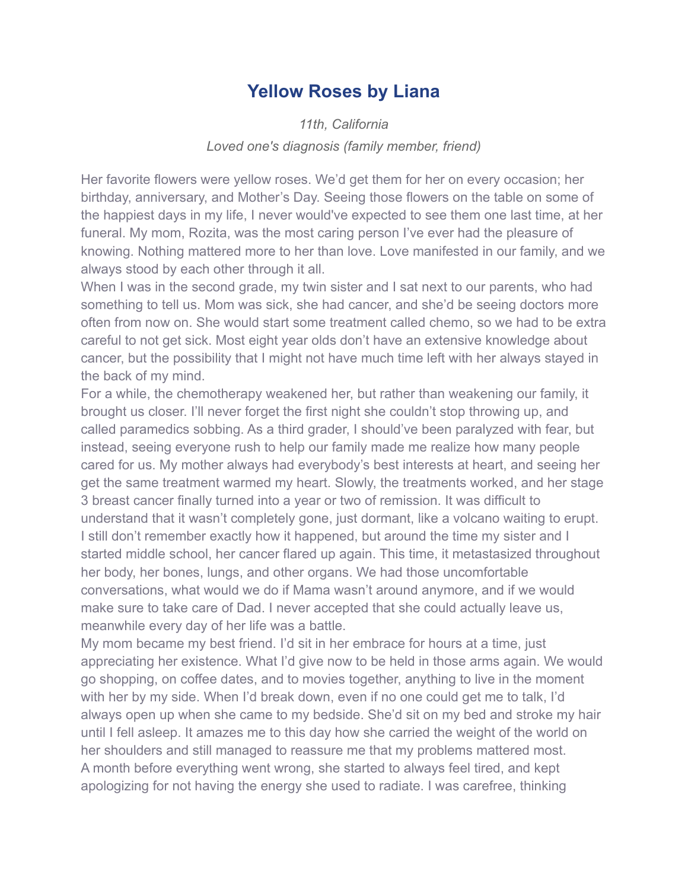# Yellow Roses by Liana

*11th, California*

*Loved one's diagnosis (family member, friend)*

Her favorite flowers were yellow roses. We'd get them for her on every occasion; her birthday, anniversary, and Mother's Day. Seeing those flowers on the table on some of the happiest days in my life, I never would've expected to see them one last time, at her funeral. My mom, Rozita, was the most caring person I've ever had the pleasure of knowing. Nothing mattered more to her than love. Love manifested in our family, and we always stood by each other through it all.

When I was in the second grade, my twin sister and I sat next to our parents, who had something to tell us. Mom was sick, she had cancer, and she'd be seeing doctors more often from now on. She would start some treatment called chemo, so we had to be extra careful to not get sick. Most eight year olds don't have an extensive knowledge about cancer, but the possibility that I might not have much time left with her always stayed in the back of my mind.

For a while, the chemotherapy weakened her, but rather than weakening our family, it brought us closer. I'll never forget the first night she couldn't stop throwing up, and called paramedics sobbing. As a third grader, I should've been paralyzed with fear, but instead, seeing everyone rush to help our family made me realize how many people cared for us. My mother always had everybody's best interests at heart, and seeing her get the same treatment warmed my heart. Slowly, the treatments worked, and her stage 3 breast cancer finally turned into a year or two of remission. It was difficult to understand that it wasn't completely gone, just dormant, like a volcano waiting to erupt.

I still don't remember exactly how it happened, but around the time my sister and I started middle school, her cancer flared up again. This time, it metastasized throughout her body, her bones, lungs, and other organs. We had those uncomfortable conversations, what would we do if Mama wasn't around anymore, and if we would make sure to take care of Dad. I never accepted that she could actually leave us, meanwhile every day of her life was a battle.

My mom became my best friend. I'd sit in her embrace for hours at a time, just appreciating her existence. What I'd give now to be held in those arms again. We would go shopping, on coffee dates, and to movies together, anything to live in the moment with her by my side. When I'd break down, even if no one could get me to talk, I'd always open up when she came to my bedside. She'd sit on my bed and stroke my hair until I fell asleep. It amazes me to this day how she carried the weight of the world on her shoulders and still managed to reassure me that my problems mattered most.

A month before everything went wrong, she started to always feel tired, and kept apologizing for not having the energy she used to radiate. I was carefree, thinking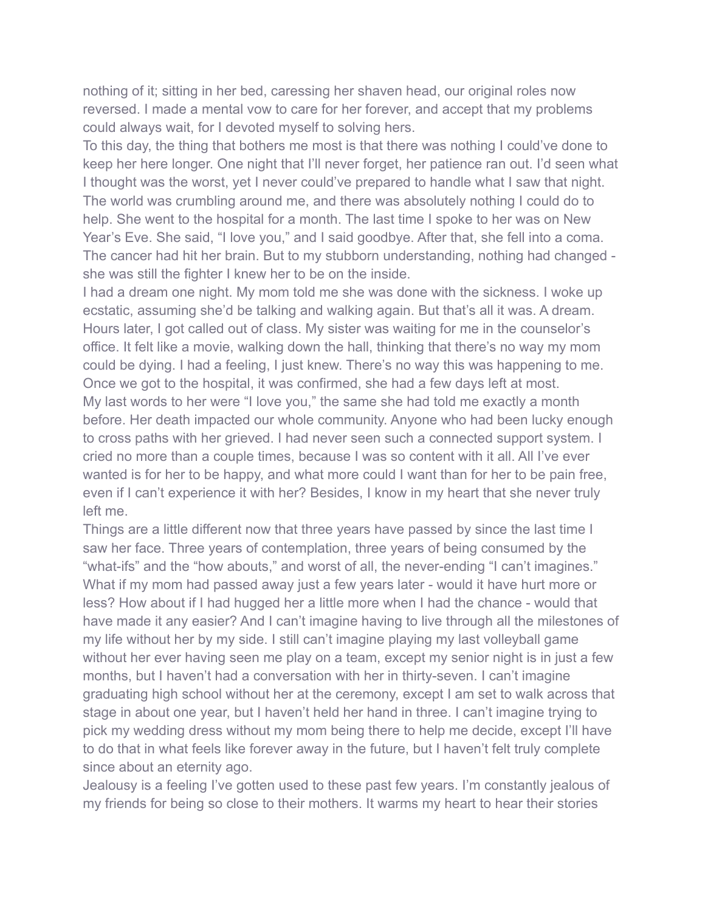nothing of it; sitting in her bed, caressing her shaven head, our original roles now reversed. I made a mental vow to care for her forever, and accept that my problems could always wait, for I devoted myself to solving hers.

To this day, the thing that bothers me most is that there was nothing I could've done to keep her here longer. One night that I'll never forget, her patience ran out. I'd seen what I thought was the worst, yet I never could've prepared to handle what I saw that night. The world was crumbling around me, and there was absolutely nothing I could do to help. She went to the hospital for a month. The last time I spoke to her was on New Year's Eve. She said, "I love you," and I said goodbye. After that, she fell into a coma. The cancer had hit her brain. But to my stubborn understanding, nothing had changed - she was still the fighter I knew her to be on the inside.

I had a dream one night. My mom told me she was done with the sickness. I woke up ecstatic, assuming she'd be talking and walking again. But that's all it was. A dream. Hours later, I got called out of class. My sister was waiting for me in the counselor's office. It felt like a movie, walking down the hall, thinking that there's no way my mom could be dying. I had a feeling, I just knew. There's no way this was happening to me. Once we got to the hospital, it was confirmed, she had a few days left at most.

My last words to her were "I love you," the same she had told me exactly a month before. Her death impacted our whole community. Anyone who had been lucky enough to cross paths with her grieved. I had never seen such a connected support system. I cried no more than a couple times, because I was so content with it all. All I've ever wanted is for her to be happy, and what more could I want than for her to be pain free, even if I can't experience it with her? Besides, I know in my heart that she never truly left me.

Things are a little different now that three years have passed by since the last time I saw her face. Three years of contemplation, three years of being consumed by the "what-ifs" and the "how abouts," and worst of all, the never-ending "I can't imagines." What if my mom had passed away just a few years later - would it have hurt more or less? How about if I had hugged her a little more when I had the chance - would that have made it any easier? And I can't imagine having to live through all the milestones of my life without her by my side. I still can't imagine playing my last volleyball game without her ever having seen me play on a team, except my senior night is in just a few months, but I haven't had a conversation with her in thirty-seven. I can't imagine graduating high school without her at the ceremony, except I am set to walk across that stage in about one year, but I haven't held her hand in three. I can't imagine trying to pick my wedding dress without my mom being there to help me decide, except I'll have to do that in what feels like forever away in the future, but I haven't felt truly complete since about an eternity ago.

Jealousy is a feeling I've gotten used to these past few years. I'm constantly jealous of my friends for being so close to their mothers. It warms my heart to hear their stories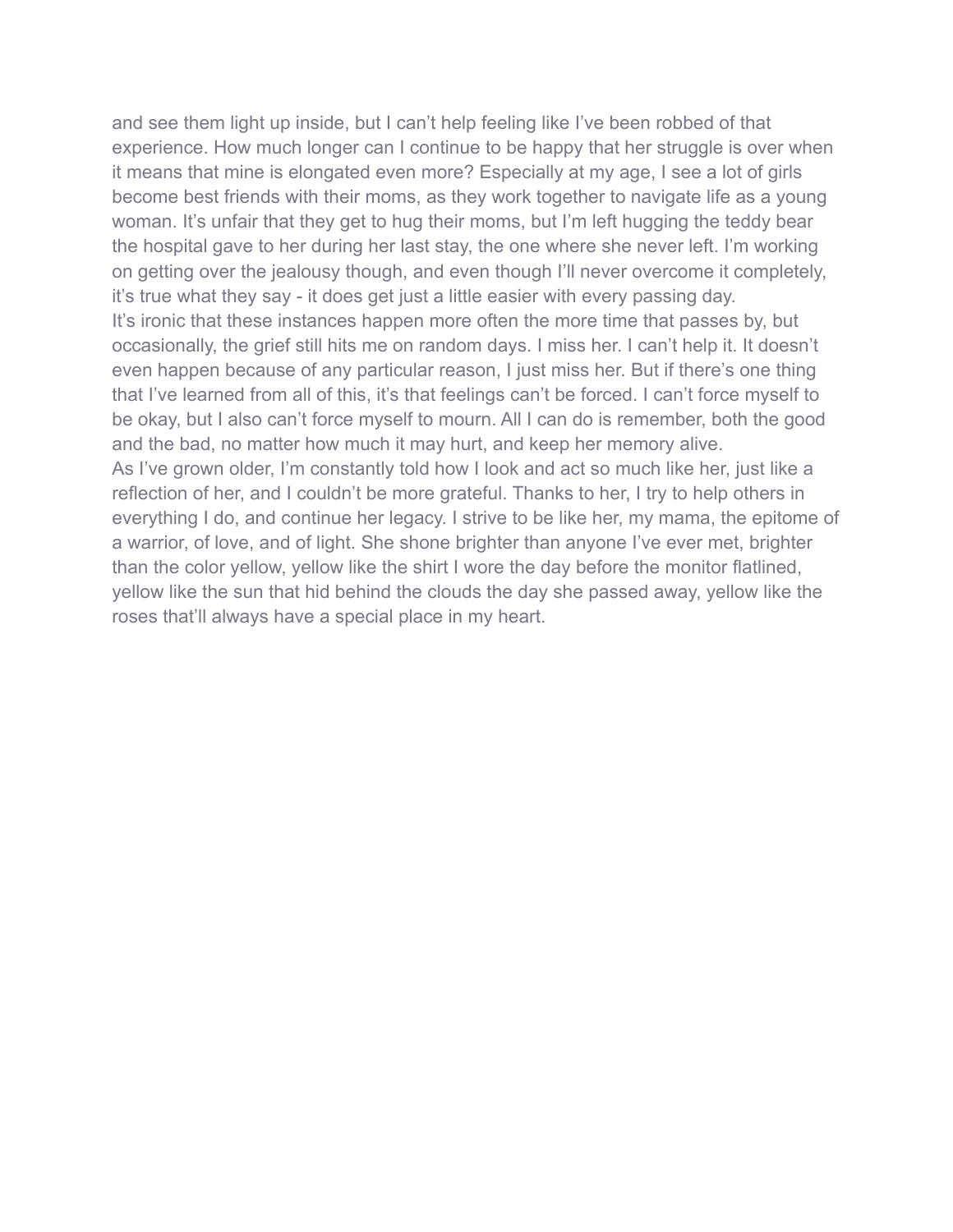and see them light up inside, but I can't help feeling like I've been robbed of that experience. How much longer can I continue to be happy that her struggle is over when it means that mine is elongated even more? Especially at my age, I see a lot of girls become best friends with their moms, as they work together to navigate life as a young woman. It's unfair that they get to hug their moms, but I'm left hugging the teddy bear the hospital gave to her during her last stay, the one where she never left. I'm working on getting over the jealousy though, and even though I'll never overcome it completely, it's true what they say - it does get just a little easier with every passing day.

It's ironic that these instances happen more often the more time that passes by, but occasionally, the grief still hits me on random days. I miss her. I can't help it. It doesn't even happen because of any particular reason, I just miss her. But if there's one thing that I've learned from all of this, it's that feelings can't be forced. I can't force myself to be okay, but I also can't force myself to mourn. All I can do is remember, both the good and the bad, no matter how much it may hurt, and keep her memory alive.

As I've grown older, I'm constantly told how I look and act so much like her, just like a reflection of her, and I couldn't be more grateful. Thanks to her, I try to help others in everything I do, and continue her legacy. I strive to be like her, my mama, the epitome of a warrior, of love, and of light. She shone brighter than anyone I've ever met, brighter than the color yellow, yellow like the shirt I wore the day before the monitor flatlined, yellow like the sun that hid behind the clouds the day she passed away, yellow like the roses that'll always have a special place in my heart.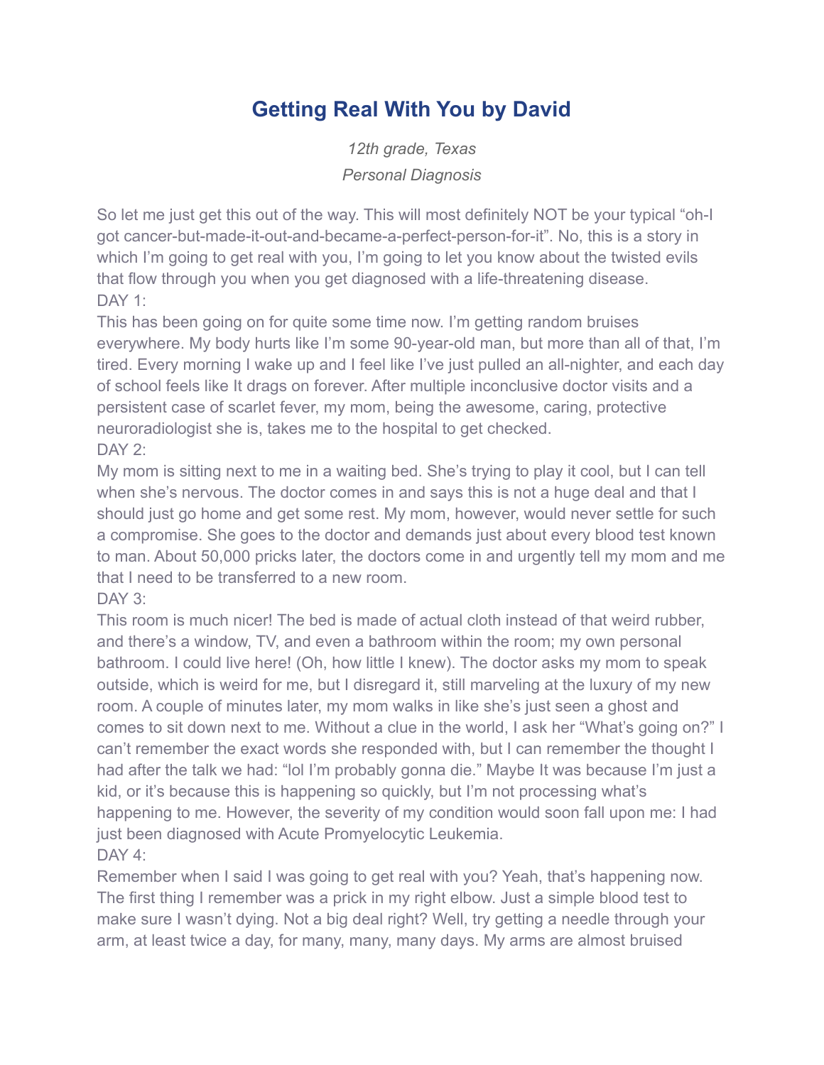# Getting Real With You by David

*12th grade, Texas*

*Personal Diagnosis*

So let me just get this out of the way. This will most definitely NOT be your typical "oh-I got cancer-but-made-it-out-and-became-a-perfect-person-for-it". No, this is a story in which I'm going to get real with you, I'm going to let you know about the twisted evils that flow through you when you get diagnosed with a life-threatening disease.

DAY 1:

This has been going on for quite some time now. I'm getting random bruises everywhere. My body hurts like I'm some 90-year-old man, but more than all of that, I'm tired. Every morning I wake up and I feel like I've just pulled an all-nighter, and each day of school feels like It drags on forever. After multiple inconclusive doctor visits and a persistent case of scarlet fever, my mom, being the awesome, caring, protective neuroradiologist she is, takes me to the hospital to get checked.

DAY 2:

My mom is sitting next to me in a waiting bed. She's trying to play it cool, but I can tell when she's nervous. The doctor comes in and says this is not a huge deal and that I should just go home and get some rest. My mom, however, would never settle for such a compromise. She goes to the doctor and demands just about every blood test known to man. About 50,000 pricks later, the doctors come in and urgently tell my mom and me that I need to be transferred to a new room.

DAY 3:

This room is much nicer! The bed is made of actual cloth instead of that weird rubber, and there's a window, TV, and even a bathroom within the room; my own personal bathroom. I could live here! (Oh, how little I knew). The doctor asks my mom to speak outside, which is weird for me, but I disregard it, still marveling at the luxury of my new room. A couple of minutes later, my mom walks in like she's just seen a ghost and comes to sit down next to me. Without a clue in the world, I ask her "What's going on?" I can't remember the exact words she responded with, but I can remember the thought I had after the talk we had: "lol I'm probably gonna die." Maybe It was because I'm just a kid, or it's because this is happening so quickly, but I'm not processing what's happening to me. However, the severity of my condition would soon fall upon me: I had just been diagnosed with Acute Promyelocytic Leukemia.

DAY 4:

Remember when I said I was going to get real with you? Yeah, that's happening now. The first thing I remember was a prick in my right elbow. Just a simple blood test to make sure I wasn't dying. Not a big deal right? Well, try getting a needle through your arm, at least twice a day, for many, many, many days. My arms are almost bruised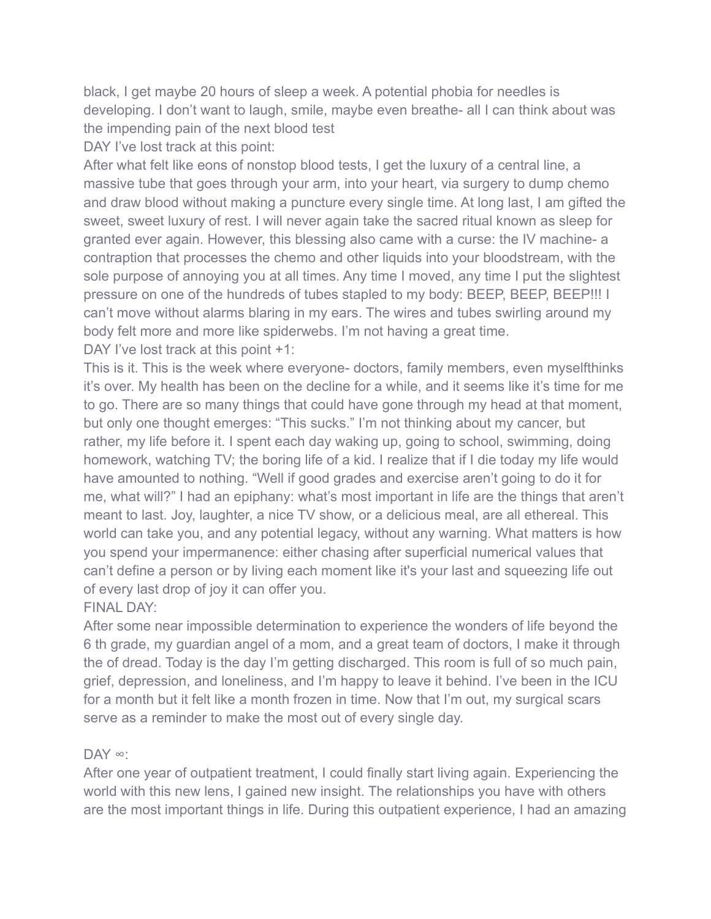black, I get maybe 20 hours of sleep a week. A potential phobia for needles is developing. I don't want to laugh, smile, maybe even breathe- all I can think about was the impending pain of the next blood test

DAY I've lost track at this point:

After what felt like eons of nonstop blood tests, I get the luxury of a central line, a massive tube that goes through your arm, into your heart, via surgery to dump chemo and draw blood without making a puncture every single time. At long last, I am gifted the sweet, sweet luxury of rest. I will never again take the sacred ritual known as sleep for granted ever again. However, this blessing also came with a curse: the IV machine- a contraption that processes the chemo and other liquids into your bloodstream, with the sole purpose of annoying you at all times. Any time I moved, any time I put the slightest pressure on one of the hundreds of tubes stapled to my body: BEEP, BEEP, BEEP!!! I can't move without alarms blaring in my ears. The wires and tubes swirling around my body felt more and more like spiderwebs. I'm not having a great time.

DAY I've lost track at this point +1:

This is it. This is the week where everyone- doctors, family members, even myselfthinks it's over. My health has been on the decline for a while, and it seems like it's time for me to go. There are so many things that could have gone through my head at that moment, but only one thought emerges: "This sucks." I'm not thinking about my cancer, but rather, my life before it. I spent each day waking up, going to school, swimming, doing homework, watching TV; the boring life of a kid. I realize that if I die today my life would have amounted to nothing. "Well if good grades and exercise aren't going to do it for me, what will?" I had an epiphany: what's most important in life are the things that aren't meant to last. Joy, laughter, a nice TV show, or a delicious meal, are all ethereal. This world can take you, and any potential legacy, without any warning. What matters is how you spend your impermanence: either chasing after superficial numerical values that can't define a person or by living each moment like it's your last and squeezing life out of every last drop of joy it can offer you.

FINAL DAY:

After some near impossible determination to experience the wonders of life beyond the 6 th grade, my guardian angel of a mom, and a great team of doctors, I make it through the of dread. Today is the day I'm getting discharged. This room is full of so much pain, grief, depression, and loneliness, and I'm happy to leave it behind. I've been in the ICU for a month but it felt like a month frozen in time. Now that I'm out, my surgical scars serve as a reminder to make the most out of every single day.

DAY ∞:

After one year of outpatient treatment, I could finally start living again. Experiencing the world with this new lens, I gained new insight. The relationships you have with others are the most important things in life. During this outpatient experience, I had an amazing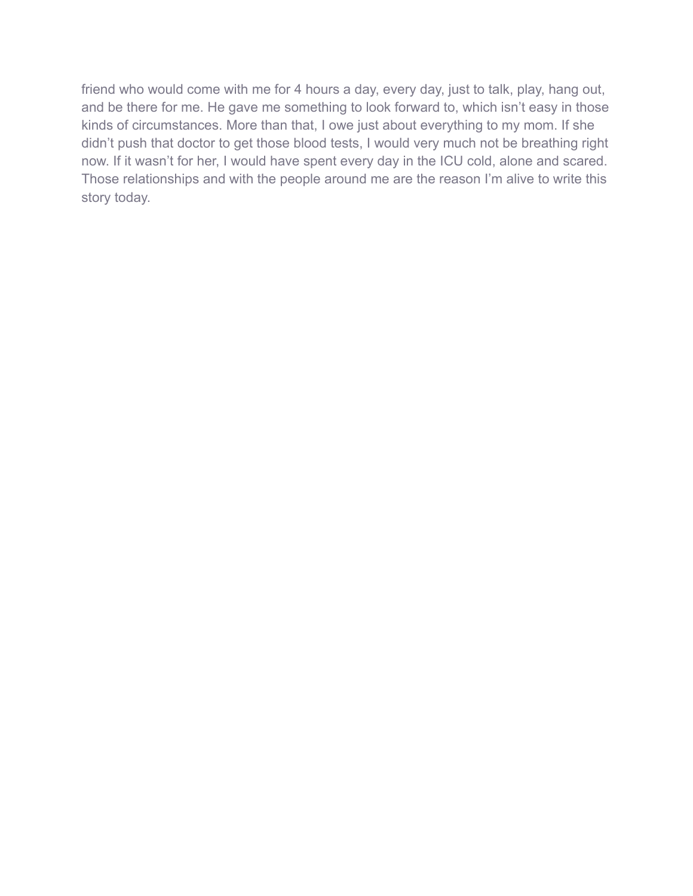friend who would come with me for 4 hours a day, every day, just to talk, play, hang out, and be there for me. He gave me something to look forward to, which isn't easy in those kinds of circumstances. More than that, I owe just about everything to my mom. If she didn't push that doctor to get those blood tests, I would very much not be breathing right now. If it wasn't for her, I would have spent every day in the ICU cold, alone and scared. Those relationships and with the people around me are the reason I'm alive to write this story today.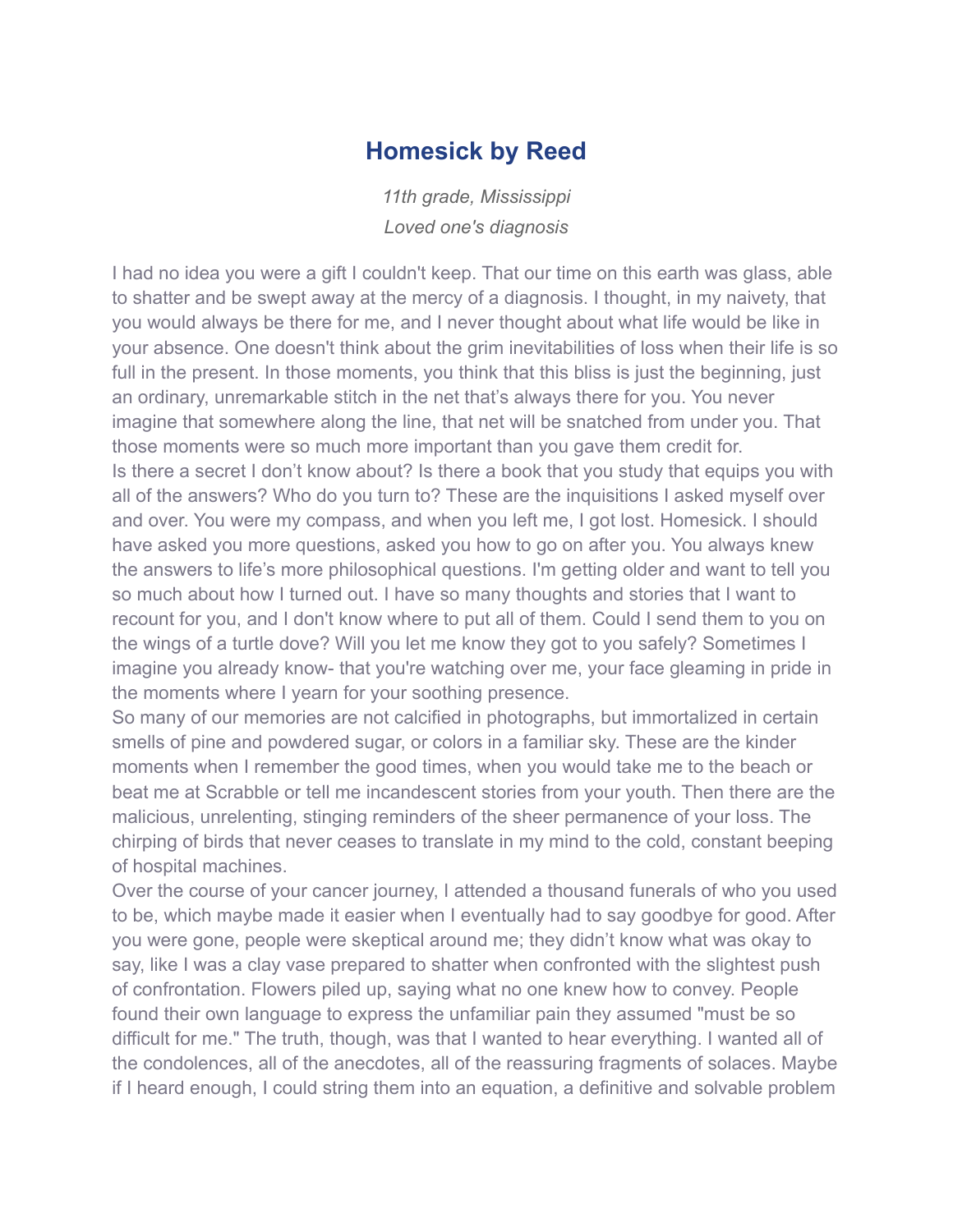## Homesick by Reed

*11th grade, Mississippi*

*Loved one's diagnosis*

I had no idea you were a gift I couldn't keep. That our time on this earth was glass, able to shatter and be swept away at the mercy of a diagnosis. I thought, in my naivety, that you would always be there for me, and I never thought about what life would be like in your absence. One doesn't think about the grim inevitabilities of loss when their life is so full in the present. In those moments, you think that this bliss is just the beginning, just an ordinary, unremarkable stitch in the net that's always there for you. You never imagine that somewhere along the line, that net will be snatched from under you. That those moments were so much more important than you gave them credit for.

Is there a secret I don't know about? Is there a book that you study that equips you with all of the answers? Who do you turn to? These are the inquisitions I asked myself over and over. You were my compass, and when you left me, I got lost. Homesick. I should have asked you more questions, asked you how to go on after you. You always knew the answers to life's more philosophical questions. I'm getting older and want to tell you so much about how I turned out. I have so many thoughts and stories that I want to recount for you, and I don't know where to put all of them. Could I send them to you on the wings of a turtle dove? Will you let me know they got to you safely? Sometimes I imagine you already know- that you're watching over me, your face gleaming in pride in the moments where I yearn for your soothing presence.

So many of our memories are not calcified in photographs, but immortalized in certain smells of pine and powdered sugar, or colors in a familiar sky. These are the kinder moments when I remember the good times, when you would take me to the beach or beat me at Scrabble or tell me incandescent stories from your youth. Then there are the malicious, unrelenting, stinging reminders of the sheer permanence of your loss. The chirping of birds that never ceases to translate in my mind to the cold, constant beeping of hospital machines.

Over the course of your cancer journey, I attended a thousand funerals of who you used to be, which maybe made it easier when I eventually had to say goodbye for good. After you were gone, people were skeptical around me; they didn't know what was okay to say, like I was a clay vase prepared to shatter when confronted with the slightest push of confrontation. Flowers piled up, saying what no one knew how to convey. People found their own language to express the unfamiliar pain they assumed "must be so difficult for me." The truth, though, was that I wanted to hear everything. I wanted all of the condolences, all of the anecdotes, all of the reassuring fragments of solaces. Maybe if I heard enough, I could string them into an equation, a definitive and solvable problem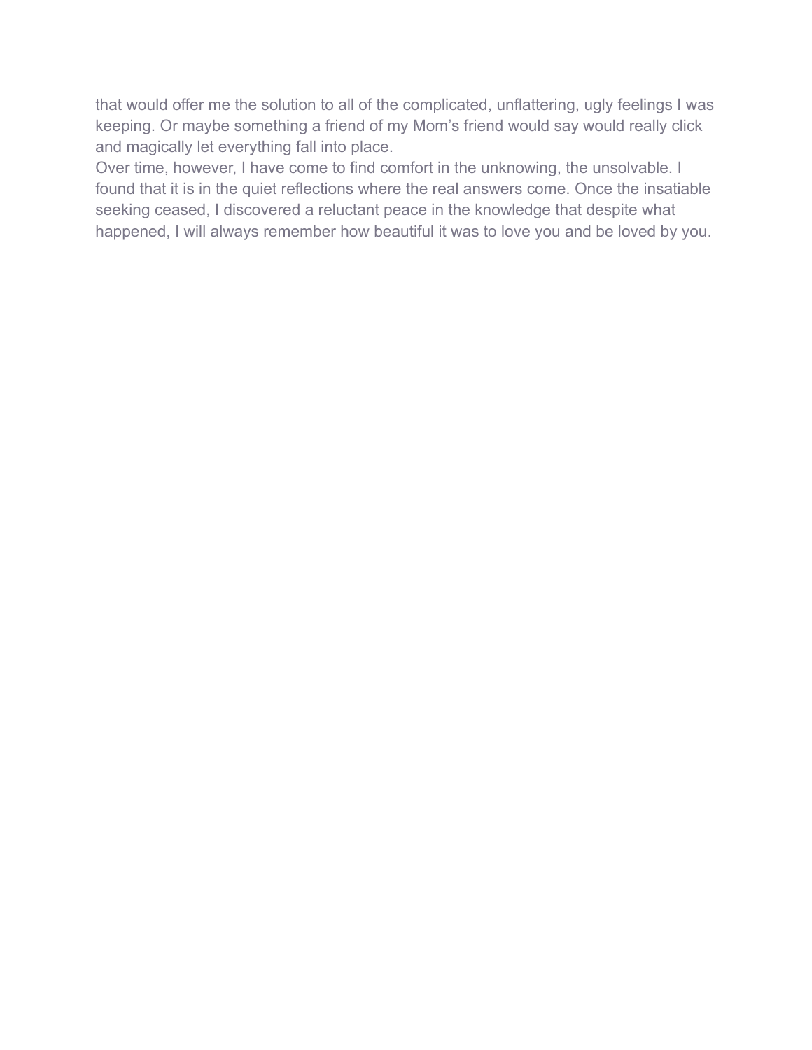that would offer me the solution to all of the complicated, unflattering, ugly feelings I was keeping. Or maybe something a friend of my Mom's friend would say would really click and magically let everything fall into place.

Over time, however, I have come to find comfort in the unknowing, the unsolvable. I found that it is in the quiet reflections where the real answers come. Once the insatiable seeking ceased, I discovered a reluctant peace in the knowledge that despite what happened, I will always remember how beautiful it was to love you and be loved by you.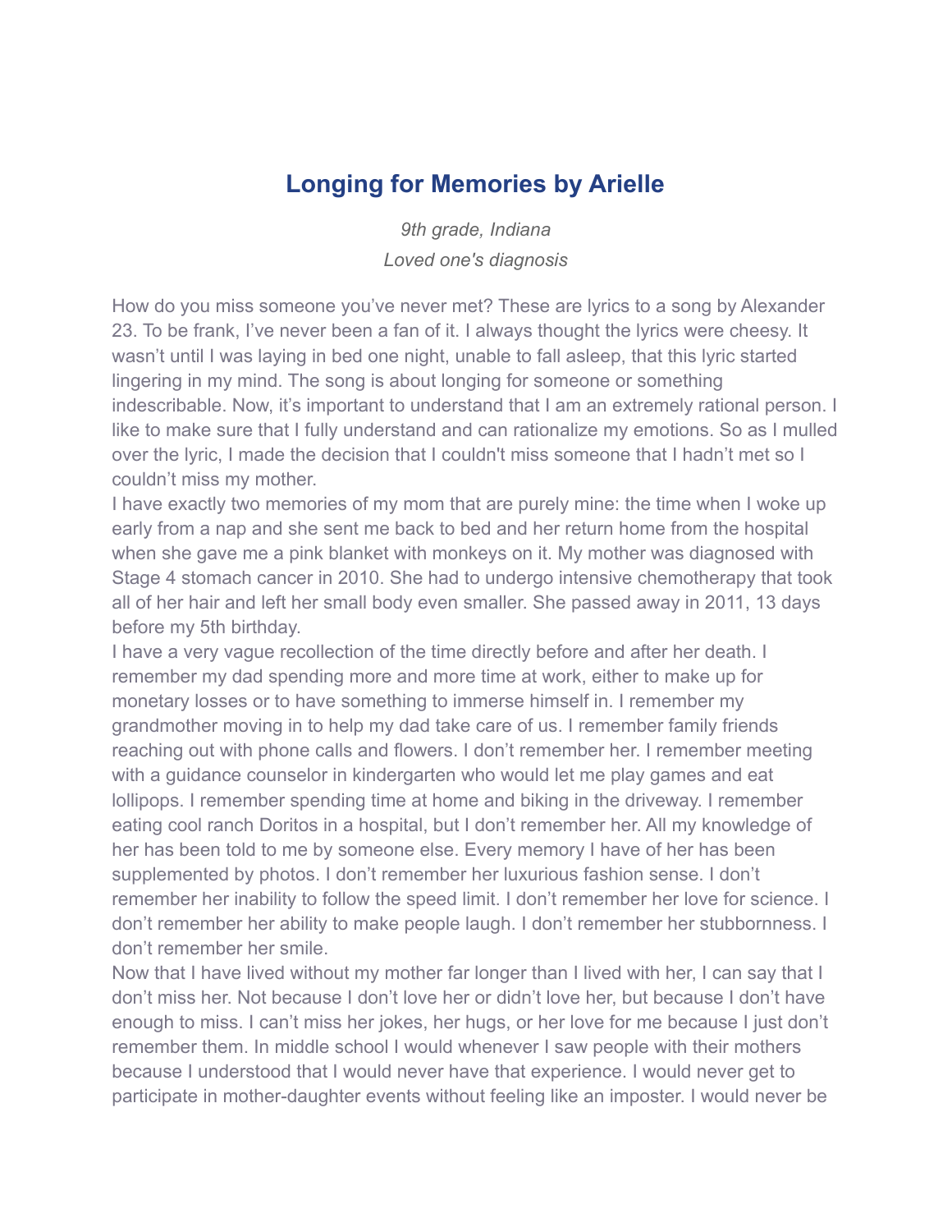# Longing for Memories by Arielle

*9th grade, Indiana*

*Loved one's diagnosis*

How do you miss someone you've never met? These are lyrics to a song by Alexander 23. To be frank, I've never been a fan of it. I always thought the lyrics were cheesy. It wasn't until I was laying in bed one night, unable to fall asleep, that this lyric started lingering in my mind. The song is about longing for someone or something indescribable. Now, it's important to understand that I am an extremely rational person. I like to make sure that I fully understand and can rationalize my emotions. So as I mulled over the lyric, I made the decision that I couldn't miss someone that I hadn't met so I couldn't miss my mother.

I have exactly two memories of my mom that are purely mine: the time when I woke up early from a nap and she sent me back to bed and her return home from the hospital when she gave me a pink blanket with monkeys on it. My mother was diagnosed with Stage 4 stomach cancer in 2010. She had to undergo intensive chemotherapy that took all of her hair and left her small body even smaller. She passed away in 2011, 13 days before my 5th birthday.

I have a very vague recollection of the time directly before and after her death. I remember my dad spending more and more time at work, either to make up for monetary losses or to have something to immerse himself in. I remember my grandmother moving in to help my dad take care of us. I remember family friends reaching out with phone calls and flowers. I don't remember her. I remember meeting with a guidance counselor in kindergarten who would let me play games and eat lollipops. I remember spending time at home and biking in the driveway. I remember eating cool ranch Doritos in a hospital, but I don't remember her. All my knowledge of her has been told to me by someone else. Every memory I have of her has been supplemented by photos. I don't remember her luxurious fashion sense. I don't remember her inability to follow the speed limit. I don't remember her love for science. I don't remember her ability to make people laugh. I don't remember her stubbornness. I don't remember her smile.

Now that I have lived without my mother far longer than I lived with her, I can say that I don't miss her. Not because I don't love her or didn't love her, but because I don't have enough to miss. I can't miss her jokes, her hugs, or her love for me because I just don't remember them. In middle school I would whenever I saw people with their mothers because I understood that I would never have that experience. I would never get to participate in mother-daughter events without feeling like an imposter. I would never be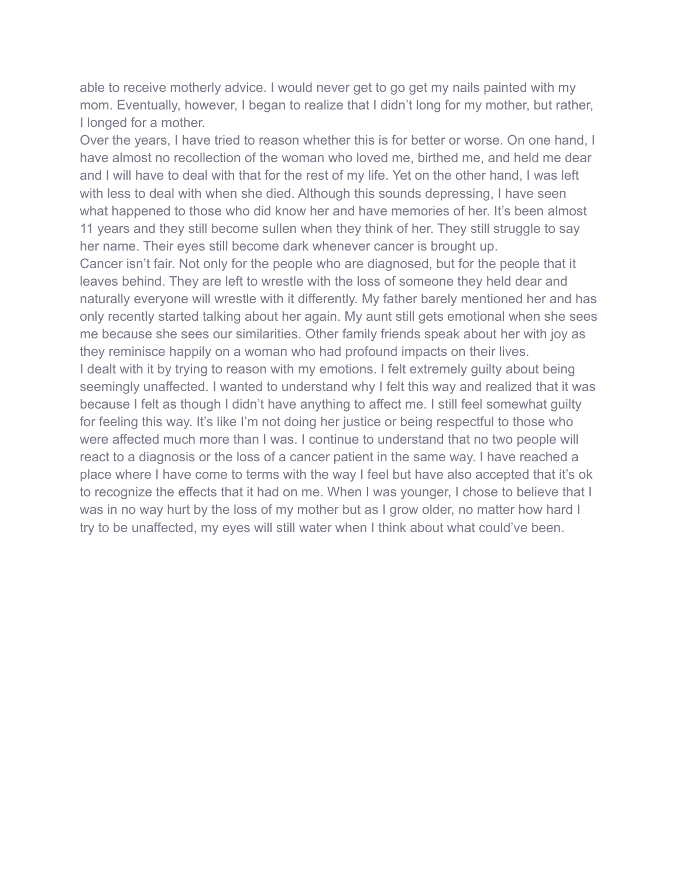able to receive motherly advice. I would never get to go get my nails painted with my mom. Eventually, however, I began to realize that I didn't long for my mother, but rather, I longed for a mother.

Over the years, I have tried to reason whether this is for better or worse. On one hand, I have almost no recollection of the woman who loved me, birthed me, and held me dear and I will have to deal with that for the rest of my life. Yet on the other hand, I was left with less to deal with when she died. Although this sounds depressing, I have seen what happened to those who did know her and have memories of her. It's been almost 11 years and they still become sullen when they think of her. They still struggle to say her name. Their eyes still become dark whenever cancer is brought up.

Cancer isn't fair. Not only for the people who are diagnosed, but for the people that it leaves behind. They are left to wrestle with the loss of someone they held dear and naturally everyone will wrestle with it differently. My father barely mentioned her and has only recently started talking about her again. My aunt still gets emotional when she sees me because she sees our similarities. Other family friends speak about her with joy as they reminisce happily on a woman who had profound impacts on their lives.

I dealt with it by trying to reason with my emotions. I felt extremely guilty about being seemingly unaffected. I wanted to understand why I felt this way and realized that it was because I felt as though I didn't have anything to affect me. I still feel somewhat guilty for feeling this way. It's like I'm not doing her justice or being respectful to those who were affected much more than I was. I continue to understand that no two people will react to a diagnosis or the loss of a cancer patient in the same way. I have reached a place where I have come to terms with the way I feel but have also accepted that it's ok to recognize the effects that it had on me. When I was younger, I chose to believe that I was in no way hurt by the loss of my mother but as I grow older, no matter how hard I try to be unaffected, my eyes will still water when I think about what could've been.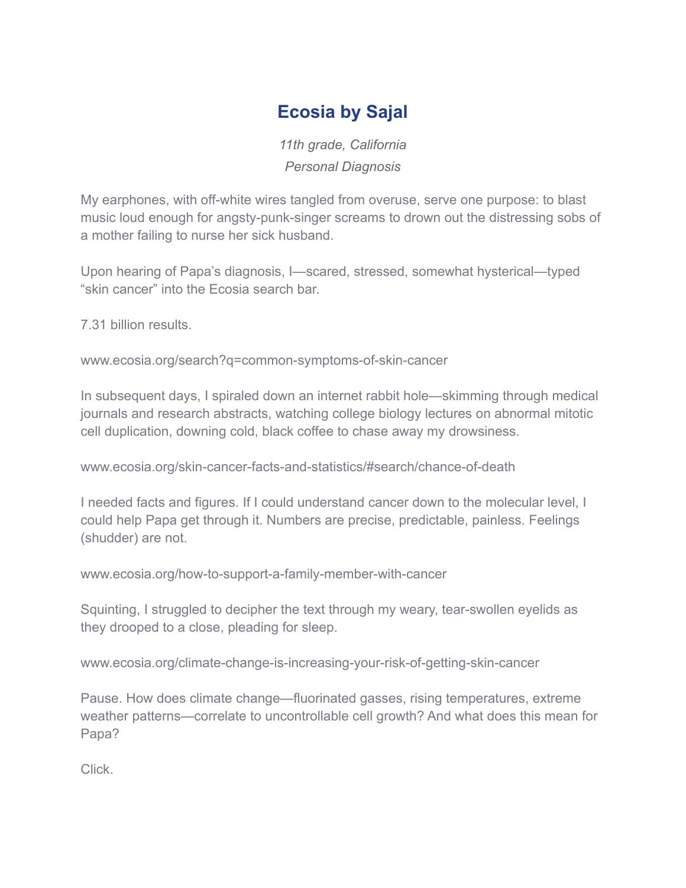# Ecosia by Sajal

*11th grade, California*
*Personal Diagnosis*

My earphones, with off-white wires tangled from overuse, serve one purpose: to blast music loud enough for angsty-punk-singer screams to drown out the distressing sobs of a mother failing to nurse her sick husband.

Upon hearing of Papa's diagnosis, I—scared, stressed, somewhat hysterical—typed "skin cancer" into the Ecosia search bar.

7.31 billion results.

www.ecosia.org/search?q=common-symptoms-of-skin-cancer

In subsequent days, I spiraled down an internet rabbit hole—skimming through medical journals and research abstracts, watching college biology lectures on abnormal mitotic cell duplication, downing cold, black coffee to chase away my drowsiness.

www.ecosia.org/skin-cancer-facts-and-statistics/#search/chance-of-death

I needed facts and figures. If I could understand cancer down to the molecular level, I could help Papa get through it. Numbers are precise, predictable, painless. Feelings (shudder) are not.

www.ecosia.org/how-to-support-a-family-member-with-cancer

Squinting, I struggled to decipher the text through my weary, tear-swollen eyelids as they drooped to a close, pleading for sleep.

www.ecosia.org/climate-change-is-increasing-your-risk-of-getting-skin-cancer

Pause. How does climate change—fluorinated gasses, rising temperatures, extreme weather patterns—correlate to uncontrollable cell growth? And what does this mean for Papa?

Click.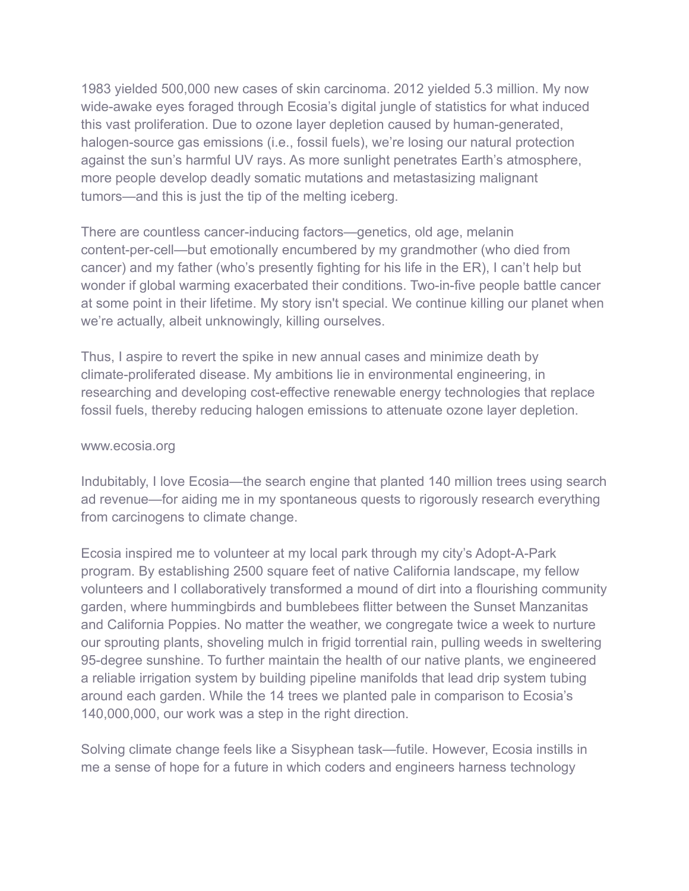1983 yielded 500,000 new cases of skin carcinoma. 2012 yielded 5.3 million. My now wide-awake eyes foraged through Ecosia's digital jungle of statistics for what induced this vast proliferation. Due to ozone layer depletion caused by human-generated, halogen-source gas emissions (i.e., fossil fuels), we're losing our natural protection against the sun's harmful UV rays. As more sunlight penetrates Earth's atmosphere, more people develop deadly somatic mutations and metastasizing malignant tumors—and this is just the tip of the melting iceberg.

There are countless cancer-inducing factors—genetics, old age, melanin content-per-cell—but emotionally encumbered by my grandmother (who died from cancer) and my father (who's presently fighting for his life in the ER), I can't help but wonder if global warming exacerbated their conditions. Two-in-five people battle cancer at some point in their lifetime. My story isn't special. We continue killing our planet when we're actually, albeit unknowingly, killing ourselves.

Thus, I aspire to revert the spike in new annual cases and minimize death by climate-proliferated disease. My ambitions lie in environmental engineering, in researching and developing cost-effective renewable energy technologies that replace fossil fuels, thereby reducing halogen emissions to attenuate ozone layer depletion.

www.ecosia.org

Indubitably, I love Ecosia—the search engine that planted 140 million trees using search ad revenue—for aiding me in my spontaneous quests to rigorously research everything from carcinogens to climate change.

Ecosia inspired me to volunteer at my local park through my city's Adopt-A-Park program. By establishing 2500 square feet of native California landscape, my fellow volunteers and I collaboratively transformed a mound of dirt into a flourishing community garden, where hummingbirds and bumblebees flitter between the Sunset Manzanitas and California Poppies. No matter the weather, we congregate twice a week to nurture our sprouting plants, shoveling mulch in frigid torrential rain, pulling weeds in sweltering 95-degree sunshine. To further maintain the health of our native plants, we engineered a reliable irrigation system by building pipeline manifolds that lead drip system tubing around each garden. While the 14 trees we planted pale in comparison to Ecosia's 140,000,000, our work was a step in the right direction.

Solving climate change feels like a Sisyphean task—futile. However, Ecosia instills in me a sense of hope for a future in which coders and engineers harness technology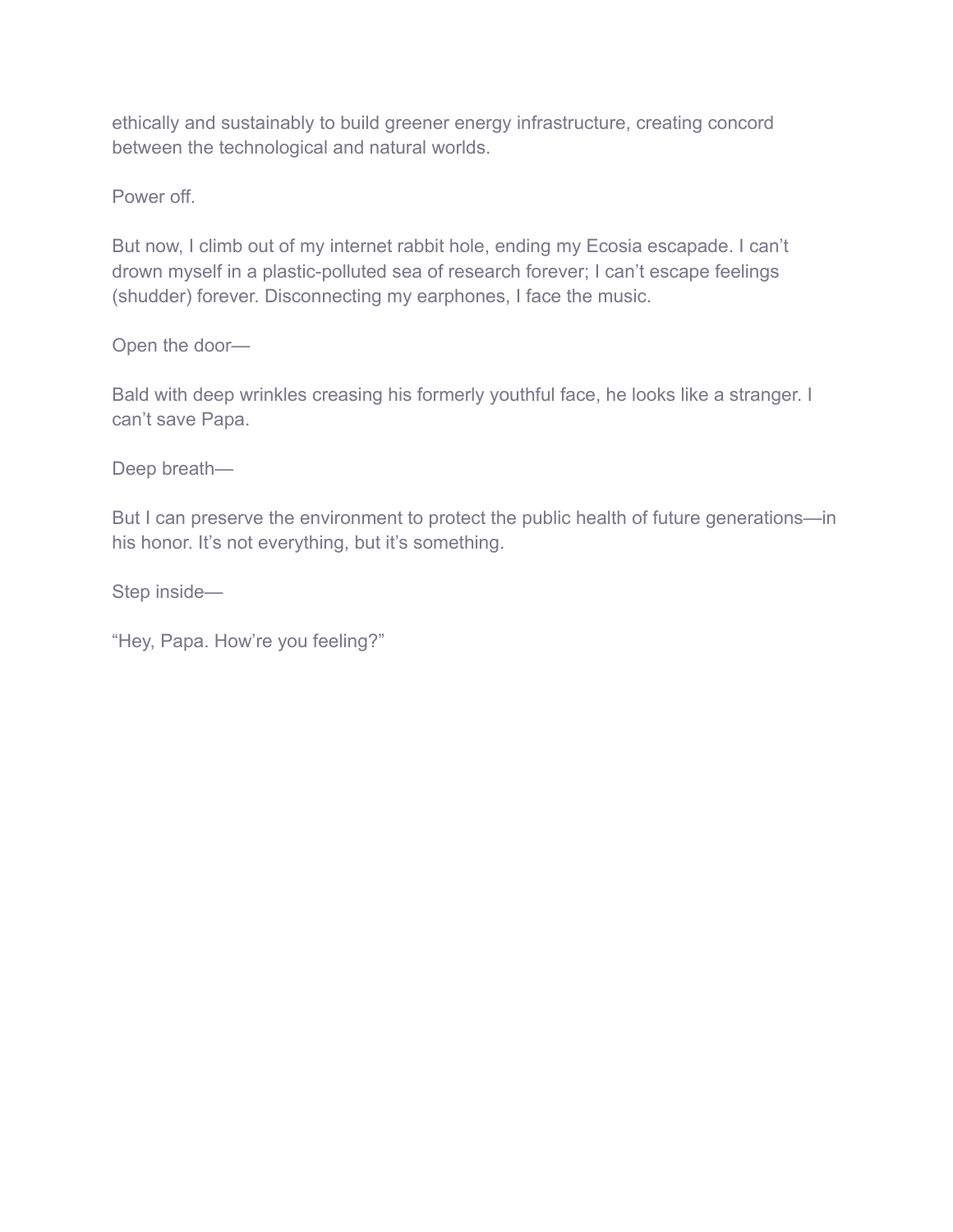ethically and sustainably to build greener energy infrastructure, creating concord between the technological and natural worlds.

Power off.

But now, I climb out of my internet rabbit hole, ending my Ecosia escapade. I can't drown myself in a plastic-polluted sea of research forever; I can't escape feelings (shudder) forever. Disconnecting my earphones, I face the music.

Open the door—

Bald with deep wrinkles creasing his formerly youthful face, he looks like a stranger. I can't save Papa.

Deep breath—

But I can preserve the environment to protect the public health of future generations—in his honor. It's not everything, but it's something.

Step inside—

"Hey, Papa. How're you feeling?"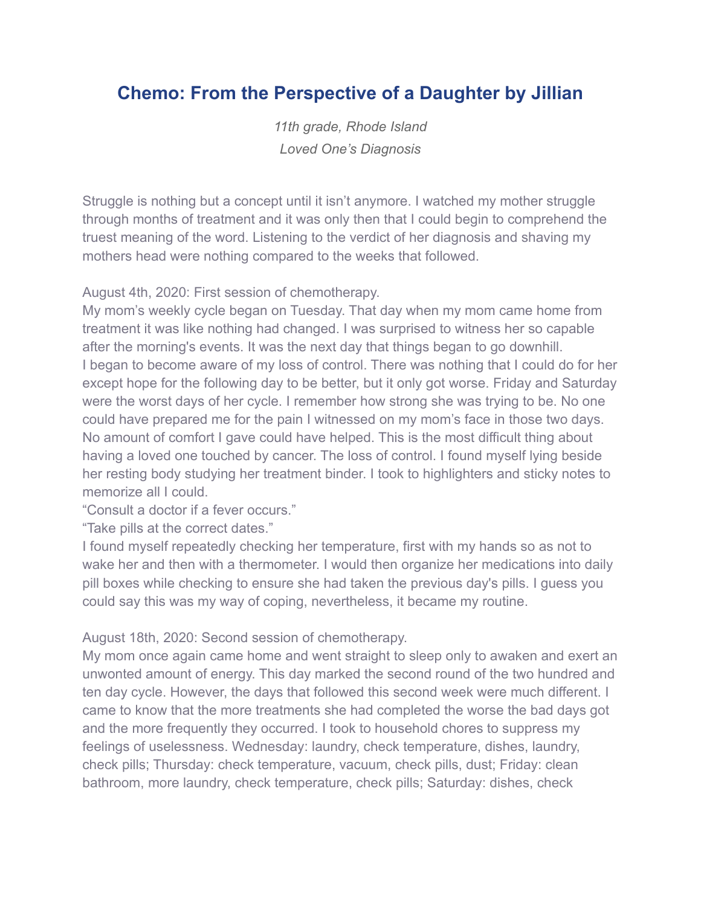# Chemo: From the Perspective of a Daughter by Jillian

*11th grade, Rhode Island*
*Loved One's Diagnosis*

Struggle is nothing but a concept until it isn't anymore. I watched my mother struggle through months of treatment and it was only then that I could begin to comprehend the truest meaning of the word. Listening to the verdict of her diagnosis and shaving my mothers head were nothing compared to the weeks that followed.

August 4th, 2020: First session of chemotherapy.
My mom's weekly cycle began on Tuesday. That day when my mom came home from treatment it was like nothing had changed. I was surprised to witness her so capable after the morning's events. It was the next day that things began to go downhill.
I began to become aware of my loss of control. There was nothing that I could do for her except hope for the following day to be better, but it only got worse. Friday and Saturday were the worst days of her cycle. I remember how strong she was trying to be. No one could have prepared me for the pain I witnessed on my mom's face in those two days. No amount of comfort I gave could have helped. This is the most difficult thing about having a loved one touched by cancer. The loss of control. I found myself lying beside her resting body studying her treatment binder. I took to highlighters and sticky notes to memorize all I could.
"Consult a doctor if a fever occurs."
"Take pills at the correct dates."
I found myself repeatedly checking her temperature, first with my hands so as not to wake her and then with a thermometer. I would then organize her medications into daily pill boxes while checking to ensure she had taken the previous day's pills. I guess you could say this was my way of coping, nevertheless, it became my routine.

August 18th, 2020: Second session of chemotherapy.
My mom once again came home and went straight to sleep only to awaken and exert an unwonted amount of energy. This day marked the second round of the two hundred and ten day cycle. However, the days that followed this second week were much different. I came to know that the more treatments she had completed the worse the bad days got and the more frequently they occurred. I took to household chores to suppress my feelings of uselessness. Wednesday: laundry, check temperature, dishes, laundry, check pills; Thursday: check temperature, vacuum, check pills, dust; Friday: clean bathroom, more laundry, check temperature, check pills; Saturday: dishes, check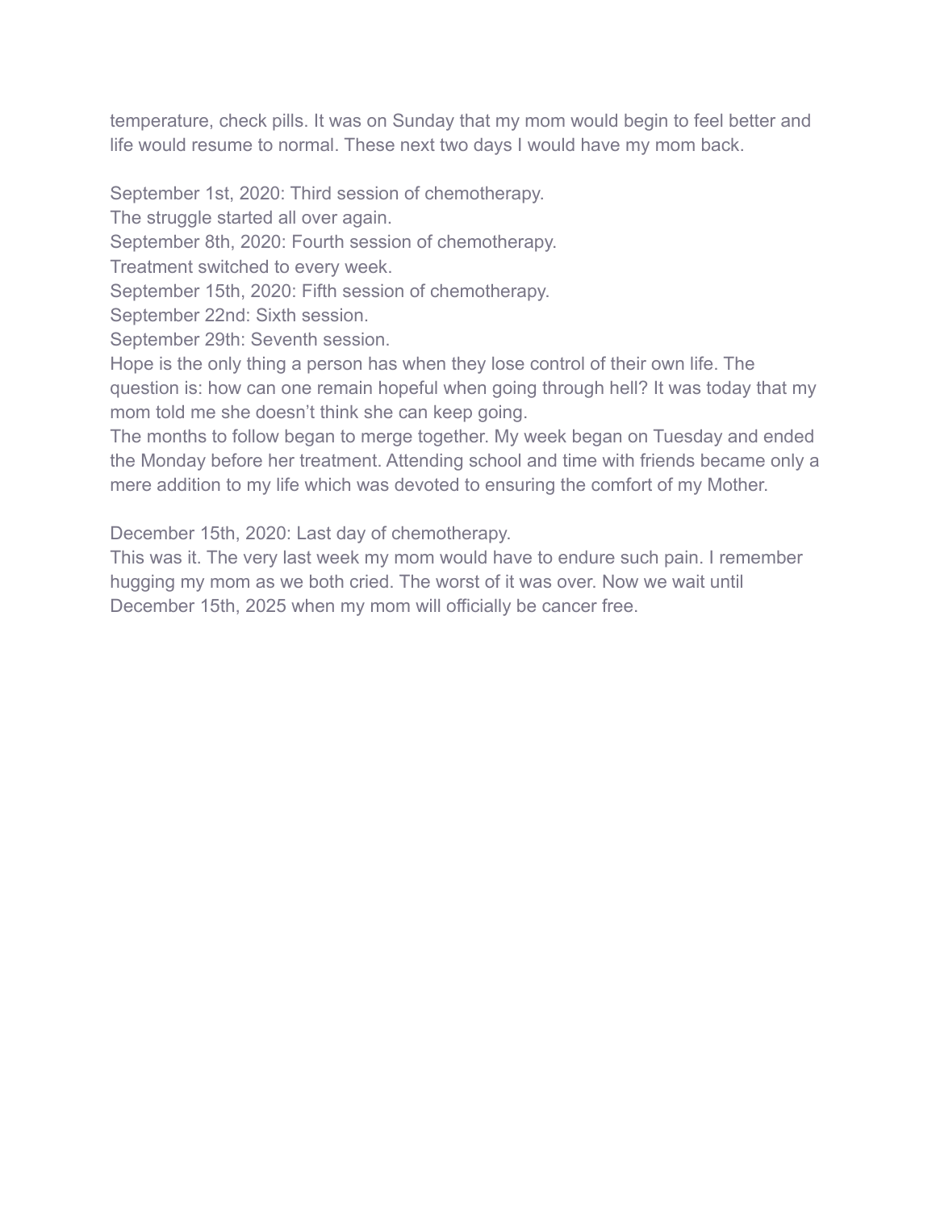temperature, check pills. It was on Sunday that my mom would begin to feel better and life would resume to normal. These next two days I would have my mom back.

September 1st, 2020: Third session of chemotherapy.
The struggle started all over again.
September 8th, 2020: Fourth session of chemotherapy.
Treatment switched to every week.
September 15th, 2020: Fifth session of chemotherapy.
September 22nd: Sixth session.
September 29th: Seventh session.
Hope is the only thing a person has when they lose control of their own life. The question is: how can one remain hopeful when going through hell? It was today that my mom told me she doesn't think she can keep going.
The months to follow began to merge together. My week began on Tuesday and ended the Monday before her treatment. Attending school and time with friends became only a mere addition to my life which was devoted to ensuring the comfort of my Mother.

December 15th, 2020: Last day of chemotherapy.
This was it. The very last week my mom would have to endure such pain. I remember hugging my mom as we both cried. The worst of it was over. Now we wait until December 15th, 2025 when my mom will officially be cancer free.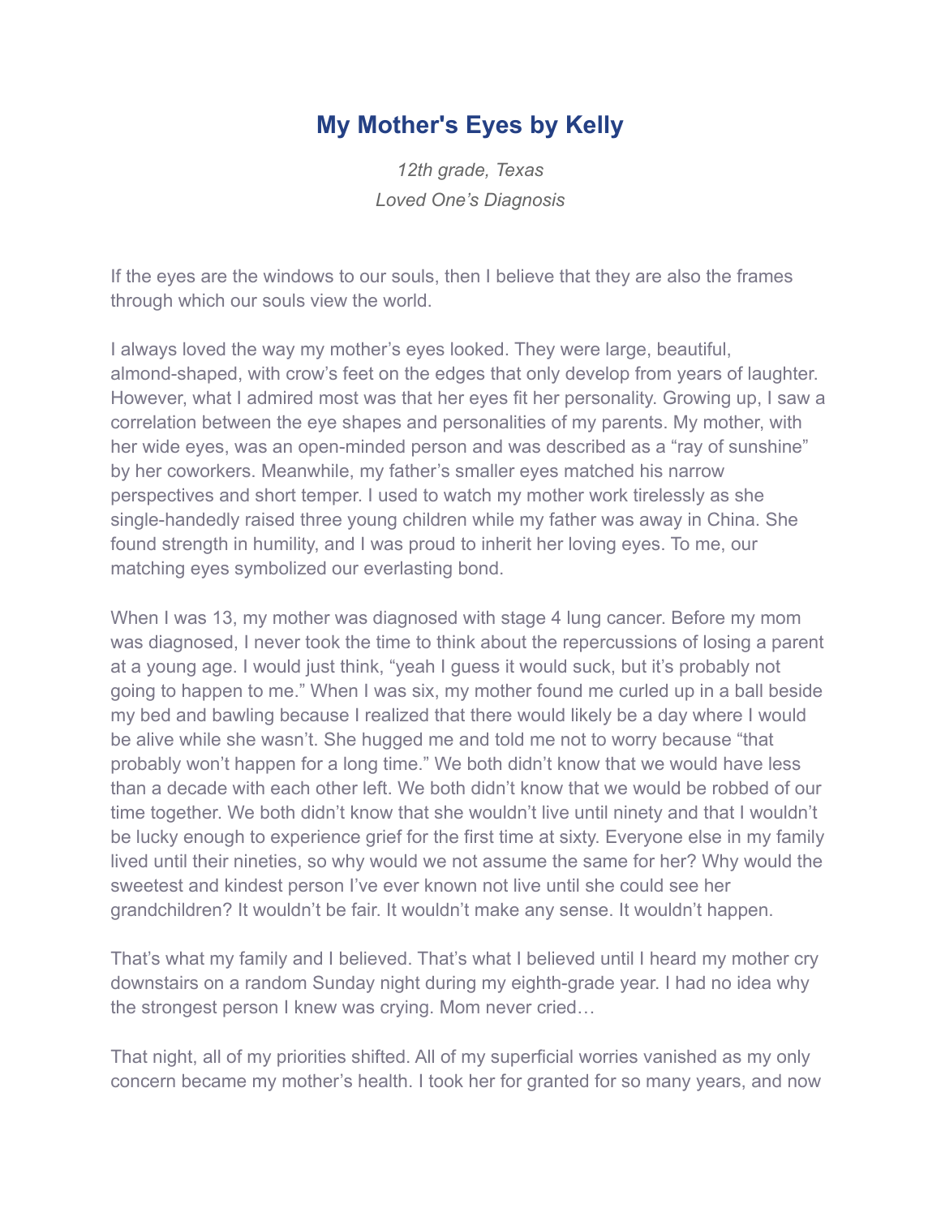# My Mother's Eyes by Kelly

*12th grade, Texas*
*Loved One's Diagnosis*

If the eyes are the windows to our souls, then I believe that they are also the frames through which our souls view the world.

I always loved the way my mother's eyes looked. They were large, beautiful, almond-shaped, with crow's feet on the edges that only develop from years of laughter. However, what I admired most was that her eyes fit her personality. Growing up, I saw a correlation between the eye shapes and personalities of my parents. My mother, with her wide eyes, was an open-minded person and was described as a "ray of sunshine" by her coworkers. Meanwhile, my father's smaller eyes matched his narrow perspectives and short temper. I used to watch my mother work tirelessly as she single-handedly raised three young children while my father was away in China. She found strength in humility, and I was proud to inherit her loving eyes. To me, our matching eyes symbolized our everlasting bond.

When I was 13, my mother was diagnosed with stage 4 lung cancer. Before my mom was diagnosed, I never took the time to think about the repercussions of losing a parent at a young age. I would just think, "yeah I guess it would suck, but it's probably not going to happen to me." When I was six, my mother found me curled up in a ball beside my bed and bawling because I realized that there would likely be a day where I would be alive while she wasn't. She hugged me and told me not to worry because "that probably won't happen for a long time." We both didn't know that we would have less than a decade with each other left. We both didn't know that we would be robbed of our time together. We both didn't know that she wouldn't live until ninety and that I wouldn't be lucky enough to experience grief for the first time at sixty. Everyone else in my family lived until their nineties, so why would we not assume the same for her? Why would the sweetest and kindest person I've ever known not live until she could see her grandchildren? It wouldn't be fair. It wouldn't make any sense. It wouldn't happen.

That's what my family and I believed. That's what I believed until I heard my mother cry downstairs on a random Sunday night during my eighth-grade year. I had no idea why the strongest person I knew was crying. Mom never cried…

That night, all of my priorities shifted. All of my superficial worries vanished as my only concern became my mother's health. I took her for granted for so many years, and now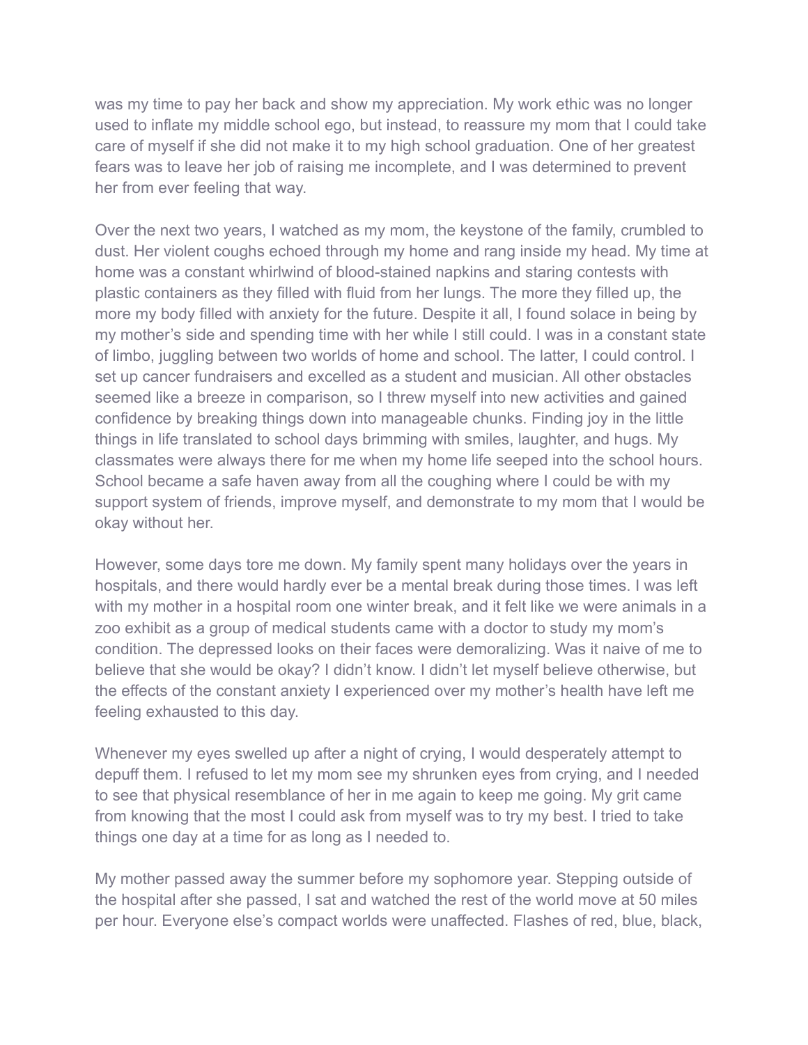was my time to pay her back and show my appreciation. My work ethic was no longer used to inflate my middle school ego, but instead, to reassure my mom that I could take care of myself if she did not make it to my high school graduation. One of her greatest fears was to leave her job of raising me incomplete, and I was determined to prevent her from ever feeling that way.

Over the next two years, I watched as my mom, the keystone of the family, crumbled to dust. Her violent coughs echoed through my home and rang inside my head. My time at home was a constant whirlwind of blood-stained napkins and staring contests with plastic containers as they filled with fluid from her lungs. The more they filled up, the more my body filled with anxiety for the future. Despite it all, I found solace in being by my mother's side and spending time with her while I still could. I was in a constant state of limbo, juggling between two worlds of home and school. The latter, I could control. I set up cancer fundraisers and excelled as a student and musician. All other obstacles seemed like a breeze in comparison, so I threw myself into new activities and gained confidence by breaking things down into manageable chunks. Finding joy in the little things in life translated to school days brimming with smiles, laughter, and hugs. My classmates were always there for me when my home life seeped into the school hours. School became a safe haven away from all the coughing where I could be with my support system of friends, improve myself, and demonstrate to my mom that I would be okay without her.

However, some days tore me down. My family spent many holidays over the years in hospitals, and there would hardly ever be a mental break during those times. I was left with my mother in a hospital room one winter break, and it felt like we were animals in a zoo exhibit as a group of medical students came with a doctor to study my mom's condition. The depressed looks on their faces were demoralizing. Was it naive of me to believe that she would be okay? I didn't know. I didn't let myself believe otherwise, but the effects of the constant anxiety I experienced over my mother's health have left me feeling exhausted to this day.

Whenever my eyes swelled up after a night of crying, I would desperately attempt to depuff them. I refused to let my mom see my shrunken eyes from crying, and I needed to see that physical resemblance of her in me again to keep me going. My grit came from knowing that the most I could ask from myself was to try my best. I tried to take things one day at a time for as long as I needed to.

My mother passed away the summer before my sophomore year. Stepping outside of the hospital after she passed, I sat and watched the rest of the world move at 50 miles per hour. Everyone else's compact worlds were unaffected. Flashes of red, blue, black,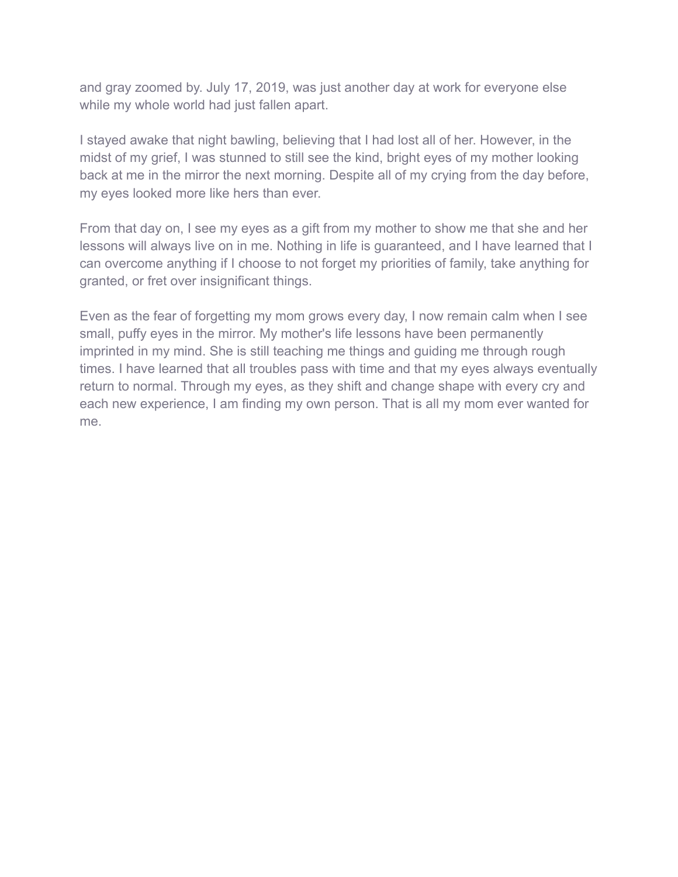and gray zoomed by. July 17, 2019, was just another day at work for everyone else while my whole world had just fallen apart.

I stayed awake that night bawling, believing that I had lost all of her. However, in the midst of my grief, I was stunned to still see the kind, bright eyes of my mother looking back at me in the mirror the next morning. Despite all of my crying from the day before, my eyes looked more like hers than ever.

From that day on, I see my eyes as a gift from my mother to show me that she and her lessons will always live on in me. Nothing in life is guaranteed, and I have learned that I can overcome anything if I choose to not forget my priorities of family, take anything for granted, or fret over insignificant things.

Even as the fear of forgetting my mom grows every day, I now remain calm when I see small, puffy eyes in the mirror. My mother's life lessons have been permanently imprinted in my mind. She is still teaching me things and guiding me through rough times. I have learned that all troubles pass with time and that my eyes always eventually return to normal. Through my eyes, as they shift and change shape with every cry and each new experience, I am finding my own person. That is all my mom ever wanted for me.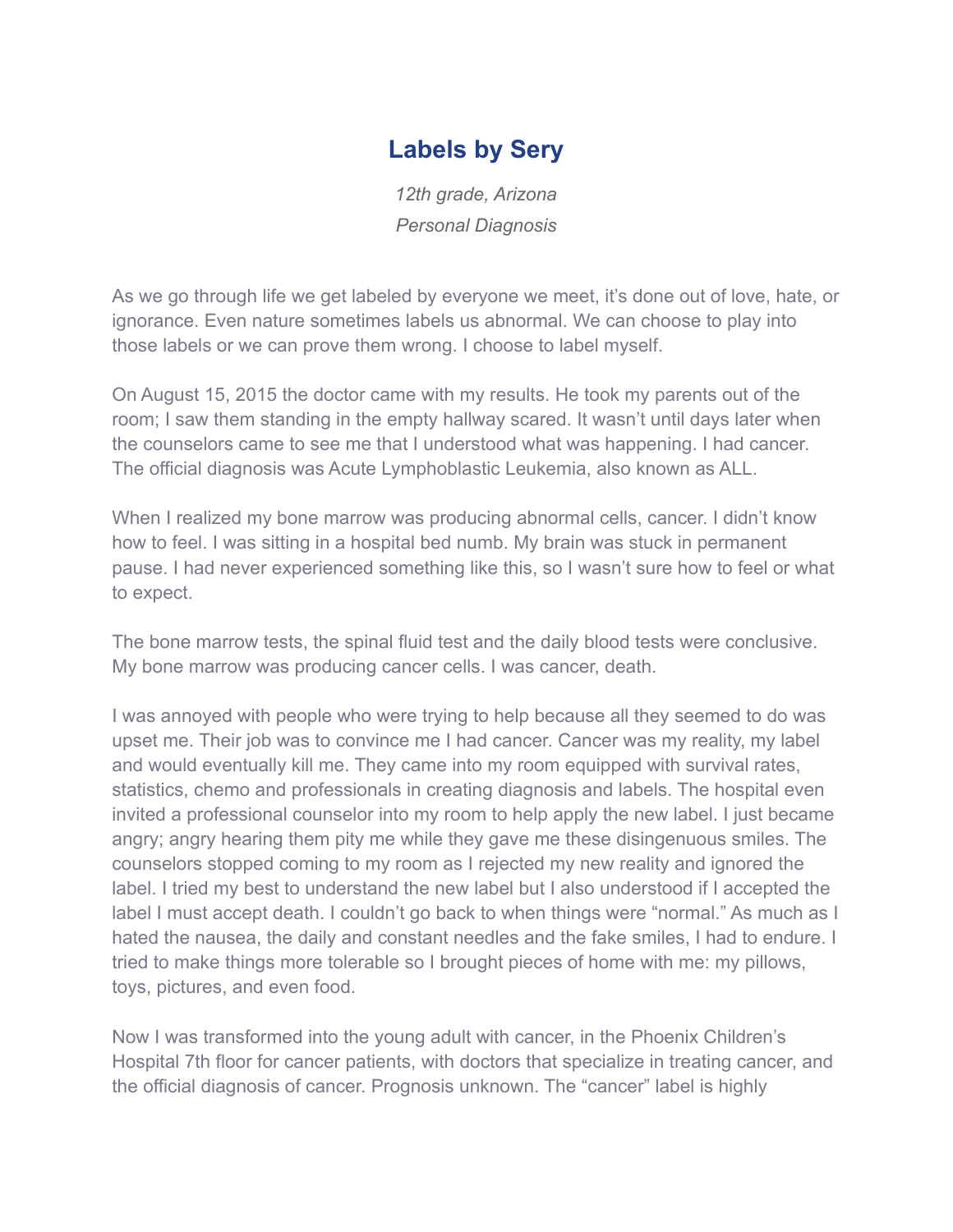# Labels by Sery

*12th grade, Arizona*
*Personal Diagnosis*

As we go through life we get labeled by everyone we meet, it's done out of love, hate, or ignorance. Even nature sometimes labels us abnormal. We can choose to play into those labels or we can prove them wrong. I choose to label myself.

On August 15, 2015 the doctor came with my results. He took my parents out of the room; I saw them standing in the empty hallway scared. It wasn't until days later when the counselors came to see me that I understood what was happening. I had cancer. The official diagnosis was Acute Lymphoblastic Leukemia, also known as ALL.

When I realized my bone marrow was producing abnormal cells, cancer. I didn't know how to feel. I was sitting in a hospital bed numb. My brain was stuck in permanent pause. I had never experienced something like this, so I wasn't sure how to feel or what to expect.

The bone marrow tests, the spinal fluid test and the daily blood tests were conclusive. My bone marrow was producing cancer cells. I was cancer, death.

I was annoyed with people who were trying to help because all they seemed to do was upset me. Their job was to convince me I had cancer. Cancer was my reality, my label and would eventually kill me. They came into my room equipped with survival rates, statistics, chemo and professionals in creating diagnosis and labels. The hospital even invited a professional counselor into my room to help apply the new label. I just became angry; angry hearing them pity me while they gave me these disingenuous smiles. The counselors stopped coming to my room as I rejected my new reality and ignored the label. I tried my best to understand the new label but I also understood if I accepted the label I must accept death. I couldn't go back to when things were "normal." As much as I hated the nausea, the daily and constant needles and the fake smiles, I had to endure. I tried to make things more tolerable so I brought pieces of home with me: my pillows, toys, pictures, and even food.

Now I was transformed into the young adult with cancer, in the Phoenix Children's Hospital 7th floor for cancer patients, with doctors that specialize in treating cancer, and the official diagnosis of cancer. Prognosis unknown. The "cancer" label is highly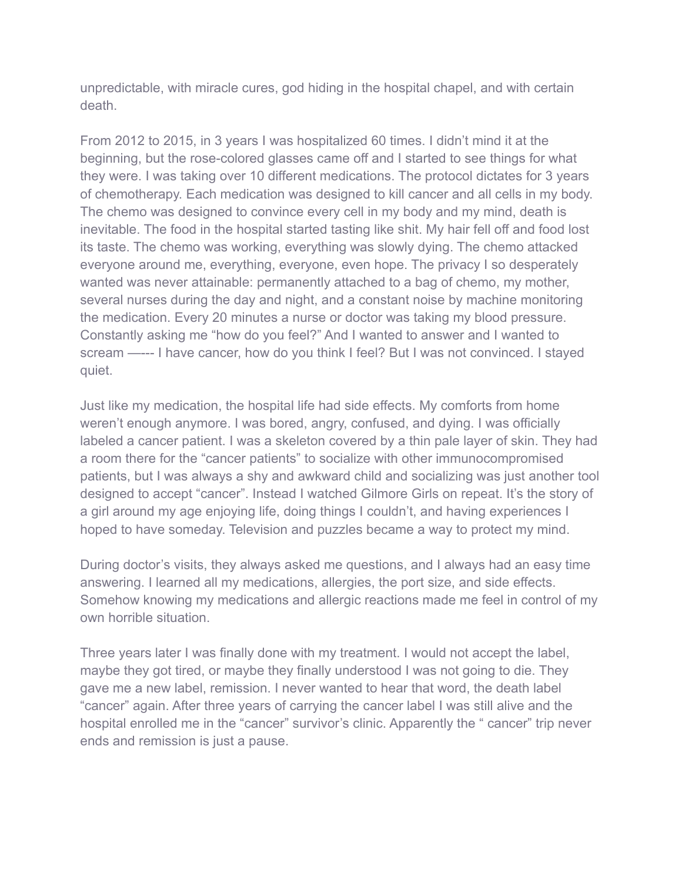unpredictable, with miracle cures, god hiding in the hospital chapel, and with certain death.

From 2012 to 2015, in 3 years I was hospitalized 60 times. I didn't mind it at the beginning, but the rose-colored glasses came off and I started to see things for what they were. I was taking over 10 different medications. The protocol dictates for 3 years of chemotherapy. Each medication was designed to kill cancer and all cells in my body. The chemo was designed to convince every cell in my body and my mind, death is inevitable. The food in the hospital started tasting like shit. My hair fell off and food lost its taste. The chemo was working, everything was slowly dying. The chemo attacked everyone around me, everything, everyone, even hope. The privacy I so desperately wanted was never attainable: permanently attached to a bag of chemo, my mother, several nurses during the day and night, and a constant noise by machine monitoring the medication. Every 20 minutes a nurse or doctor was taking my blood pressure. Constantly asking me "how do you feel?" And I wanted to answer and I wanted to scream ——- I have cancer, how do you think I feel? But I was not convinced. I stayed quiet.

Just like my medication, the hospital life had side effects. My comforts from home weren't enough anymore. I was bored, angry, confused, and dying. I was officially labeled a cancer patient. I was a skeleton covered by a thin pale layer of skin. They had a room there for the "cancer patients" to socialize with other immunocompromised patients, but I was always a shy and awkward child and socializing was just another tool designed to accept "cancer". Instead I watched Gilmore Girls on repeat. It's the story of a girl around my age enjoying life, doing things I couldn't, and having experiences I hoped to have someday. Television and puzzles became a way to protect my mind.

During doctor's visits, they always asked me questions, and I always had an easy time answering. I learned all my medications, allergies, the port size, and side effects. Somehow knowing my medications and allergic reactions made me feel in control of my own horrible situation.

Three years later I was finally done with my treatment. I would not accept the label, maybe they got tired, or maybe they finally understood I was not going to die. They gave me a new label, remission. I never wanted to hear that word, the death label "cancer" again. After three years of carrying the cancer label I was still alive and the hospital enrolled me in the "cancer" survivor's clinic. Apparently the " cancer" trip never ends and remission is just a pause.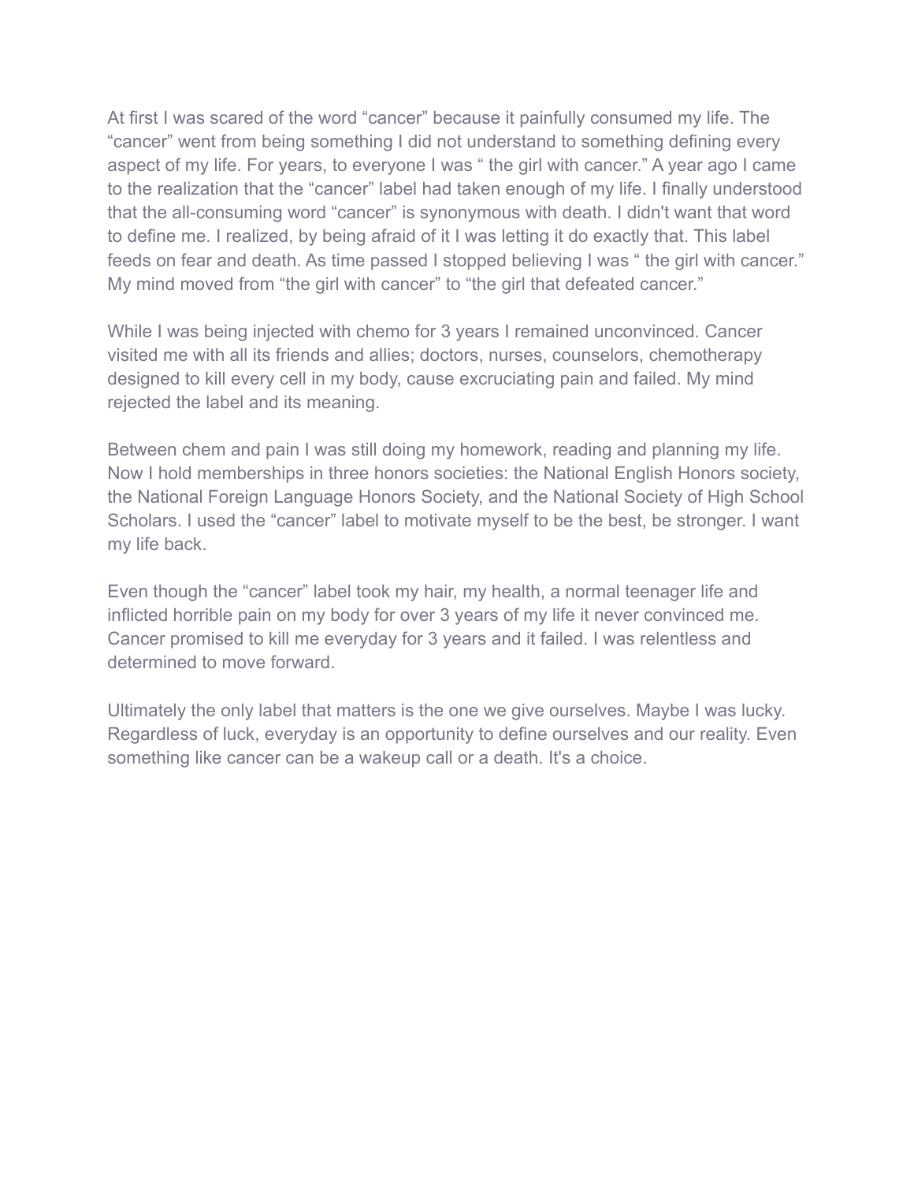At first I was scared of the word “cancer” because it painfully consumed my life. The “cancer” went from being something I did not understand to something defining every aspect of my life. For years, to everyone I was “ the girl with cancer.” A year ago I came to the realization that the “cancer” label had taken enough of my life. I finally understood that the all-consuming word “cancer” is synonymous with death. I didn't want that word to define me. I realized, by being afraid of it I was letting it do exactly that. This label feeds on fear and death. As time passed I stopped believing I was “ the girl with cancer.” My mind moved from “the girl with cancer” to “the girl that defeated cancer.”

While I was being injected with chemo for 3 years I remained unconvinced. Cancer visited me with all its friends and allies; doctors, nurses, counselors, chemotherapy designed to kill every cell in my body, cause excruciating pain and failed. My mind rejected the label and its meaning.

Between chem and pain I was still doing my homework, reading and planning my life. Now I hold memberships in three honors societies: the National English Honors society, the National Foreign Language Honors Society, and the National Society of High School Scholars. I used the “cancer” label to motivate myself to be the best, be stronger. I want my life back.

Even though the “cancer” label took my hair, my health, a normal teenager life and inflicted horrible pain on my body for over 3 years of my life it never convinced me. Cancer promised to kill me everyday for 3 years and it failed. I was relentless and determined to move forward.

Ultimately the only label that matters is the one we give ourselves. Maybe I was lucky. Regardless of luck, everyday is an opportunity to define ourselves and our reality. Even something like cancer can be a wakeup call or a death. It's a choice.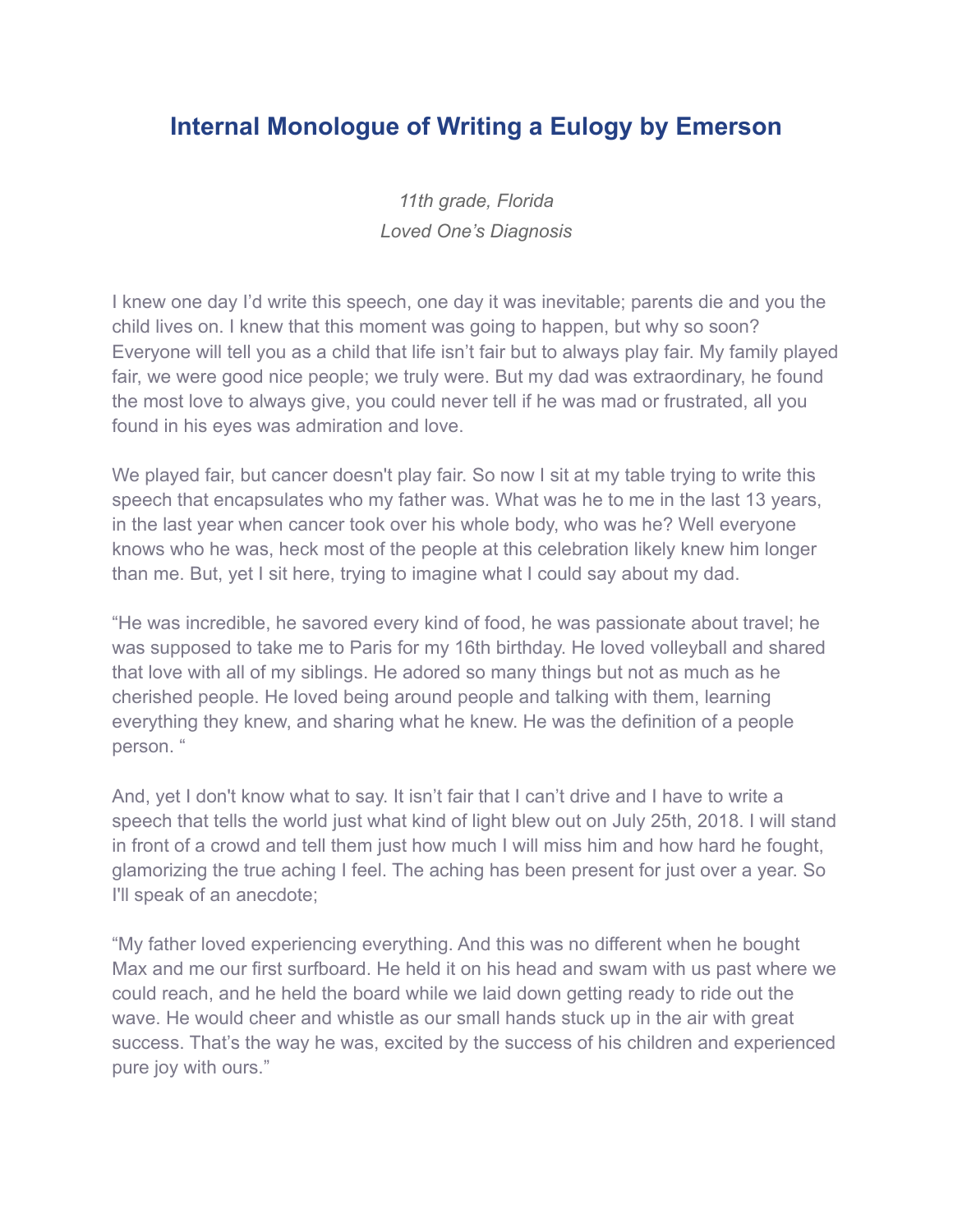# Internal Monologue of Writing a Eulogy by Emerson

*11th grade, Florida*
*Loved One's Diagnosis*

I knew one day I'd write this speech, one day it was inevitable; parents die and you the child lives on. I knew that this moment was going to happen, but why so soon? Everyone will tell you as a child that life isn't fair but to always play fair. My family played fair, we were good nice people; we truly were. But my dad was extraordinary, he found the most love to always give, you could never tell if he was mad or frustrated, all you found in his eyes was admiration and love.

We played fair, but cancer doesn't play fair. So now I sit at my table trying to write this speech that encapsulates who my father was. What was he to me in the last 13 years, in the last year when cancer took over his whole body, who was he? Well everyone knows who he was, heck most of the people at this celebration likely knew him longer than me. But, yet I sit here, trying to imagine what I could say about my dad.

"He was incredible, he savored every kind of food, he was passionate about travel; he was supposed to take me to Paris for my 16th birthday. He loved volleyball and shared that love with all of my siblings. He adored so many things but not as much as he cherished people. He loved being around people and talking with them, learning everything they knew, and sharing what he knew. He was the definition of a people person. "

And, yet I don't know what to say. It isn't fair that I can't drive and I have to write a speech that tells the world just what kind of light blew out on July 25th, 2018. I will stand in front of a crowd and tell them just how much I will miss him and how hard he fought, glamorizing the true aching I feel. The aching has been present for just over a year. So I'll speak of an anecdote;

"My father loved experiencing everything. And this was no different when he bought Max and me our first surfboard. He held it on his head and swam with us past where we could reach, and he held the board while we laid down getting ready to ride out the wave. He would cheer and whistle as our small hands stuck up in the air with great success. That's the way he was, excited by the success of his children and experienced pure joy with ours."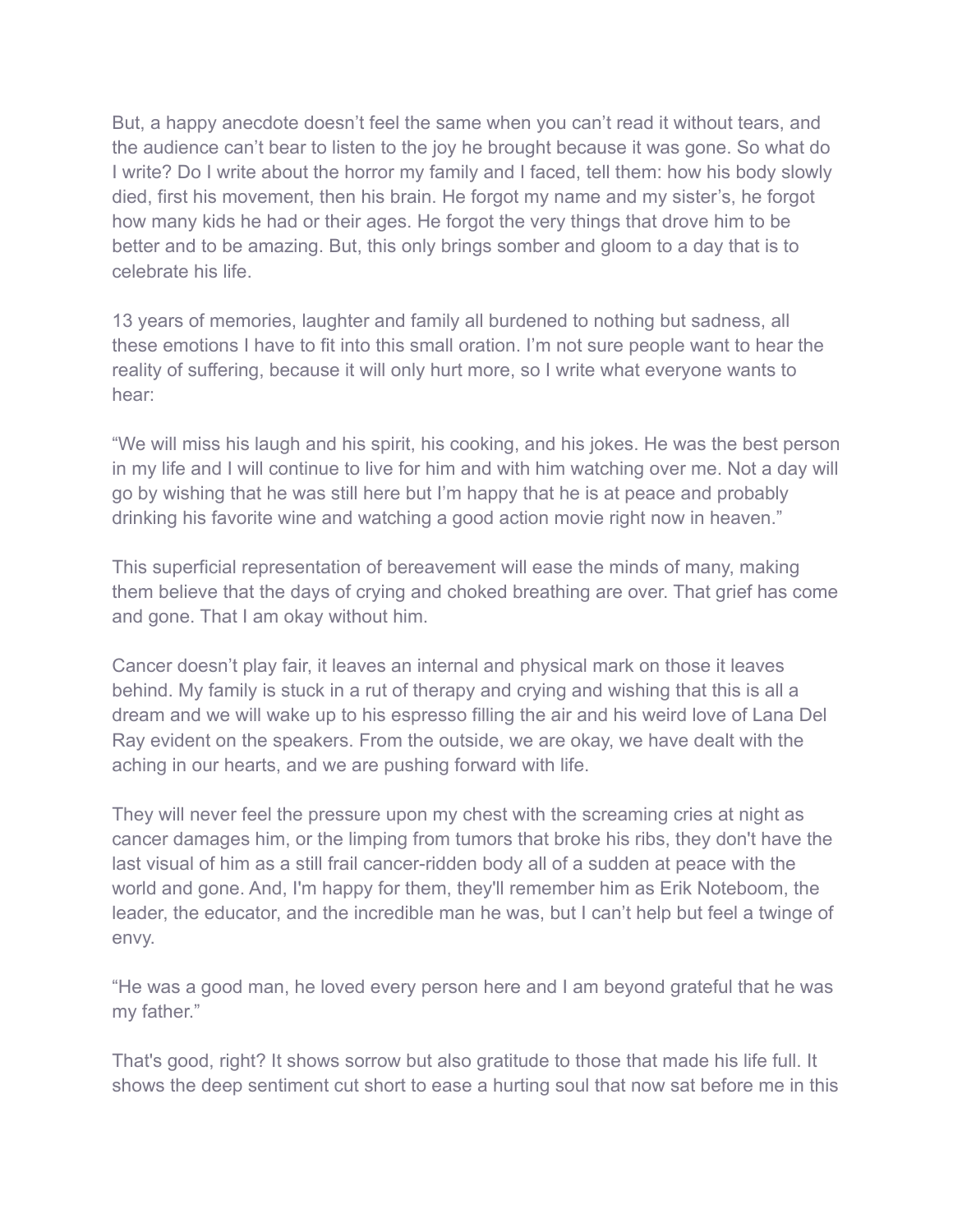But, a happy anecdote doesn't feel the same when you can't read it without tears, and the audience can't bear to listen to the joy he brought because it was gone. So what do I write? Do I write about the horror my family and I faced, tell them: how his body slowly died, first his movement, then his brain. He forgot my name and my sister's, he forgot how many kids he had or their ages. He forgot the very things that drove him to be better and to be amazing. But, this only brings somber and gloom to a day that is to celebrate his life.

13 years of memories, laughter and family all burdened to nothing but sadness, all these emotions I have to fit into this small oration. I'm not sure people want to hear the reality of suffering, because it will only hurt more, so I write what everyone wants to hear:

"We will miss his laugh and his spirit, his cooking, and his jokes. He was the best person in my life and I will continue to live for him and with him watching over me. Not a day will go by wishing that he was still here but I'm happy that he is at peace and probably drinking his favorite wine and watching a good action movie right now in heaven."

This superficial representation of bereavement will ease the minds of many, making them believe that the days of crying and choked breathing are over. That grief has come and gone. That I am okay without him.

Cancer doesn't play fair, it leaves an internal and physical mark on those it leaves behind. My family is stuck in a rut of therapy and crying and wishing that this is all a dream and we will wake up to his espresso filling the air and his weird love of Lana Del Ray evident on the speakers. From the outside, we are okay, we have dealt with the aching in our hearts, and we are pushing forward with life.

They will never feel the pressure upon my chest with the screaming cries at night as cancer damages him, or the limping from tumors that broke his ribs, they don't have the last visual of him as a still frail cancer-ridden body all of a sudden at peace with the world and gone. And, I'm happy for them, they'll remember him as Erik Noteboom, the leader, the educator, and the incredible man he was, but I can't help but feel a twinge of envy.

"He was a good man, he loved every person here and I am beyond grateful that he was my father."

That's good, right? It shows sorrow but also gratitude to those that made his life full. It shows the deep sentiment cut short to ease a hurting soul that now sat before me in this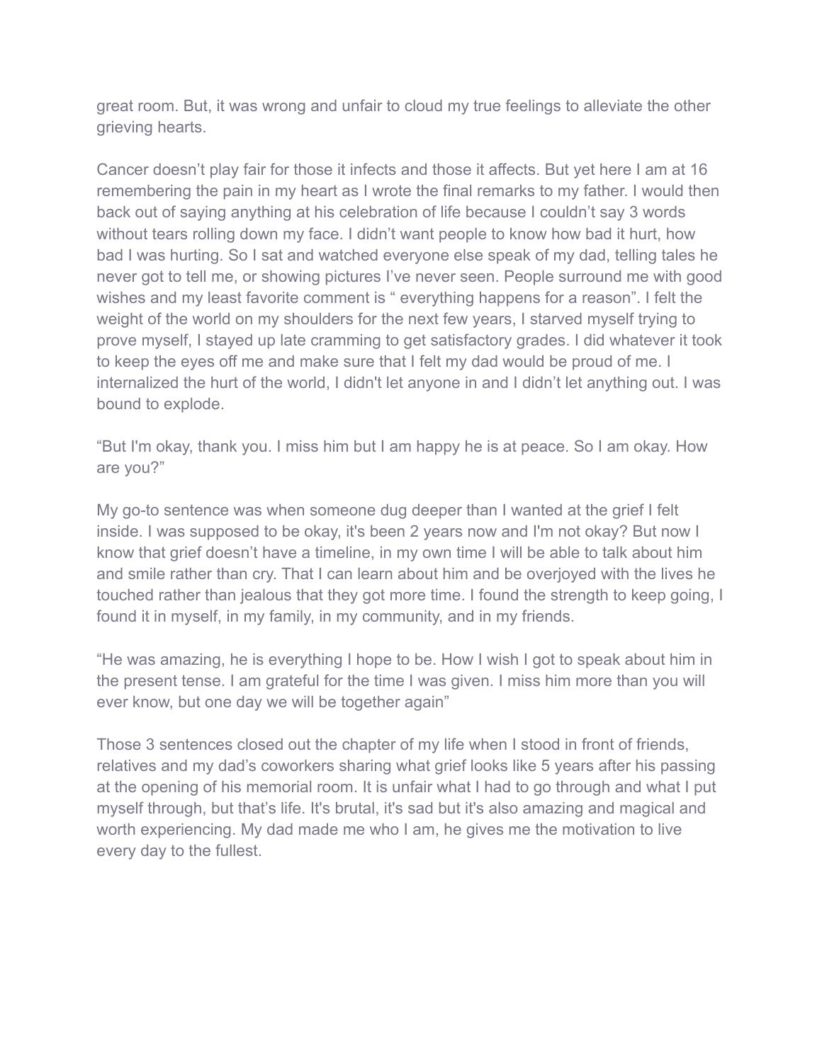great room. But, it was wrong and unfair to cloud my true feelings to alleviate the other grieving hearts.

Cancer doesn't play fair for those it infects and those it affects. But yet here I am at 16 remembering the pain in my heart as I wrote the final remarks to my father. I would then back out of saying anything at his celebration of life because I couldn't say 3 words without tears rolling down my face. I didn't want people to know how bad it hurt, how bad I was hurting. So I sat and watched everyone else speak of my dad, telling tales he never got to tell me, or showing pictures I've never seen. People surround me with good wishes and my least favorite comment is " everything happens for a reason". I felt the weight of the world on my shoulders for the next few years, I starved myself trying to prove myself, I stayed up late cramming to get satisfactory grades. I did whatever it took to keep the eyes off me and make sure that I felt my dad would be proud of me. I internalized the hurt of the world, I didn't let anyone in and I didn't let anything out. I was bound to explode.

"But I'm okay, thank you. I miss him but I am happy he is at peace. So I am okay. How are you?"

My go-to sentence was when someone dug deeper than I wanted at the grief I felt inside. I was supposed to be okay, it's been 2 years now and I'm not okay? But now I know that grief doesn't have a timeline, in my own time I will be able to talk about him and smile rather than cry. That I can learn about him and be overjoyed with the lives he touched rather than jealous that they got more time. I found the strength to keep going, I found it in myself, in my family, in my community, and in my friends.

"He was amazing, he is everything I hope to be. How I wish I got to speak about him in the present tense. I am grateful for the time I was given. I miss him more than you will ever know, but one day we will be together again"

Those 3 sentences closed out the chapter of my life when I stood in front of friends, relatives and my dad's coworkers sharing what grief looks like 5 years after his passing at the opening of his memorial room. It is unfair what I had to go through and what I put myself through, but that's life. It's brutal, it's sad but it's also amazing and magical and worth experiencing. My dad made me who I am, he gives me the motivation to live every day to the fullest.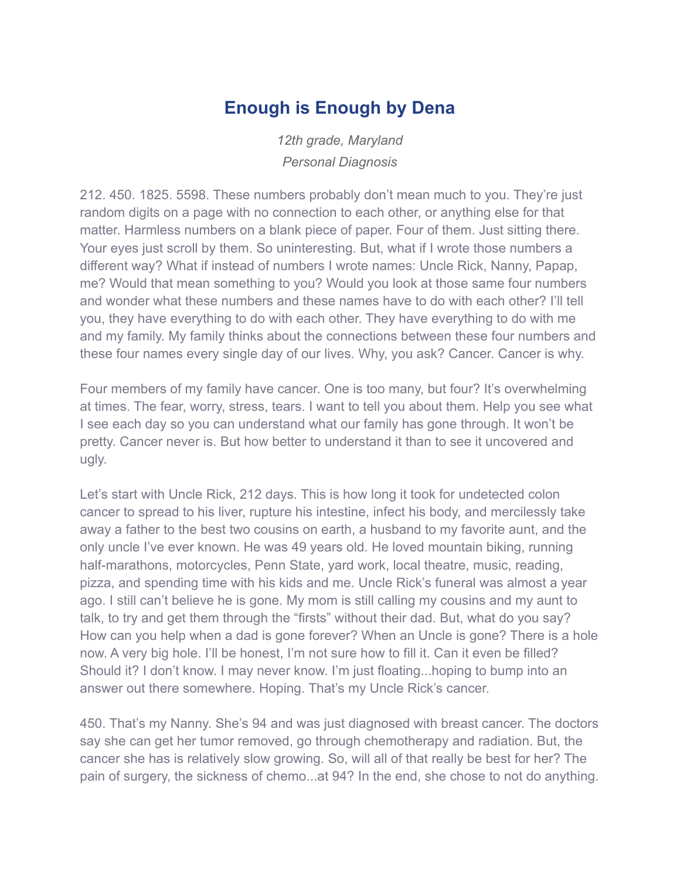## Enough is Enough by Dena

*12th grade, Maryland*

*Personal Diagnosis*

212. 450. 1825. 5598. These numbers probably don't mean much to you. They're just random digits on a page with no connection to each other, or anything else for that matter. Harmless numbers on a blank piece of paper. Four of them. Just sitting there. Your eyes just scroll by them. So uninteresting. But, what if I wrote those numbers a different way? What if instead of numbers I wrote names: Uncle Rick, Nanny, Papap, me? Would that mean something to you? Would you look at those same four numbers and wonder what these numbers and these names have to do with each other? I'll tell you, they have everything to do with each other. They have everything to do with me and my family. My family thinks about the connections between these four numbers and these four names every single day of our lives. Why, you ask? Cancer. Cancer is why.

Four members of my family have cancer. One is too many, but four? It's overwhelming at times. The fear, worry, stress, tears. I want to tell you about them. Help you see what I see each day so you can understand what our family has gone through. It won't be pretty. Cancer never is. But how better to understand it than to see it uncovered and ugly.

Let's start with Uncle Rick, 212 days. This is how long it took for undetected colon cancer to spread to his liver, rupture his intestine, infect his body, and mercilessly take away a father to the best two cousins on earth, a husband to my favorite aunt, and the only uncle I've ever known. He was 49 years old. He loved mountain biking, running half-marathons, motorcycles, Penn State, yard work, local theatre, music, reading, pizza, and spending time with his kids and me. Uncle Rick's funeral was almost a year ago. I still can't believe he is gone. My mom is still calling my cousins and my aunt to talk, to try and get them through the "firsts" without their dad. But, what do you say? How can you help when a dad is gone forever? When an Uncle is gone? There is a hole now. A very big hole. I'll be honest, I'm not sure how to fill it. Can it even be filled? Should it? I don't know. I may never know. I'm just floating...hoping to bump into an answer out there somewhere. Hoping. That's my Uncle Rick's cancer.

450. That's my Nanny. She's 94 and was just diagnosed with breast cancer. The doctors say she can get her tumor removed, go through chemotherapy and radiation. But, the cancer she has is relatively slow growing. So, will all of that really be best for her? The pain of surgery, the sickness of chemo...at 94? In the end, she chose to not do anything.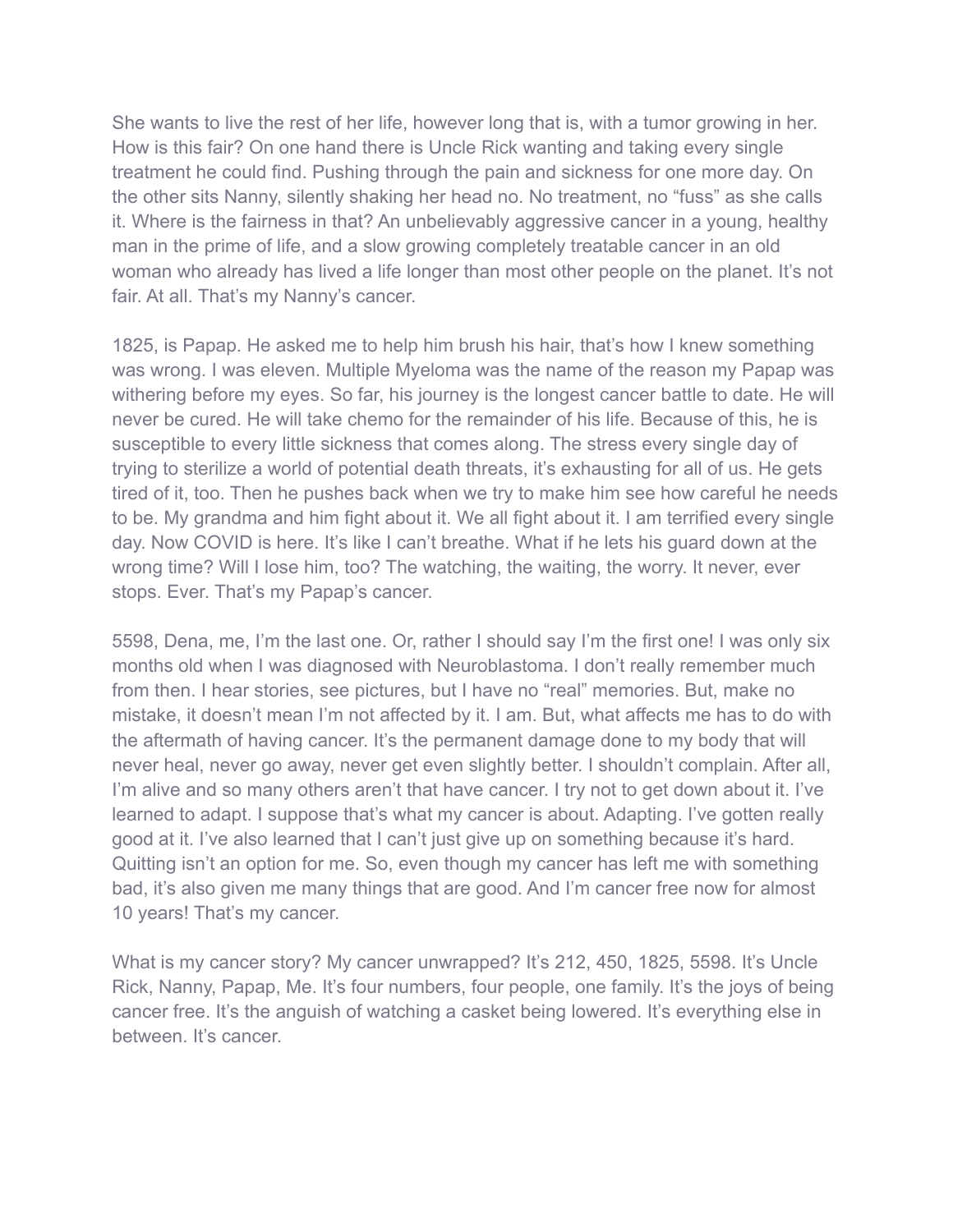She wants to live the rest of her life, however long that is, with a tumor growing in her. How is this fair? On one hand there is Uncle Rick wanting and taking every single treatment he could find. Pushing through the pain and sickness for one more day. On the other sits Nanny, silently shaking her head no. No treatment, no "fuss" as she calls it. Where is the fairness in that? An unbelievably aggressive cancer in a young, healthy man in the prime of life, and a slow growing completely treatable cancer in an old woman who already has lived a life longer than most other people on the planet. It's not fair. At all. That's my Nanny's cancer.

1825, is Papap. He asked me to help him brush his hair, that's how I knew something was wrong. I was eleven. Multiple Myeloma was the name of the reason my Papap was withering before my eyes. So far, his journey is the longest cancer battle to date. He will never be cured. He will take chemo for the remainder of his life. Because of this, he is susceptible to every little sickness that comes along. The stress every single day of trying to sterilize a world of potential death threats, it's exhausting for all of us. He gets tired of it, too. Then he pushes back when we try to make him see how careful he needs to be. My grandma and him fight about it. We all fight about it. I am terrified every single day. Now COVID is here. It's like I can't breathe. What if he lets his guard down at the wrong time? Will I lose him, too? The watching, the waiting, the worry. It never, ever stops. Ever. That's my Papap's cancer.

5598, Dena, me, I'm the last one. Or, rather I should say I'm the first one! I was only six months old when I was diagnosed with Neuroblastoma. I don't really remember much from then. I hear stories, see pictures, but I have no "real" memories. But, make no mistake, it doesn't mean I'm not affected by it. I am. But, what affects me has to do with the aftermath of having cancer. It's the permanent damage done to my body that will never heal, never go away, never get even slightly better. I shouldn't complain. After all, I'm alive and so many others aren't that have cancer. I try not to get down about it. I've learned to adapt. I suppose that's what my cancer is about. Adapting. I've gotten really good at it. I've also learned that I can't just give up on something because it's hard. Quitting isn't an option for me. So, even though my cancer has left me with something bad, it's also given me many things that are good. And I'm cancer free now for almost 10 years! That's my cancer.

What is my cancer story? My cancer unwrapped? It's 212, 450, 1825, 5598. It's Uncle Rick, Nanny, Papap, Me. It's four numbers, four people, one family. It's the joys of being cancer free. It's the anguish of watching a casket being lowered. It's everything else in between. It's cancer.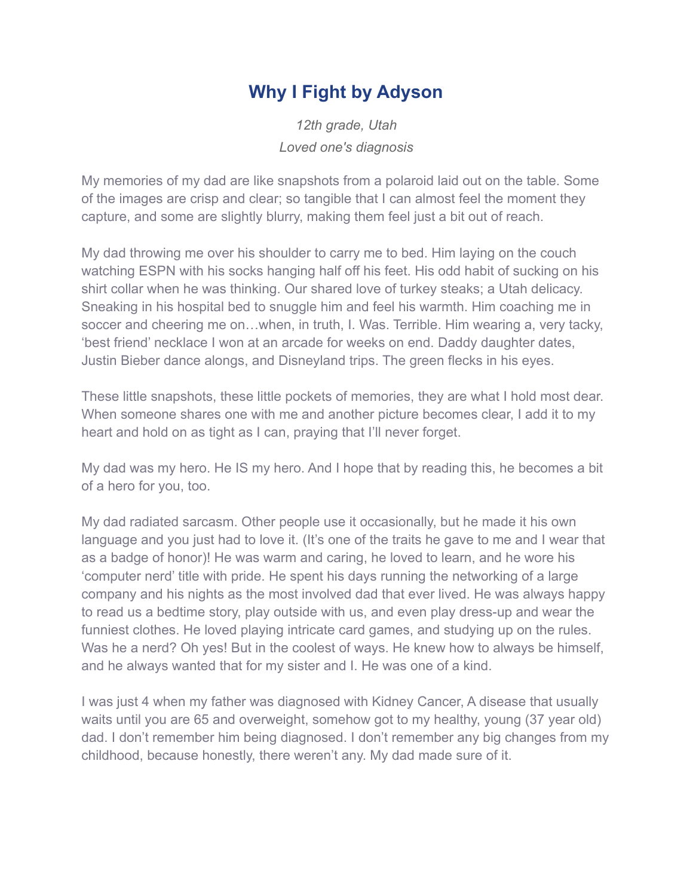# Why I Fight by Adyson

*12th grade, Utah*

*Loved one's diagnosis*

My memories of my dad are like snapshots from a polaroid laid out on the table. Some of the images are crisp and clear; so tangible that I can almost feel the moment they capture, and some are slightly blurry, making them feel just a bit out of reach.

My dad throwing me over his shoulder to carry me to bed. Him laying on the couch watching ESPN with his socks hanging half off his feet. His odd habit of sucking on his shirt collar when he was thinking. Our shared love of turkey steaks; a Utah delicacy. Sneaking in his hospital bed to snuggle him and feel his warmth. Him coaching me in soccer and cheering me on…when, in truth, I. Was. Terrible. Him wearing a, very tacky, 'best friend' necklace I won at an arcade for weeks on end. Daddy daughter dates, Justin Bieber dance alongs, and Disneyland trips. The green flecks in his eyes.

These little snapshots, these little pockets of memories, they are what I hold most dear. When someone shares one with me and another picture becomes clear, I add it to my heart and hold on as tight as I can, praying that I'll never forget.

My dad was my hero. He IS my hero. And I hope that by reading this, he becomes a bit of a hero for you, too.

My dad radiated sarcasm. Other people use it occasionally, but he made it his own language and you just had to love it. (It's one of the traits he gave to me and I wear that as a badge of honor)! He was warm and caring, he loved to learn, and he wore his 'computer nerd' title with pride. He spent his days running the networking of a large company and his nights as the most involved dad that ever lived. He was always happy to read us a bedtime story, play outside with us, and even play dress-up and wear the funniest clothes. He loved playing intricate card games, and studying up on the rules. Was he a nerd? Oh yes! But in the coolest of ways. He knew how to always be himself, and he always wanted that for my sister and I. He was one of a kind.

I was just 4 when my father was diagnosed with Kidney Cancer, A disease that usually waits until you are 65 and overweight, somehow got to my healthy, young (37 year old) dad. I don't remember him being diagnosed. I don't remember any big changes from my childhood, because honestly, there weren't any. My dad made sure of it.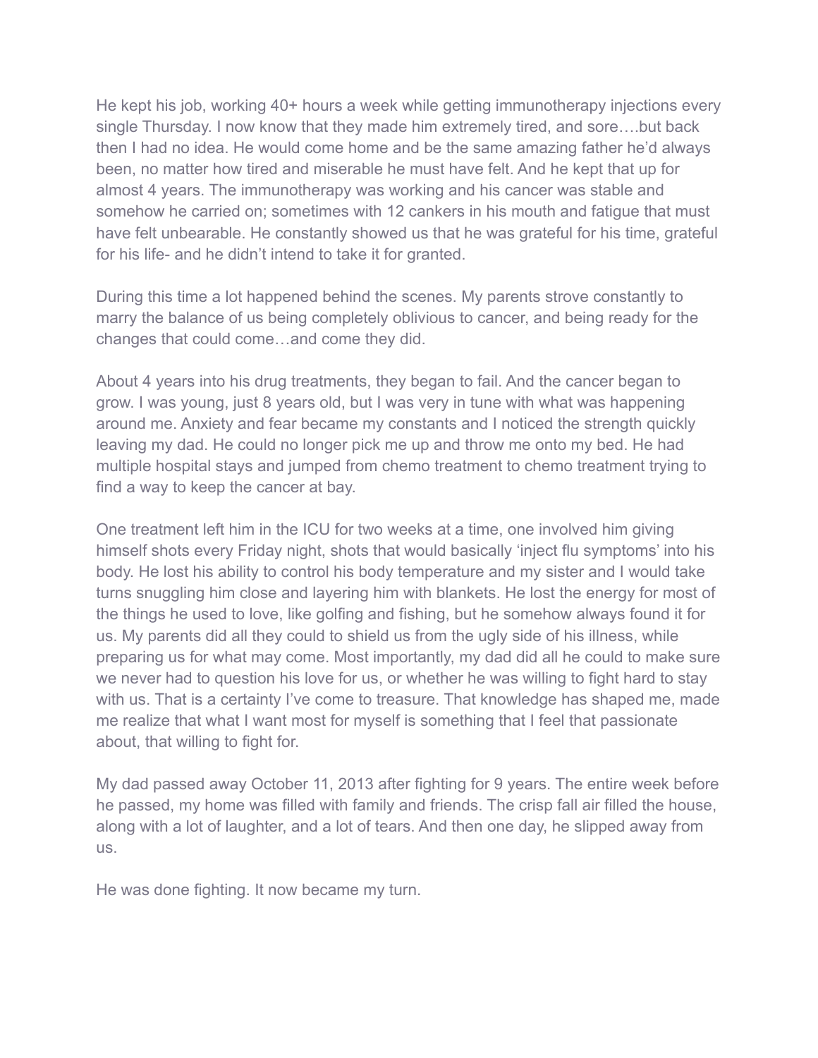He kept his job, working 40+ hours a week while getting immunotherapy injections every single Thursday. I now know that they made him extremely tired, and sore….but back then I had no idea. He would come home and be the same amazing father he'd always been, no matter how tired and miserable he must have felt. And he kept that up for almost 4 years. The immunotherapy was working and his cancer was stable and somehow he carried on; sometimes with 12 cankers in his mouth and fatigue that must have felt unbearable. He constantly showed us that he was grateful for his time, grateful for his life- and he didn't intend to take it for granted.

During this time a lot happened behind the scenes. My parents strove constantly to marry the balance of us being completely oblivious to cancer, and being ready for the changes that could come…and come they did.

About 4 years into his drug treatments, they began to fail. And the cancer began to grow. I was young, just 8 years old, but I was very in tune with what was happening around me. Anxiety and fear became my constants and I noticed the strength quickly leaving my dad. He could no longer pick me up and throw me onto my bed. He had multiple hospital stays and jumped from chemo treatment to chemo treatment trying to find a way to keep the cancer at bay.

One treatment left him in the ICU for two weeks at a time, one involved him giving himself shots every Friday night, shots that would basically 'inject flu symptoms' into his body. He lost his ability to control his body temperature and my sister and I would take turns snuggling him close and layering him with blankets. He lost the energy for most of the things he used to love, like golfing and fishing, but he somehow always found it for us. My parents did all they could to shield us from the ugly side of his illness, while preparing us for what may come. Most importantly, my dad did all he could to make sure we never had to question his love for us, or whether he was willing to fight hard to stay with us. That is a certainty I've come to treasure. That knowledge has shaped me, made me realize that what I want most for myself is something that I feel that passionate about, that willing to fight for.

My dad passed away October 11, 2013 after fighting for 9 years. The entire week before he passed, my home was filled with family and friends. The crisp fall air filled the house, along with a lot of laughter, and a lot of tears. And then one day, he slipped away from us.

He was done fighting. It now became my turn.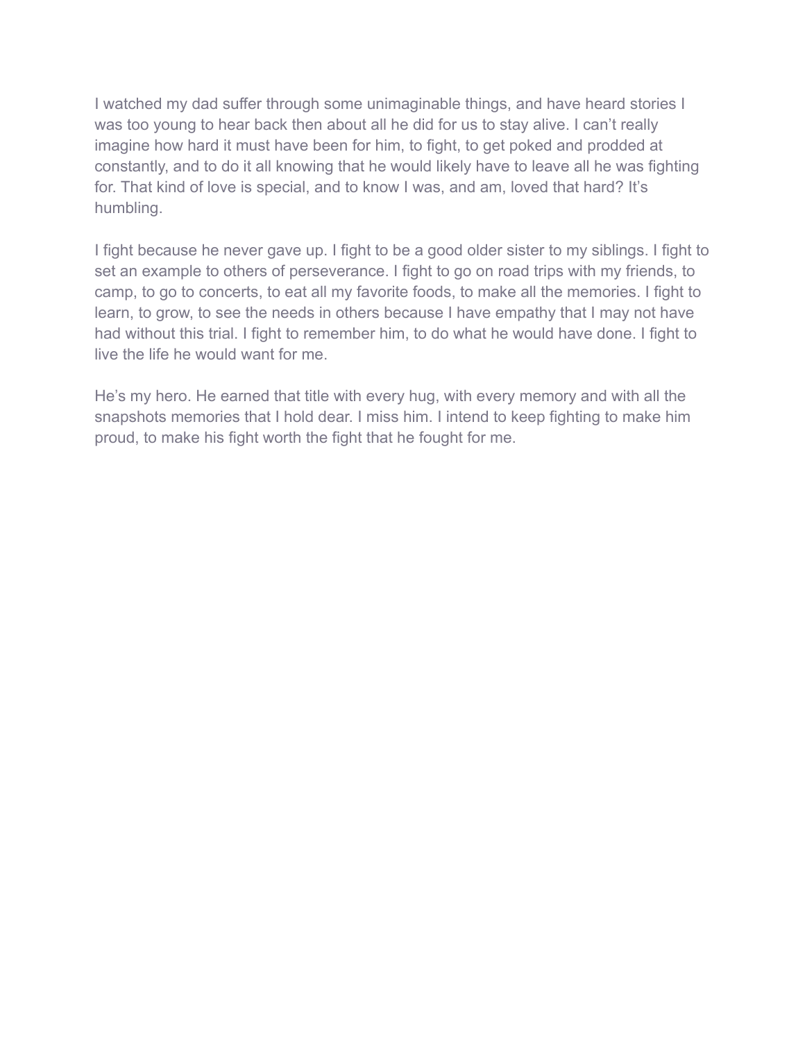I watched my dad suffer through some unimaginable things, and have heard stories I was too young to hear back then about all he did for us to stay alive. I can't really imagine how hard it must have been for him, to fight, to get poked and prodded at constantly, and to do it all knowing that he would likely have to leave all he was fighting for. That kind of love is special, and to know I was, and am, loved that hard? It's humbling.

I fight because he never gave up. I fight to be a good older sister to my siblings. I fight to set an example to others of perseverance. I fight to go on road trips with my friends, to camp, to go to concerts, to eat all my favorite foods, to make all the memories. I fight to learn, to grow, to see the needs in others because I have empathy that I may not have had without this trial. I fight to remember him, to do what he would have done. I fight to live the life he would want for me.

He's my hero. He earned that title with every hug, with every memory and with all the snapshots memories that I hold dear. I miss him. I intend to keep fighting to make him proud, to make his fight worth the fight that he fought for me.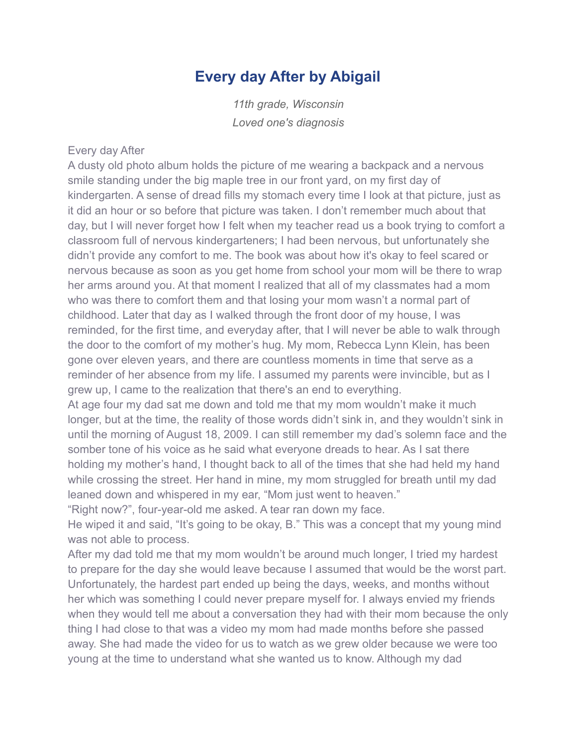# Every day After by Abigail

*11th grade, Wisconsin*
*Loved one's diagnosis*

Every day After

A dusty old photo album holds the picture of me wearing a backpack and a nervous smile standing under the big maple tree in our front yard, on my first day of kindergarten. A sense of dread fills my stomach every time I look at that picture, just as it did an hour or so before that picture was taken. I don't remember much about that day, but I will never forget how I felt when my teacher read us a book trying to comfort a classroom full of nervous kindergarteners; I had been nervous, but unfortunately she didn't provide any comfort to me. The book was about how it's okay to feel scared or nervous because as soon as you get home from school your mom will be there to wrap her arms around you. At that moment I realized that all of my classmates had a mom who was there to comfort them and that losing your mom wasn't a normal part of childhood. Later that day as I walked through the front door of my house, I was reminded, for the first time, and everyday after, that I will never be able to walk through the door to the comfort of my mother's hug. My mom, Rebecca Lynn Klein, has been gone over eleven years, and there are countless moments in time that serve as a reminder of her absence from my life. I assumed my parents were invincible, but as I grew up, I came to the realization that there's an end to everything.

At age four my dad sat me down and told me that my mom wouldn't make it much longer, but at the time, the reality of those words didn't sink in, and they wouldn't sink in until the morning of August 18, 2009. I can still remember my dad's solemn face and the somber tone of his voice as he said what everyone dreads to hear. As I sat there holding my mother's hand, I thought back to all of the times that she had held my hand while crossing the street. Her hand in mine, my mom struggled for breath until my dad leaned down and whispered in my ear, "Mom just went to heaven."

"Right now?", four-year-old me asked. A tear ran down my face.

He wiped it and said, "It's going to be okay, B." This was a concept that my young mind was not able to process.

After my dad told me that my mom wouldn't be around much longer, I tried my hardest to prepare for the day she would leave because I assumed that would be the worst part. Unfortunately, the hardest part ended up being the days, weeks, and months without her which was something I could never prepare myself for. I always envied my friends when they would tell me about a conversation they had with their mom because the only thing I had close to that was a video my mom had made months before she passed away. She had made the video for us to watch as we grew older because we were too young at the time to understand what she wanted us to know. Although my dad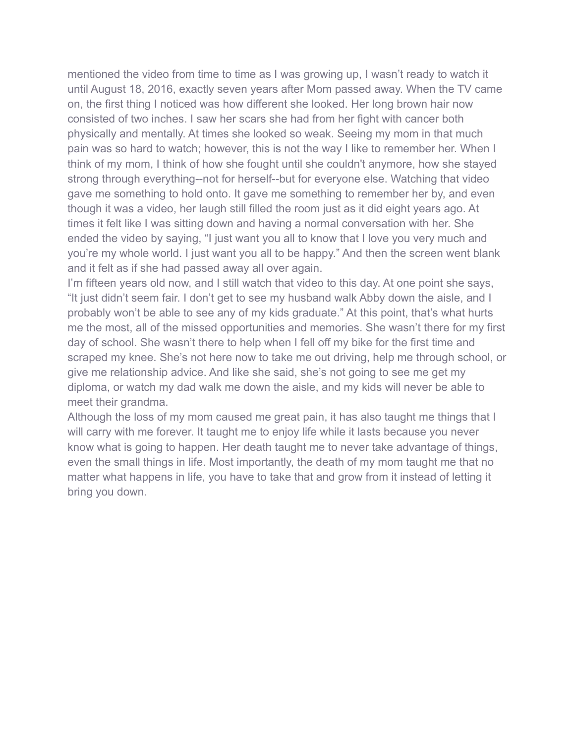mentioned the video from time to time as I was growing up, I wasn't ready to watch it until August 18, 2016, exactly seven years after Mom passed away. When the TV came on, the first thing I noticed was how different she looked. Her long brown hair now consisted of two inches. I saw her scars she had from her fight with cancer both physically and mentally. At times she looked so weak. Seeing my mom in that much pain was so hard to watch; however, this is not the way I like to remember her. When I think of my mom, I think of how she fought until she couldn't anymore, how she stayed strong through everything--not for herself--but for everyone else. Watching that video gave me something to hold onto. It gave me something to remember her by, and even though it was a video, her laugh still filled the room just as it did eight years ago. At times it felt like I was sitting down and having a normal conversation with her. She ended the video by saying, "I just want you all to know that I love you very much and you're my whole world. I just want you all to be happy." And then the screen went blank and it felt as if she had passed away all over again.

I'm fifteen years old now, and I still watch that video to this day. At one point she says, "It just didn't seem fair. I don't get to see my husband walk Abby down the aisle, and I probably won't be able to see any of my kids graduate." At this point, that's what hurts me the most, all of the missed opportunities and memories. She wasn't there for my first day of school. She wasn't there to help when I fell off my bike for the first time and scraped my knee. She's not here now to take me out driving, help me through school, or give me relationship advice. And like she said, she's not going to see me get my diploma, or watch my dad walk me down the aisle, and my kids will never be able to meet their grandma.

Although the loss of my mom caused me great pain, it has also taught me things that I will carry with me forever. It taught me to enjoy life while it lasts because you never know what is going to happen. Her death taught me to never take advantage of things, even the small things in life. Most importantly, the death of my mom taught me that no matter what happens in life, you have to take that and grow from it instead of letting it bring you down.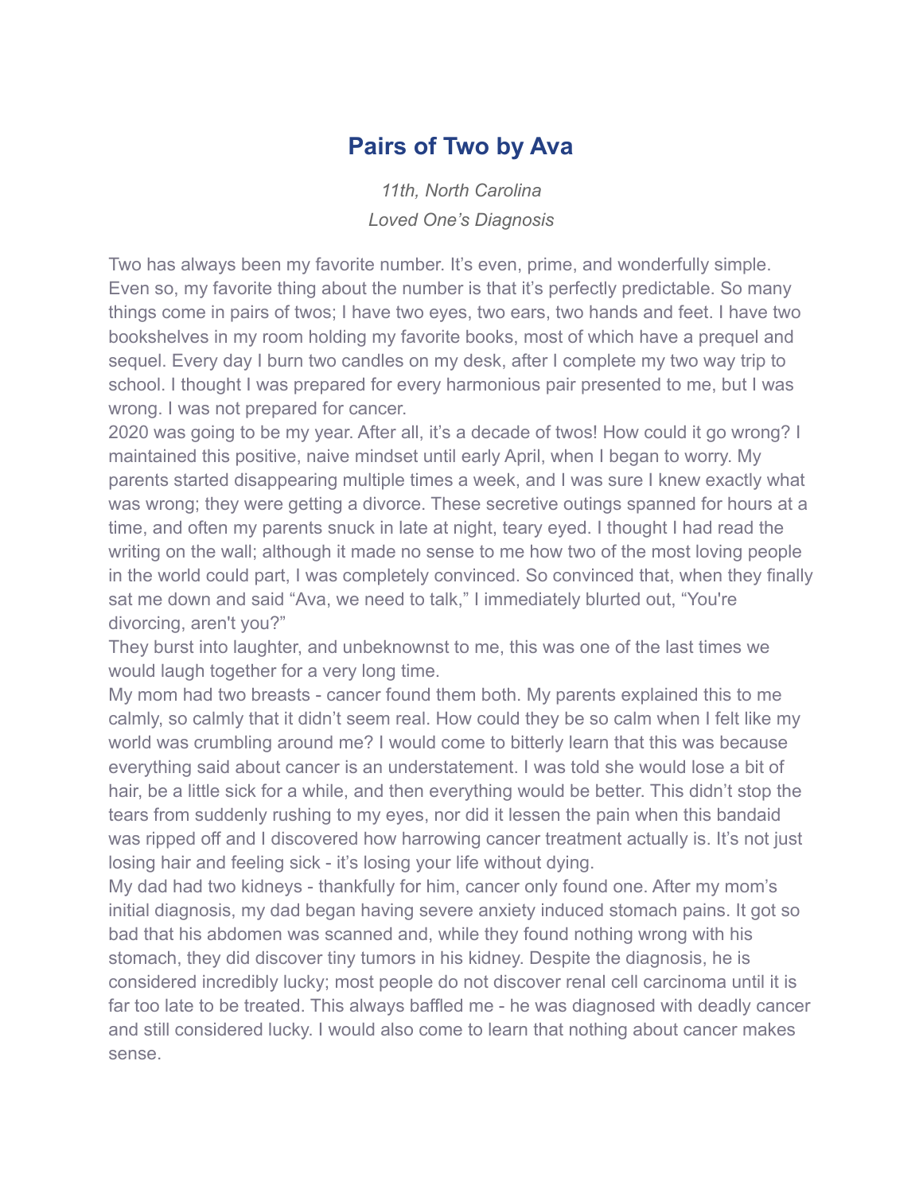## Pairs of Two by Ava

*11th, North Carolina*

*Loved One's Diagnosis*

Two has always been my favorite number. It's even, prime, and wonderfully simple. Even so, my favorite thing about the number is that it's perfectly predictable. So many things come in pairs of twos; I have two eyes, two ears, two hands and feet. I have two bookshelves in my room holding my favorite books, most of which have a prequel and sequel. Every day I burn two candles on my desk, after I complete my two way trip to school. I thought I was prepared for every harmonious pair presented to me, but I was wrong. I was not prepared for cancer.

2020 was going to be my year. After all, it's a decade of twos! How could it go wrong? I maintained this positive, naive mindset until early April, when I began to worry. My parents started disappearing multiple times a week, and I was sure I knew exactly what was wrong; they were getting a divorce. These secretive outings spanned for hours at a time, and often my parents snuck in late at night, teary eyed. I thought I had read the writing on the wall; although it made no sense to me how two of the most loving people in the world could part, I was completely convinced. So convinced that, when they finally sat me down and said "Ava, we need to talk," I immediately blurted out, "You're divorcing, aren't you?"

They burst into laughter, and unbeknownst to me, this was one of the last times we would laugh together for a very long time.

My mom had two breasts - cancer found them both. My parents explained this to me calmly, so calmly that it didn't seem real. How could they be so calm when I felt like my world was crumbling around me? I would come to bitterly learn that this was because everything said about cancer is an understatement. I was told she would lose a bit of hair, be a little sick for a while, and then everything would be better. This didn't stop the tears from suddenly rushing to my eyes, nor did it lessen the pain when this bandaid was ripped off and I discovered how harrowing cancer treatment actually is. It's not just losing hair and feeling sick - it's losing your life without dying.

My dad had two kidneys - thankfully for him, cancer only found one. After my mom's initial diagnosis, my dad began having severe anxiety induced stomach pains. It got so bad that his abdomen was scanned and, while they found nothing wrong with his stomach, they did discover tiny tumors in his kidney. Despite the diagnosis, he is considered incredibly lucky; most people do not discover renal cell carcinoma until it is far too late to be treated. This always baffled me - he was diagnosed with deadly cancer and still considered lucky. I would also come to learn that nothing about cancer makes sense.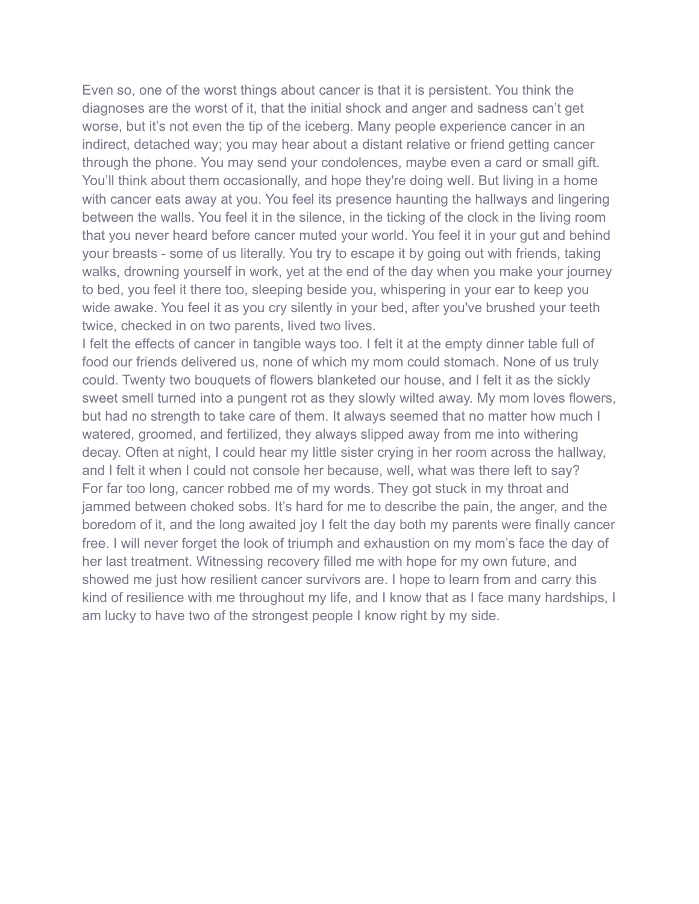Even so, one of the worst things about cancer is that it is persistent. You think the diagnoses are the worst of it, that the initial shock and anger and sadness can't get worse, but it's not even the tip of the iceberg. Many people experience cancer in an indirect, detached way; you may hear about a distant relative or friend getting cancer through the phone. You may send your condolences, maybe even a card or small gift. You'll think about them occasionally, and hope they're doing well. But living in a home with cancer eats away at you. You feel its presence haunting the hallways and lingering between the walls. You feel it in the silence, in the ticking of the clock in the living room that you never heard before cancer muted your world. You feel it in your gut and behind your breasts - some of us literally. You try to escape it by going out with friends, taking walks, drowning yourself in work, yet at the end of the day when you make your journey to bed, you feel it there too, sleeping beside you, whispering in your ear to keep you wide awake. You feel it as you cry silently in your bed, after you've brushed your teeth twice, checked in on two parents, lived two lives.

I felt the effects of cancer in tangible ways too. I felt it at the empty dinner table full of food our friends delivered us, none of which my mom could stomach. None of us truly could. Twenty two bouquets of flowers blanketed our house, and I felt it as the sickly sweet smell turned into a pungent rot as they slowly wilted away. My mom loves flowers, but had no strength to take care of them. It always seemed that no matter how much I watered, groomed, and fertilized, they always slipped away from me into withering decay. Often at night, I could hear my little sister crying in her room across the hallway, and I felt it when I could not console her because, well, what was there left to say?

For far too long, cancer robbed me of my words. They got stuck in my throat and jammed between choked sobs. It's hard for me to describe the pain, the anger, and the boredom of it, and the long awaited joy I felt the day both my parents were finally cancer free. I will never forget the look of triumph and exhaustion on my mom's face the day of her last treatment. Witnessing recovery filled me with hope for my own future, and showed me just how resilient cancer survivors are. I hope to learn from and carry this kind of resilience with me throughout my life, and I know that as I face many hardships, I am lucky to have two of the strongest people I know right by my side.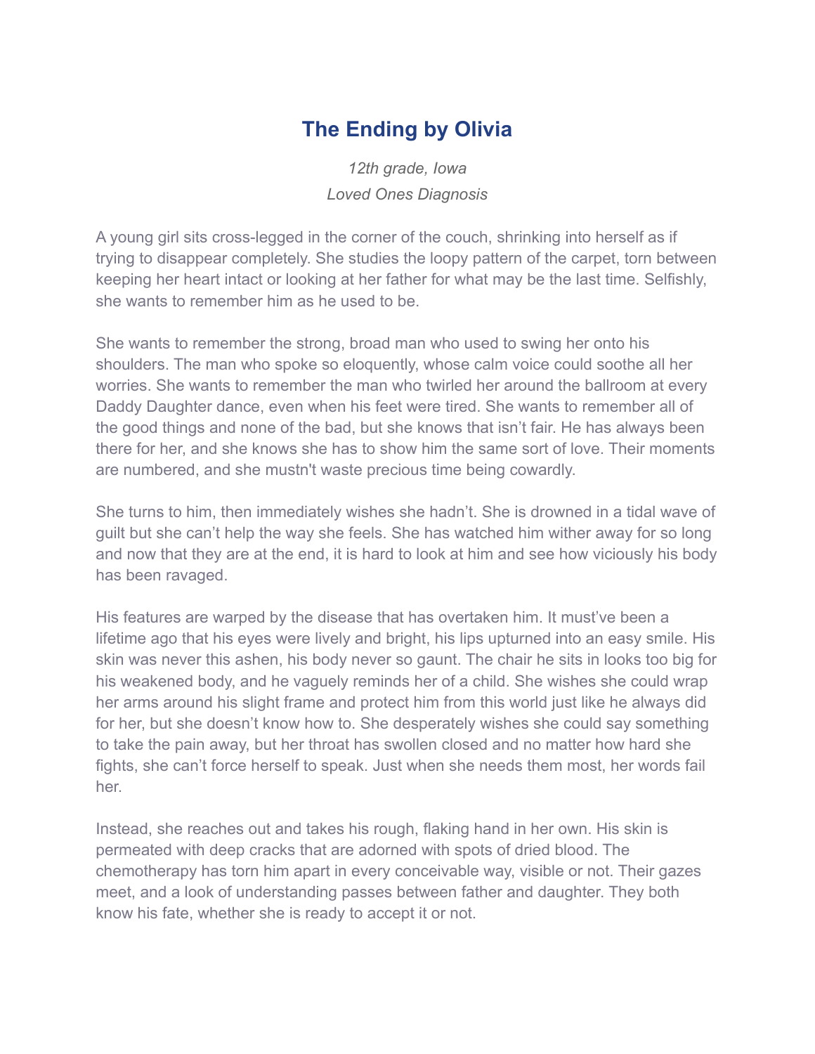# The Ending by Olivia

*12th grade, Iowa*
*Loved Ones Diagnosis*

A young girl sits cross-legged in the corner of the couch, shrinking into herself as if trying to disappear completely. She studies the loopy pattern of the carpet, torn between keeping her heart intact or looking at her father for what may be the last time. Selfishly, she wants to remember him as he used to be.

She wants to remember the strong, broad man who used to swing her onto his shoulders. The man who spoke so eloquently, whose calm voice could soothe all her worries. She wants to remember the man who twirled her around the ballroom at every Daddy Daughter dance, even when his feet were tired. She wants to remember all of the good things and none of the bad, but she knows that isn't fair. He has always been there for her, and she knows she has to show him the same sort of love. Their moments are numbered, and she mustn't waste precious time being cowardly.

She turns to him, then immediately wishes she hadn't. She is drowned in a tidal wave of guilt but she can't help the way she feels. She has watched him wither away for so long and now that they are at the end, it is hard to look at him and see how viciously his body has been ravaged.

His features are warped by the disease that has overtaken him. It must've been a lifetime ago that his eyes were lively and bright, his lips upturned into an easy smile. His skin was never this ashen, his body never so gaunt. The chair he sits in looks too big for his weakened body, and he vaguely reminds her of a child. She wishes she could wrap her arms around his slight frame and protect him from this world just like he always did for her, but she doesn't know how to. She desperately wishes she could say something to take the pain away, but her throat has swollen closed and no matter how hard she fights, she can't force herself to speak. Just when she needs them most, her words fail her.

Instead, she reaches out and takes his rough, flaking hand in her own. His skin is permeated with deep cracks that are adorned with spots of dried blood. The chemotherapy has torn him apart in every conceivable way, visible or not. Their gazes meet, and a look of understanding passes between father and daughter. They both know his fate, whether she is ready to accept it or not.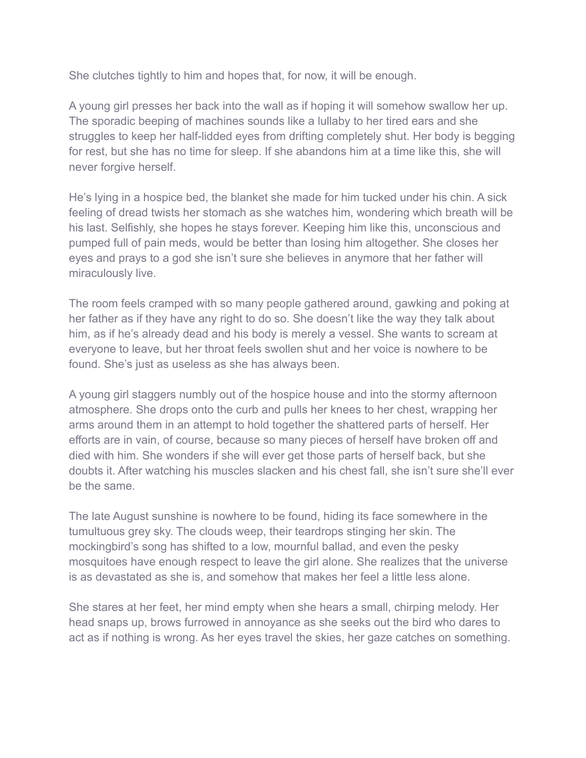She clutches tightly to him and hopes that, for now, it will be enough.

A young girl presses her back into the wall as if hoping it will somehow swallow her up. The sporadic beeping of machines sounds like a lullaby to her tired ears and she struggles to keep her half-lidded eyes from drifting completely shut. Her body is begging for rest, but she has no time for sleep. If she abandons him at a time like this, she will never forgive herself.

He's lying in a hospice bed, the blanket she made for him tucked under his chin. A sick feeling of dread twists her stomach as she watches him, wondering which breath will be his last. Selfishly, she hopes he stays forever. Keeping him like this, unconscious and pumped full of pain meds, would be better than losing him altogether. She closes her eyes and prays to a god she isn't sure she believes in anymore that her father will miraculously live.

The room feels cramped with so many people gathered around, gawking and poking at her father as if they have any right to do so. She doesn't like the way they talk about him, as if he's already dead and his body is merely a vessel. She wants to scream at everyone to leave, but her throat feels swollen shut and her voice is nowhere to be found. She's just as useless as she has always been.

A young girl staggers numbly out of the hospice house and into the stormy afternoon atmosphere. She drops onto the curb and pulls her knees to her chest, wrapping her arms around them in an attempt to hold together the shattered parts of herself. Her efforts are in vain, of course, because so many pieces of herself have broken off and died with him. She wonders if she will ever get those parts of herself back, but she doubts it. After watching his muscles slacken and his chest fall, she isn't sure she'll ever be the same.

The late August sunshine is nowhere to be found, hiding its face somewhere in the tumultuous grey sky. The clouds weep, their teardrops stinging her skin. The mockingbird's song has shifted to a low, mournful ballad, and even the pesky mosquitoes have enough respect to leave the girl alone. She realizes that the universe is as devastated as she is, and somehow that makes her feel a little less alone.

She stares at her feet, her mind empty when she hears a small, chirping melody. Her head snaps up, brows furrowed in annoyance as she seeks out the bird who dares to act as if nothing is wrong. As her eyes travel the skies, her gaze catches on something.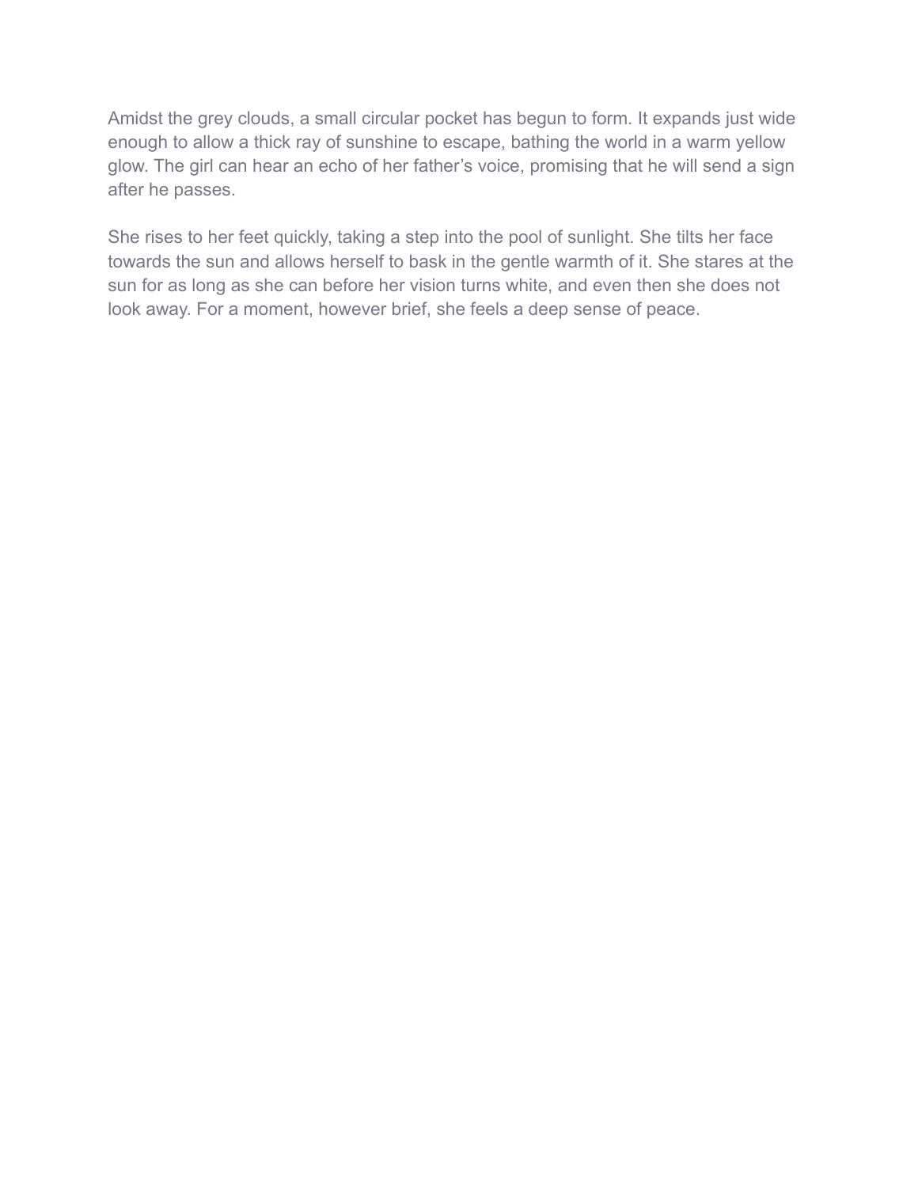Amidst the grey clouds, a small circular pocket has begun to form. It expands just wide enough to allow a thick ray of sunshine to escape, bathing the world in a warm yellow glow. The girl can hear an echo of her father's voice, promising that he will send a sign after he passes.

She rises to her feet quickly, taking a step into the pool of sunlight. She tilts her face towards the sun and allows herself to bask in the gentle warmth of it. She stares at the sun for as long as she can before her vision turns white, and even then she does not look away. For a moment, however brief, she feels a deep sense of peace.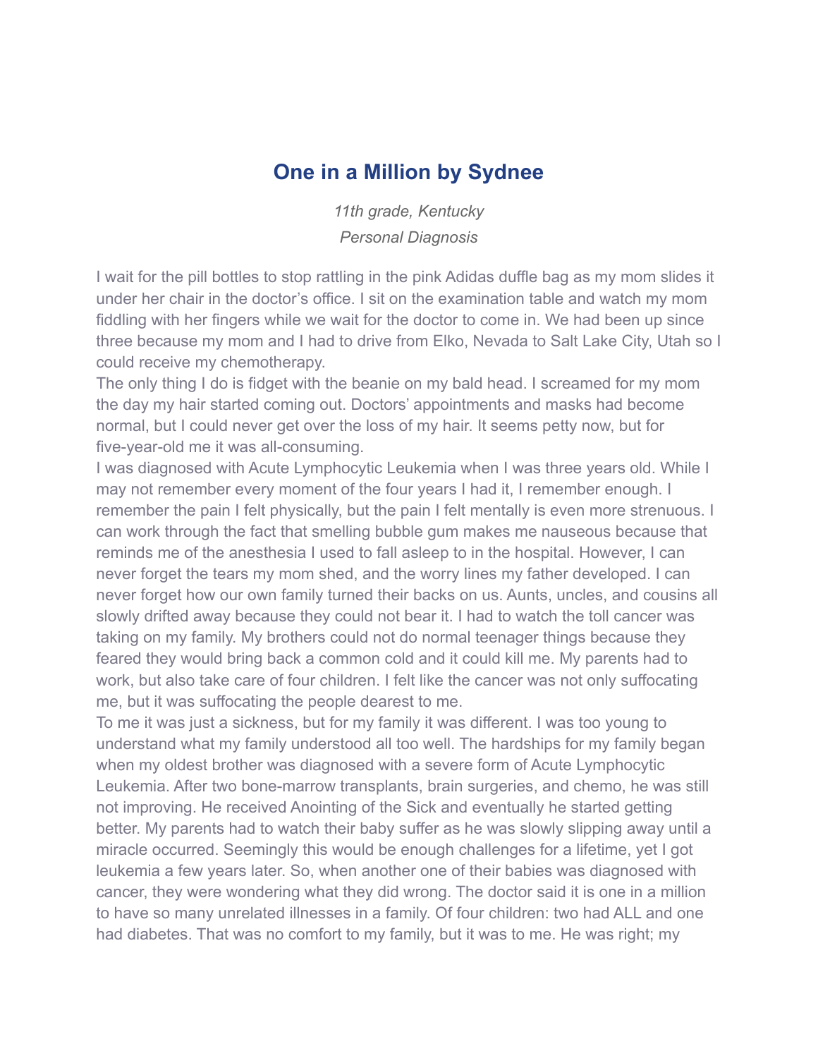# One in a Million by Sydnee

*11th grade, Kentucky*

*Personal Diagnosis*

I wait for the pill bottles to stop rattling in the pink Adidas duffle bag as my mom slides it under her chair in the doctor's office. I sit on the examination table and watch my mom fiddling with her fingers while we wait for the doctor to come in. We had been up since three because my mom and I had to drive from Elko, Nevada to Salt Lake City, Utah so I could receive my chemotherapy.

The only thing I do is fidget with the beanie on my bald head. I screamed for my mom the day my hair started coming out. Doctors' appointments and masks had become normal, but I could never get over the loss of my hair. It seems petty now, but for five-year-old me it was all-consuming.

I was diagnosed with Acute Lymphocytic Leukemia when I was three years old. While I may not remember every moment of the four years I had it, I remember enough. I remember the pain I felt physically, but the pain I felt mentally is even more strenuous. I can work through the fact that smelling bubble gum makes me nauseous because that reminds me of the anesthesia I used to fall asleep to in the hospital. However, I can never forget the tears my mom shed, and the worry lines my father developed. I can never forget how our own family turned their backs on us. Aunts, uncles, and cousins all slowly drifted away because they could not bear it. I had to watch the toll cancer was taking on my family. My brothers could not do normal teenager things because they feared they would bring back a common cold and it could kill me. My parents had to work, but also take care of four children. I felt like the cancer was not only suffocating me, but it was suffocating the people dearest to me.

To me it was just a sickness, but for my family it was different. I was too young to understand what my family understood all too well. The hardships for my family began when my oldest brother was diagnosed with a severe form of Acute Lymphocytic Leukemia. After two bone-marrow transplants, brain surgeries, and chemo, he was still not improving. He received Anointing of the Sick and eventually he started getting better. My parents had to watch their baby suffer as he was slowly slipping away until a miracle occurred. Seemingly this would be enough challenges for a lifetime, yet I got leukemia a few years later. So, when another one of their babies was diagnosed with cancer, they were wondering what they did wrong. The doctor said it is one in a million to have so many unrelated illnesses in a family. Of four children: two had ALL and one had diabetes. That was no comfort to my family, but it was to me. He was right; my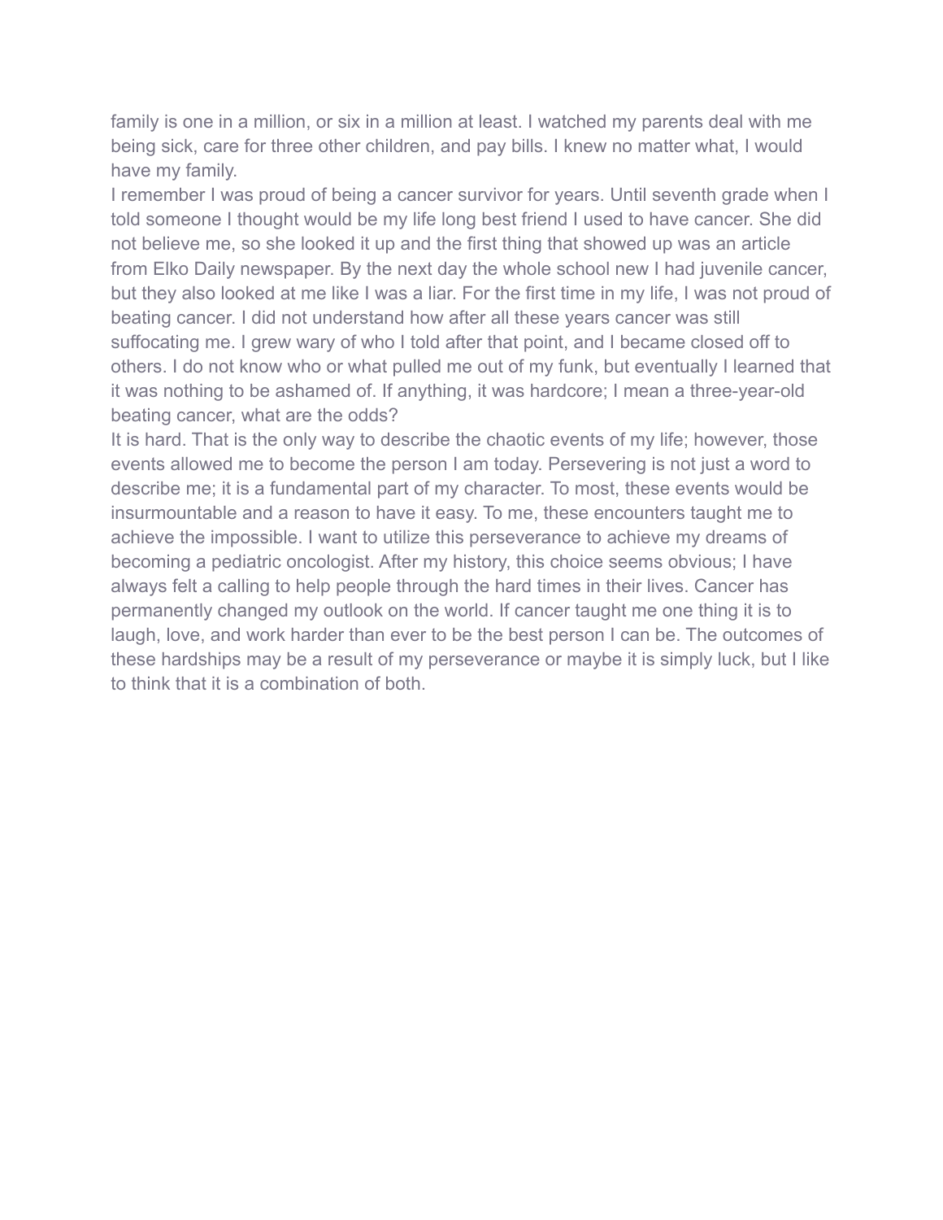family is one in a million, or six in a million at least. I watched my parents deal with me being sick, care for three other children, and pay bills. I knew no matter what, I would have my family.

I remember I was proud of being a cancer survivor for years. Until seventh grade when I told someone I thought would be my life long best friend I used to have cancer. She did not believe me, so she looked it up and the first thing that showed up was an article from Elko Daily newspaper. By the next day the whole school new I had juvenile cancer, but they also looked at me like I was a liar. For the first time in my life, I was not proud of beating cancer. I did not understand how after all these years cancer was still suffocating me. I grew wary of who I told after that point, and I became closed off to others. I do not know who or what pulled me out of my funk, but eventually I learned that it was nothing to be ashamed of. If anything, it was hardcore; I mean a three-year-old beating cancer, what are the odds?

It is hard. That is the only way to describe the chaotic events of my life; however, those events allowed me to become the person I am today. Persevering is not just a word to describe me; it is a fundamental part of my character. To most, these events would be insurmountable and a reason to have it easy. To me, these encounters taught me to achieve the impossible. I want to utilize this perseverance to achieve my dreams of becoming a pediatric oncologist. After my history, this choice seems obvious; I have always felt a calling to help people through the hard times in their lives. Cancer has permanently changed my outlook on the world. If cancer taught me one thing it is to laugh, love, and work harder than ever to be the best person I can be. The outcomes of these hardships may be a result of my perseverance or maybe it is simply luck, but I like to think that it is a combination of both.